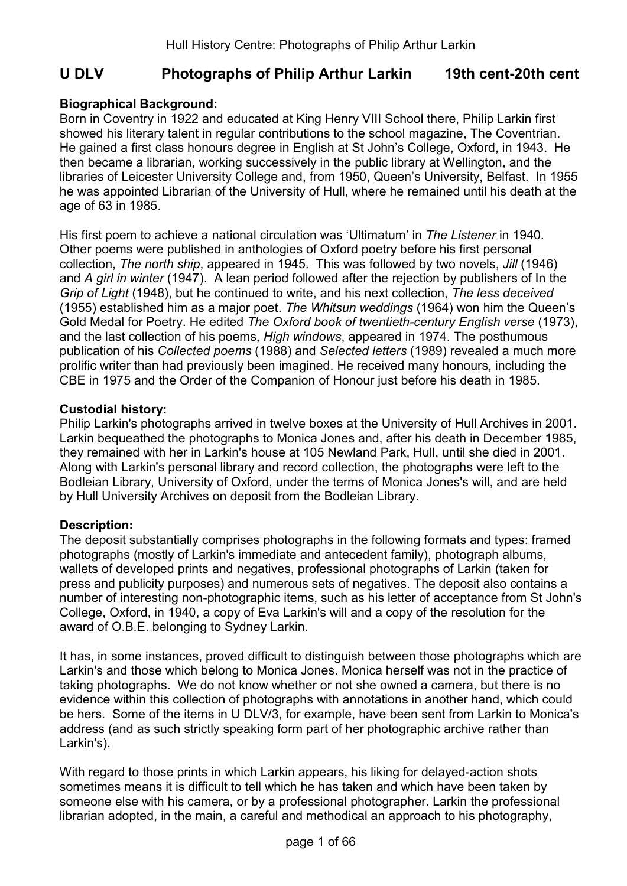# U DLV Photographs of Philip Arthur Larkin 19th cent-20th cent

**Biographical Background:**
Born in Coventry in 1922 and educated at King Henry VIII School there, Philip Larkin first showed his literary talent in regular contributions to the school magazine, The Coventrian. He gained a first class honours degree in English at St John's College, Oxford, in 1943. He then became a librarian, working successively in the public library at Wellington, and the libraries of Leicester University College and, from 1950, Queen's University, Belfast. In 1955 he was appointed Librarian of the University of Hull, where he remained until his death at the age of 63 in 1985.

His first poem to achieve a national circulation was 'Ultimatum' in *The Listener* in 1940. Other poems were published in anthologies of Oxford poetry before his first personal collection, *The north ship*, appeared in 1945. This was followed by two novels, *Jill* (1946) and *A girl in winter* (1947). A lean period followed after the rejection by publishers of In the *Grip of Light* (1948), but he continued to write, and his next collection, *The less deceived* (1955) established him as a major poet. *The Whitsun weddings* (1964) won him the Queen's Gold Medal for Poetry. He edited *The Oxford book of twentieth-century English verse* (1973), and the last collection of his poems, *High windows*, appeared in 1974. The posthumous publication of his *Collected poems* (1988) and *Selected letters* (1989) revealed a much more prolific writer than had previously been imagined. He received many honours, including the CBE in 1975 and the Order of the Companion of Honour just before his death in 1985.

**Custodial history:**
Philip Larkin's photographs arrived in twelve boxes at the University of Hull Archives in 2001. Larkin bequeathed the photographs to Monica Jones and, after his death in December 1985, they remained with her in Larkin's house at 105 Newland Park, Hull, until she died in 2001. Along with Larkin's personal library and record collection, the photographs were left to the Bodleian Library, University of Oxford, under the terms of Monica Jones's will, and are held by Hull University Archives on deposit from the Bodleian Library.

**Description:**
The deposit substantially comprises photographs in the following formats and types: framed photographs (mostly of Larkin's immediate and antecedent family), photograph albums, wallets of developed prints and negatives, professional photographs of Larkin (taken for press and publicity purposes) and numerous sets of negatives. The deposit also contains a number of interesting non-photographic items, such as his letter of acceptance from St John's College, Oxford, in 1940, a copy of Eva Larkin's will and a copy of the resolution for the award of O.B.E. belonging to Sydney Larkin.

It has, in some instances, proved difficult to distinguish between those photographs which are Larkin's and those which belong to Monica Jones. Monica herself was not in the practice of taking photographs. We do not know whether or not she owned a camera, but there is no evidence within this collection of photographs with annotations in another hand, which could be hers. Some of the items in U DLV/3, for example, have been sent from Larkin to Monica's address (and as such strictly speaking form part of her photographic archive rather than Larkin's).

With regard to those prints in which Larkin appears, his liking for delayed-action shots sometimes means it is difficult to tell which he has taken and which have been taken by someone else with his camera, or by a professional photographer. Larkin the professional librarian adopted, in the main, a careful and methodical an approach to his photography,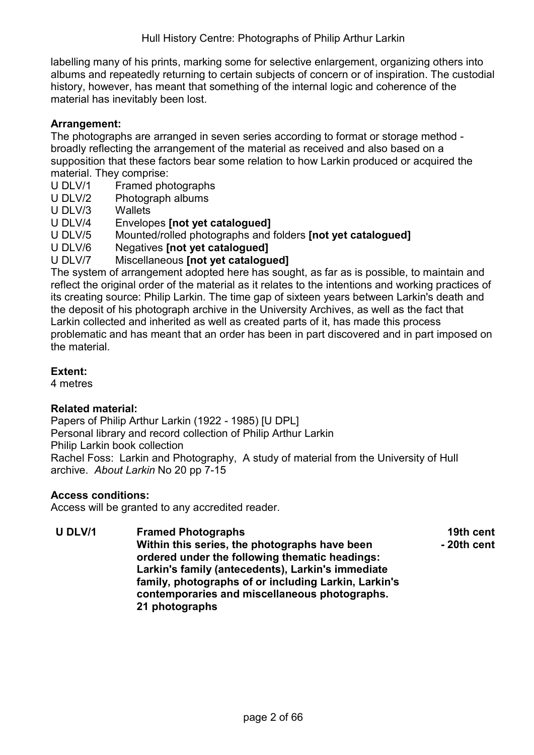labelling many of his prints, marking some for selective enlargement, organizing others into albums and repeatedly returning to certain subjects of concern or of inspiration. The custodial history, however, has meant that something of the internal logic and coherence of the material has inevitably been lost.

**Arrangement:**
The photographs are arranged in seven series according to format or storage method - broadly reflecting the arrangement of the material as received and also based on a supposition that these factors bear some relation to how Larkin produced or acquired the material. They comprise:

U DLV/1 Framed photographs
U DLV/2 Photograph albums
U DLV/3 Wallets
U DLV/4 Envelopes **[not yet catalogued]**
U DLV/5 Mounted/rolled photographs and folders **[not yet catalogued]**
U DLV/6 Negatives **[not yet catalogued]**
U DLV/7 Miscellaneous **[not yet catalogued]**

The system of arrangement adopted here has sought, as far as is possible, to maintain and reflect the original order of the material as it relates to the intentions and working practices of its creating source: Philip Larkin. The time gap of sixteen years between Larkin's death and the deposit of his photograph archive in the University Archives, as well as the fact that Larkin collected and inherited as well as created parts of it, has made this process problematic and has meant that an order has been in part discovered and in part imposed on the material.

**Extent:**
4 metres

**Related material:**
Papers of Philip Arthur Larkin (1922 - 1985) [U DPL]
Personal library and record collection of Philip Arthur Larkin
Philip Larkin book collection
Rachel Foss: Larkin and Photography, A study of material from the University of Hull archive. *About Larkin* No 20 pp 7-15

**Access conditions:**
Access will be granted to any accredited reader.

| | | |
|---|---|---|
| **U DLV/1** | **Framed Photographs**<br>**Within this series, the photographs have been ordered under the following thematic headings: Larkin's family (antecedents), Larkin's immediate family, photographs of or including Larkin, Larkin's contemporaries and miscellaneous photographs.**<br>**21 photographs** | **19th cent - 20th cent** |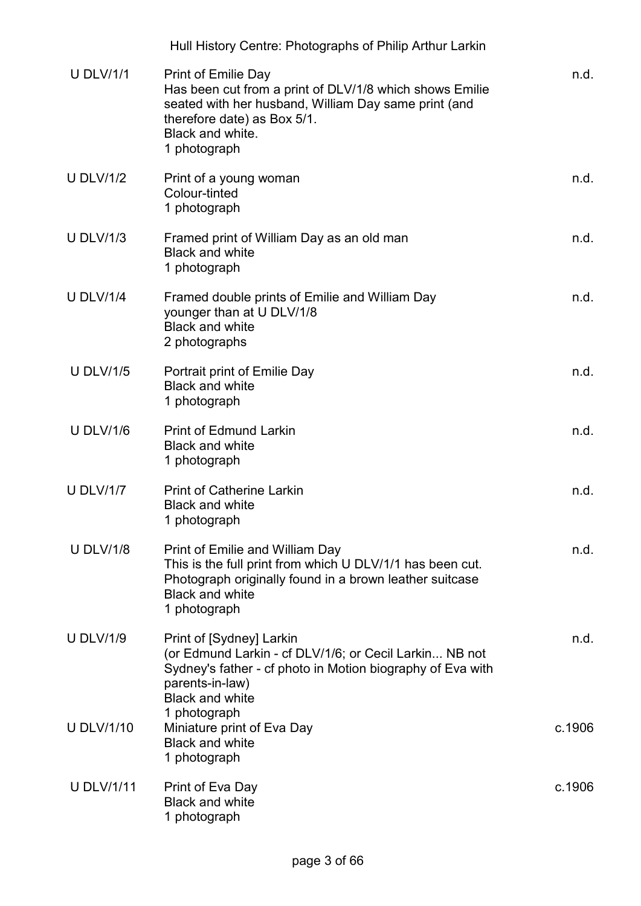| Reference | Description | Date |
| --- | --- | --- |
| U DLV/1/1 | Print of Emilie Day<br>Has been cut from a print of DLV/1/8 which shows Emilie seated with her husband, William Day same print (and therefore date) as Box 5/1.<br>Black and white.<br>1 photograph | n.d. |
| U DLV/1/2 | Print of a young woman<br>Colour-tinted<br>1 photograph | n.d. |
| U DLV/1/3 | Framed print of William Day as an old man<br>Black and white<br>1 photograph | n.d. |
| U DLV/1/4 | Framed double prints of Emilie and William Day younger than at U DLV/1/8<br>Black and white<br>2 photographs | n.d. |
| U DLV/1/5 | Portrait print of Emilie Day<br>Black and white<br>1 photograph | n.d. |
| U DLV/1/6 | Print of Edmund Larkin<br>Black and white<br>1 photograph | n.d. |
| U DLV/1/7 | Print of Catherine Larkin<br>Black and white<br>1 photograph | n.d. |
| U DLV/1/8 | Print of Emilie and William Day<br>This is the full print from which U DLV/1/1 has been cut.<br>Photograph originally found in a brown leather suitcase<br>Black and white<br>1 photograph | n.d. |
| U DLV/1/9 | Print of [Sydney] Larkin<br>(or Edmund Larkin - cf DLV/1/6; or Cecil Larkin... NB not Sydney's father - cf photo in Motion biography of Eva with parents-in-law)<br>Black and white<br>1 photograph | n.d. |
| U DLV/1/10 | Miniature print of Eva Day<br>Black and white<br>1 photograph | c.1906 |
| U DLV/1/11 | Print of Eva Day<br>Black and white<br>1 photograph | c.1906 |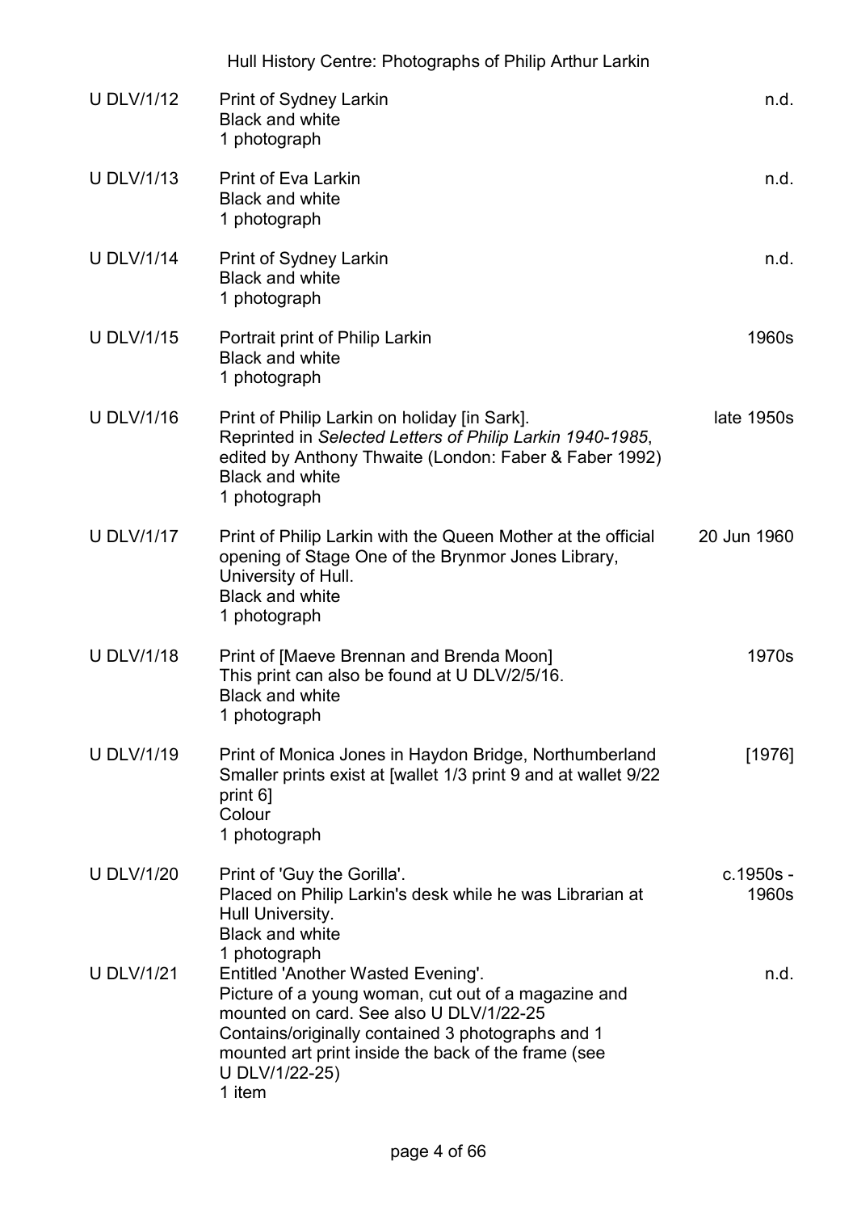| Reference | Description | Date |
|---|---|---|
| U DLV/1/12 | Print of Sydney Larkin<br>Black and white<br>1 photograph | n.d. |
| U DLV/1/13 | Print of Eva Larkin<br>Black and white<br>1 photograph | n.d. |
| U DLV/1/14 | Print of Sydney Larkin<br>Black and white<br>1 photograph | n.d. |
| U DLV/1/15 | Portrait print of Philip Larkin<br>Black and white<br>1 photograph | 1960s |
| U DLV/1/16 | Print of Philip Larkin on holiday [in Sark].<br>Reprinted in *Selected Letters of Philip Larkin 1940-1985*, edited by Anthony Thwaite (London: Faber & Faber 1992)<br>Black and white<br>1 photograph | late 1950s |
| U DLV/1/17 | Print of Philip Larkin with the Queen Mother at the official opening of Stage One of the Brynmor Jones Library, University of Hull.<br>Black and white<br>1 photograph | 20 Jun 1960 |
| U DLV/1/18 | Print of [Maeve Brennan and Brenda Moon]<br>This print can also be found at U DLV/2/5/16.<br>Black and white<br>1 photograph | 1970s |
| U DLV/1/19 | Print of Monica Jones in Haydon Bridge, Northumberland<br>Smaller prints exist at [wallet 1/3 print 9 and at wallet 9/22 print 6]<br>Colour<br>1 photograph | [1976] |
| U DLV/1/20 | Print of 'Guy the Gorilla'.<br>Placed on Philip Larkin's desk while he was Librarian at Hull University.<br>Black and white<br>1 photograph | c.1950s - 1960s |
| U DLV/1/21 | Entitled 'Another Wasted Evening'.<br>Picture of a young woman, cut out of a magazine and mounted on card. See also U DLV/1/22-25<br>Contains/originally contained 3 photographs and 1 mounted art print inside the back of the frame (see U DLV/1/22-25)<br>1 item | n.d. |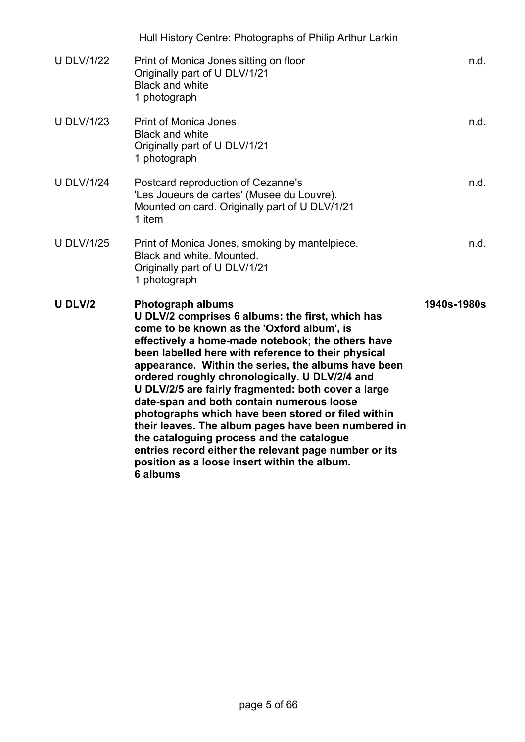| | | |
|---|---|---|
| U DLV/1/22 | Print of Monica Jones sitting on floor<br>Originally part of U DLV/1/21<br>Black and white<br>1 photograph | n.d. |
| U DLV/1/23 | Print of Monica Jones<br>Black and white<br>Originally part of U DLV/1/21<br>1 photograph | n.d. |
| U DLV/1/24 | Postcard reproduction of Cezanne's<br>'Les Joueurs de cartes' (Musee du Louvre).<br>Mounted on card. Originally part of U DLV/1/21<br>1 item | n.d. |
| U DLV/1/25 | Print of Monica Jones, smoking by mantelpiece.<br>Black and white. Mounted.<br>Originally part of U DLV/1/21<br>1 photograph | n.d. |
| **U DLV/2** | **Photograph albums**<br>**U DLV/2 comprises 6 albums: the first, which has come to be known as the 'Oxford album', is effectively a home-made notebook; the others have been labelled here with reference to their physical appearance. Within the series, the albums have been ordered roughly chronologically. U DLV/2/4 and U DLV/2/5 are fairly fragmented: both cover a large date-span and both contain numerous loose photographs which have been stored or filed within their leaves. The album pages have been numbered in the cataloguing process and the catalogue entries record either the relevant page number or its position as a loose insert within the album.**<br>**6 albums** | **1940s-1980s** |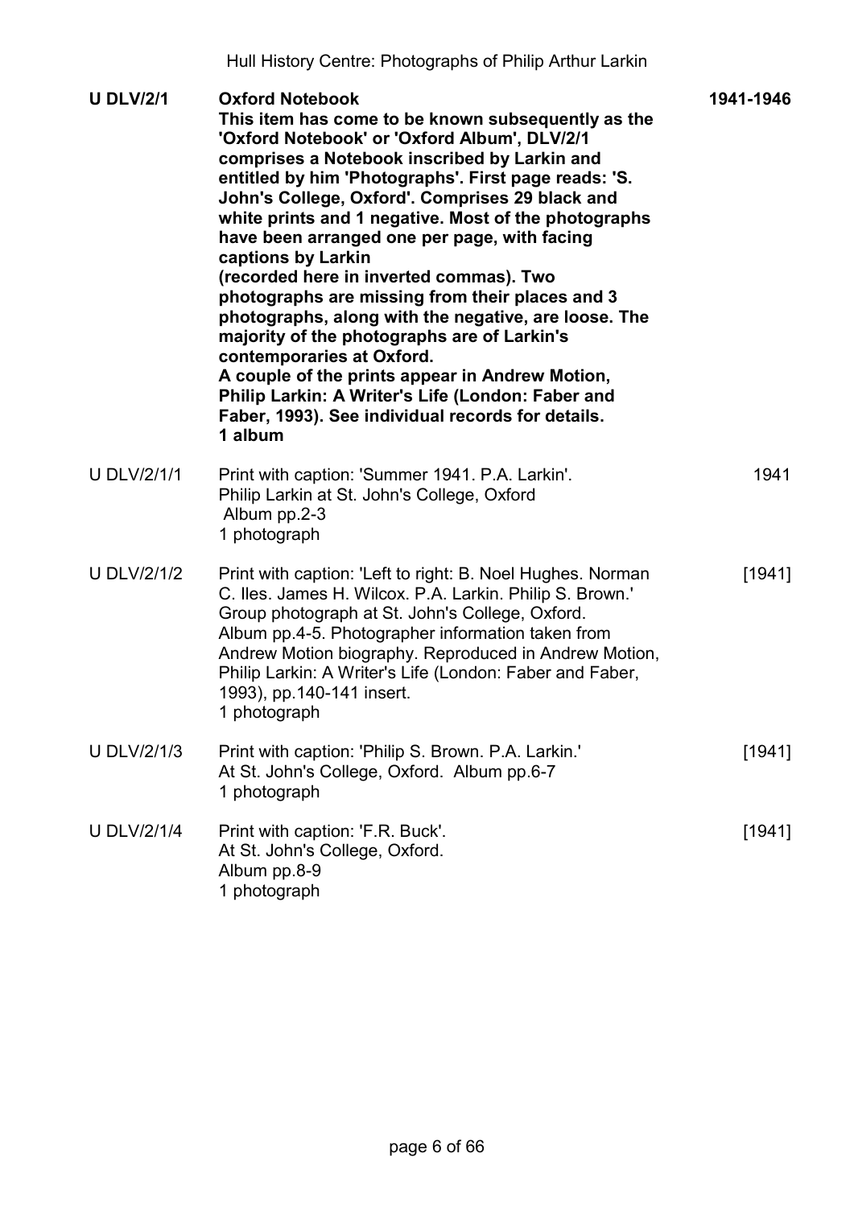| | | |
|---|---|---|
| **U DLV/2/1** | **Oxford Notebook**<br>**This item has come to be known subsequently as the 'Oxford Notebook' or 'Oxford Album', DLV/2/1 comprises a Notebook inscribed by Larkin and entitled by him 'Photographs'. First page reads: 'S. John's College, Oxford'. Comprises 29 black and white prints and 1 negative. Most of the photographs have been arranged one per page, with facing captions by Larkin**<br>**(recorded here in inverted commas). Two photographs are missing from their places and 3 photographs, along with the negative, are loose. The majority of the photographs are of Larkin's contemporaries at Oxford.**<br>**A couple of the prints appear in Andrew Motion, Philip Larkin: A Writer's Life (London: Faber and Faber, 1993). See individual records for details.**<br>**1 album** | **1941-1946** |
| U DLV/2/1/1 | Print with caption: 'Summer 1941. P.A. Larkin'.<br>Philip Larkin at St. John's College, Oxford<br>Album pp.2-3<br>1 photograph | 1941 |
| U DLV/2/1/2 | Print with caption: 'Left to right: B. Noel Hughes. Norman C. Iles. James H. Wilcox. P.A. Larkin. Philip S. Brown.'<br>Group photograph at St. John's College, Oxford.<br>Album pp.4-5. Photographer information taken from Andrew Motion biography. Reproduced in Andrew Motion, Philip Larkin: A Writer's Life (London: Faber and Faber, 1993), pp.140-141 insert.<br>1 photograph | [1941] |
| U DLV/2/1/3 | Print with caption: 'Philip S. Brown. P.A. Larkin.'<br>At St. John's College, Oxford. Album pp.6-7<br>1 photograph | [1941] |
| U DLV/2/1/4 | Print with caption: 'F.R. Buck'.<br>At St. John's College, Oxford.<br>Album pp.8-9<br>1 photograph | [1941] |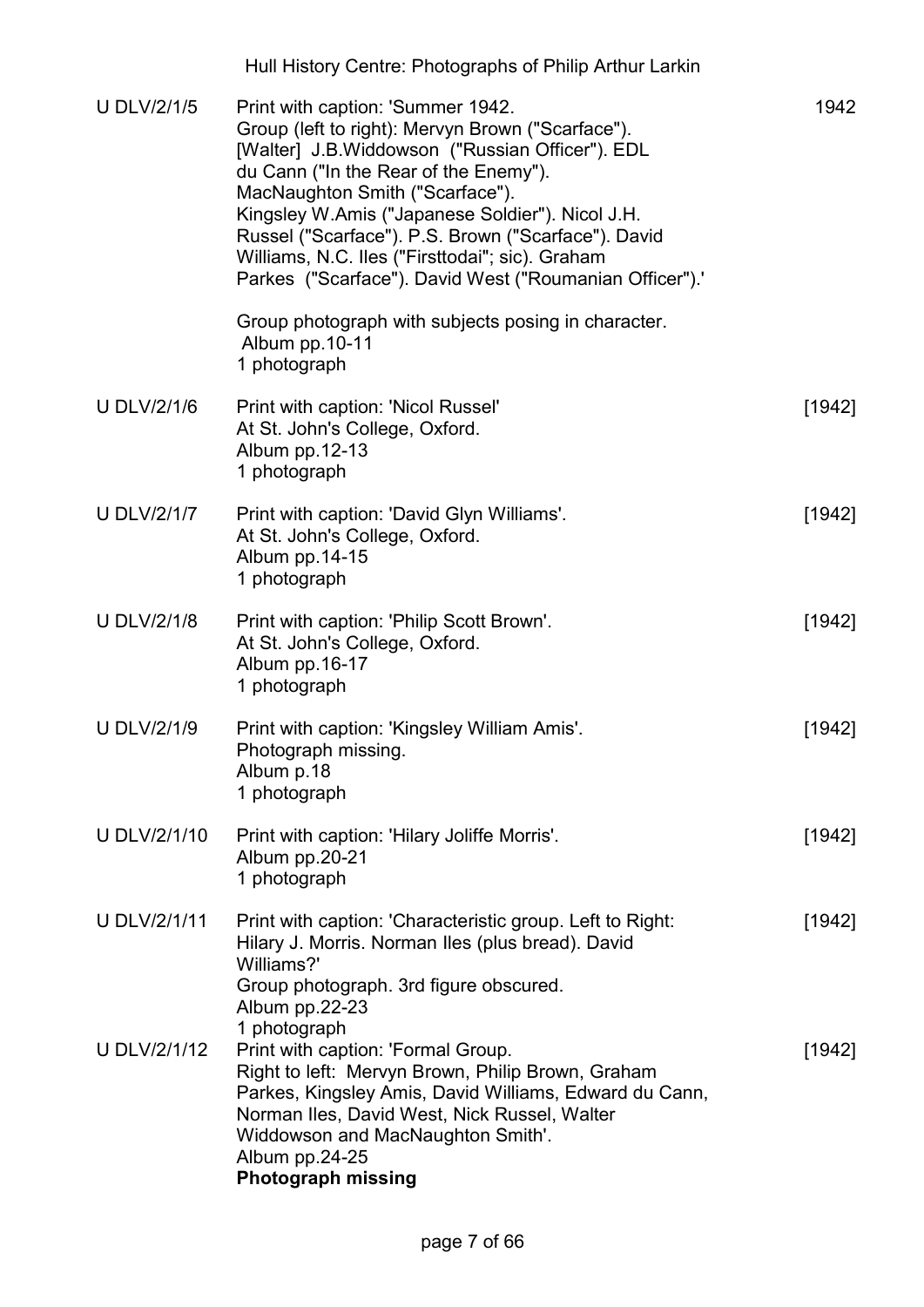| | | |
|---|---|---|
| U DLV/2/1/5 | Print with caption: 'Summer 1942.<br>Group (left to right): Mervyn Brown ("Scarface").<br>[Walter] J.B.Widdowson ("Russian Officer"). EDL du Cann ("In the Rear of the Enemy").<br>MacNaughton Smith ("Scarface").<br>Kingsley W.Amis ("Japanese Soldier"). Nicol J.H. Russel ("Scarface"). P.S. Brown ("Scarface"). David Williams, N.C. Iles ("Firsttodai"; sic). Graham Parkes ("Scarface"). David West ("Roumanian Officer").'<br><br>Group photograph with subjects posing in character.<br>Album pp.10-11<br>1 photograph | 1942 |
| U DLV/2/1/6 | Print with caption: 'Nicol Russel'<br>At St. John's College, Oxford.<br>Album pp.12-13<br>1 photograph | [1942] |
| U DLV/2/1/7 | Print with caption: 'David Glyn Williams'.<br>At St. John's College, Oxford.<br>Album pp.14-15<br>1 photograph | [1942] |
| U DLV/2/1/8 | Print with caption: 'Philip Scott Brown'.<br>At St. John's College, Oxford.<br>Album pp.16-17<br>1 photograph | [1942] |
| U DLV/2/1/9 | Print with caption: 'Kingsley William Amis'.<br>Photograph missing.<br>Album p.18<br>1 photograph | [1942] |
| U DLV/2/1/10 | Print with caption: 'Hilary Joliffe Morris'.<br>Album pp.20-21<br>1 photograph | [1942] |
| U DLV/2/1/11 | Print with caption: 'Characteristic group. Left to Right: Hilary J. Morris. Norman Iles (plus bread). David Williams?'<br>Group photograph. 3rd figure obscured.<br>Album pp.22-23<br>1 photograph | [1942] |
| U DLV/2/1/12 | Print with caption: 'Formal Group.<br>Right to left: Mervyn Brown, Philip Brown, Graham Parkes, Kingsley Amis, David Williams, Edward du Cann, Norman Iles, David West, Nick Russel, Walter Widdowson and MacNaughton Smith'.<br>Album pp.24-25<br>**Photograph missing** | [1942] |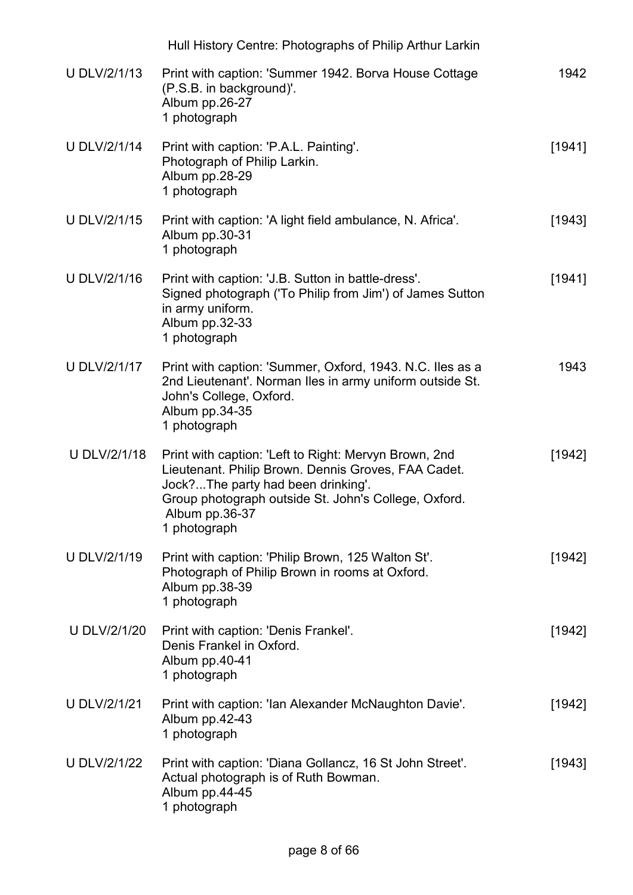| | | |
|---|---|---|
| U DLV/2/1/13 | Print with caption: 'Summer 1942. Borva House Cottage (P.S.B. in background)'.<br>Album pp.26-27<br>1 photograph | 1942 |
| U DLV/2/1/14 | Print with caption: 'P.A.L. Painting'.<br>Photograph of Philip Larkin.<br>Album pp.28-29<br>1 photograph | [1941] |
| U DLV/2/1/15 | Print with caption: 'A light field ambulance, N. Africa'.<br>Album pp.30-31<br>1 photograph | [1943] |
| U DLV/2/1/16 | Print with caption: 'J.B. Sutton in battle-dress'.<br>Signed photograph ('To Philip from Jim') of James Sutton in army uniform.<br>Album pp.32-33<br>1 photograph | [1941] |
| U DLV/2/1/17 | Print with caption: 'Summer, Oxford, 1943. N.C. Iles as a 2nd Lieutenant'. Norman Iles in army uniform outside St. John's College, Oxford.<br>Album pp.34-35<br>1 photograph | 1943 |
| U DLV/2/1/18 | Print with caption: 'Left to Right: Mervyn Brown, 2nd Lieutenant. Philip Brown. Dennis Groves, FAA Cadet. Jock?...The party had been drinking'.<br>Group photograph outside St. John's College, Oxford.<br>Album pp.36-37<br>1 photograph | [1942] |
| U DLV/2/1/19 | Print with caption: 'Philip Brown, 125 Walton St'.<br>Photograph of Philip Brown in rooms at Oxford.<br>Album pp.38-39<br>1 photograph | [1942] |
| U DLV/2/1/20 | Print with caption: 'Denis Frankel'.<br>Denis Frankel in Oxford.<br>Album pp.40-41<br>1 photograph | [1942] |
| U DLV/2/1/21 | Print with caption: 'Ian Alexander McNaughton Davie'.<br>Album pp.42-43<br>1 photograph | [1942] |
| U DLV/2/1/22 | Print with caption: 'Diana Gollancz, 16 St John Street'.<br>Actual photograph is of Ruth Bowman.<br>Album pp.44-45<br>1 photograph | [1943] |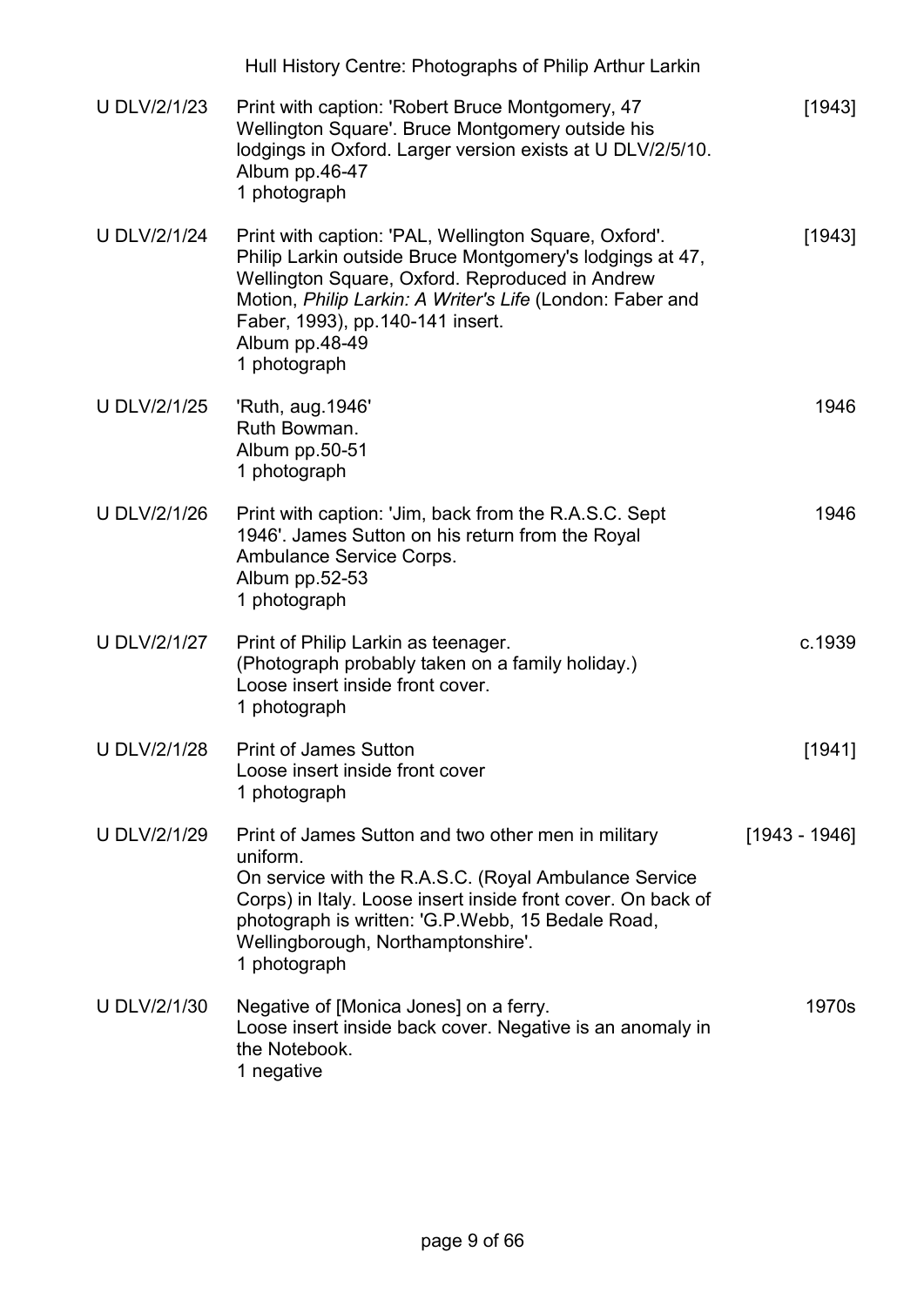| Reference | Description | Date |
| --- | --- | --- |
| U DLV/2/1/23 | Print with caption: 'Robert Bruce Montgomery, 47 Wellington Square'. Bruce Montgomery outside his lodgings in Oxford. Larger version exists at U DLV/2/5/10.<br>Album pp.46-47<br>1 photograph | [1943] |
| U DLV/2/1/24 | Print with caption: 'PAL, Wellington Square, Oxford'. Philip Larkin outside Bruce Montgomery's lodgings at 47, Wellington Square, Oxford. Reproduced in Andrew Motion, *Philip Larkin: A Writer's Life* (London: Faber and Faber, 1993), pp.140-141 insert.<br>Album pp.48-49<br>1 photograph | [1943] |
| U DLV/2/1/25 | 'Ruth, aug.1946'<br>Ruth Bowman.<br>Album pp.50-51<br>1 photograph | 1946 |
| U DLV/2/1/26 | Print with caption: 'Jim, back from the R.A.S.C. Sept 1946'. James Sutton on his return from the Royal Ambulance Service Corps.<br>Album pp.52-53<br>1 photograph | 1946 |
| U DLV/2/1/27 | Print of Philip Larkin as teenager.<br>(Photograph probably taken on a family holiday.)<br>Loose insert inside front cover.<br>1 photograph | c.1939 |
| U DLV/2/1/28 | Print of James Sutton<br>Loose insert inside front cover<br>1 photograph | [1941] |
| U DLV/2/1/29 | Print of James Sutton and two other men in military uniform.<br>On service with the R.A.S.C. (Royal Ambulance Service Corps) in Italy. Loose insert inside front cover. On back of photograph is written: 'G.P.Webb, 15 Bedale Road, Wellingborough, Northamptonshire'.<br>1 photograph | [1943 - 1946] |
| U DLV/2/1/30 | Negative of [Monica Jones] on a ferry.<br>Loose insert inside back cover. Negative is an anomaly in the Notebook.<br>1 negative | 1970s |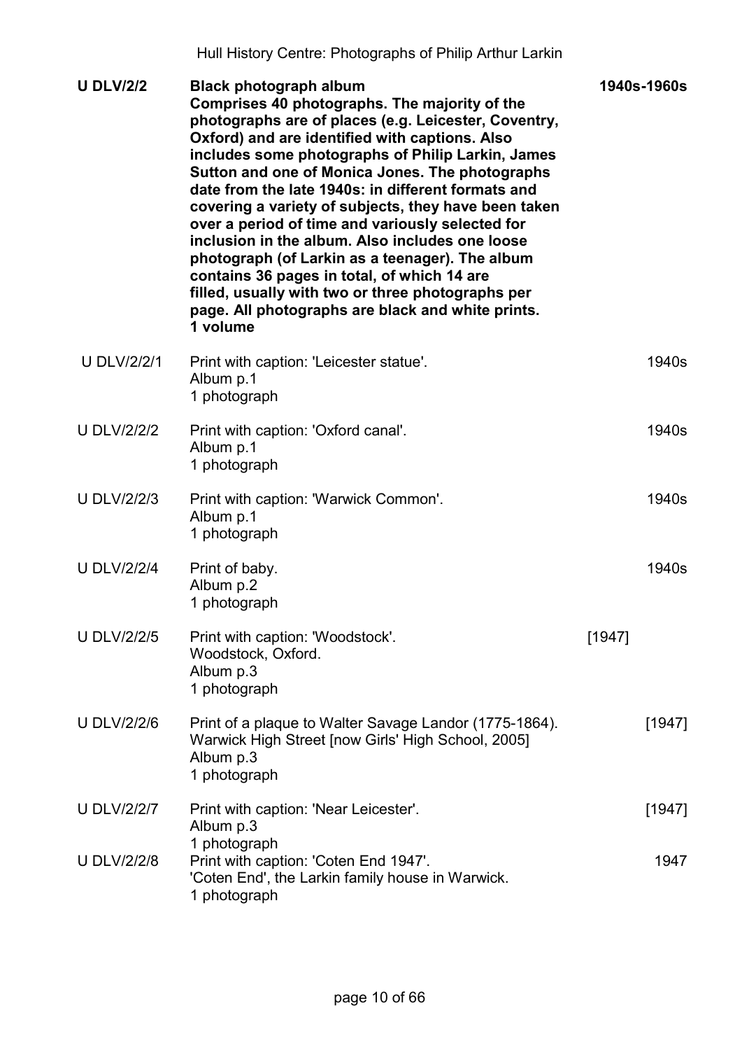| | | |
|---|---|---|
| **U DLV/2/2** | **Black photograph album**<br>**Comprises 40 photographs. The majority of the photographs are of places (e.g. Leicester, Coventry, Oxford) and are identified with captions. Also includes some photographs of Philip Larkin, James Sutton and one of Monica Jones. The photographs date from the late 1940s: in different formats and covering a variety of subjects, they have been taken over a period of time and variously selected for inclusion in the album. Also includes one loose photograph (of Larkin as a teenager). The album contains 36 pages in total, of which 14 are filled, usually with two or three photographs per page. All photographs are black and white prints.**<br>**1 volume** | **1940s-1960s** |
| U DLV/2/2/1 | Print with caption: 'Leicester statue'.<br>Album p.1<br>1 photograph | 1940s |
| U DLV/2/2/2 | Print with caption: 'Oxford canal'.<br>Album p.1<br>1 photograph | 1940s |
| U DLV/2/2/3 | Print with caption: 'Warwick Common'.<br>Album p.1<br>1 photograph | 1940s |
| U DLV/2/2/4 | Print of baby.<br>Album p.2<br>1 photograph | 1940s |
| U DLV/2/2/5 | Print with caption: 'Woodstock'.<br>Woodstock, Oxford.<br>Album p.3<br>1 photograph | [1947] |
| U DLV/2/2/6 | Print of a plaque to Walter Savage Landor (1775-1864).<br>Warwick High Street [now Girls' High School, 2005]<br>Album p.3<br>1 photograph | [1947] |
| U DLV/2/2/7 | Print with caption: 'Near Leicester'.<br>Album p.3<br>1 photograph | [1947] |
| U DLV/2/2/8 | Print with caption: 'Coten End 1947'.<br>'Coten End', the Larkin family house in Warwick.<br>1 photograph | 1947 |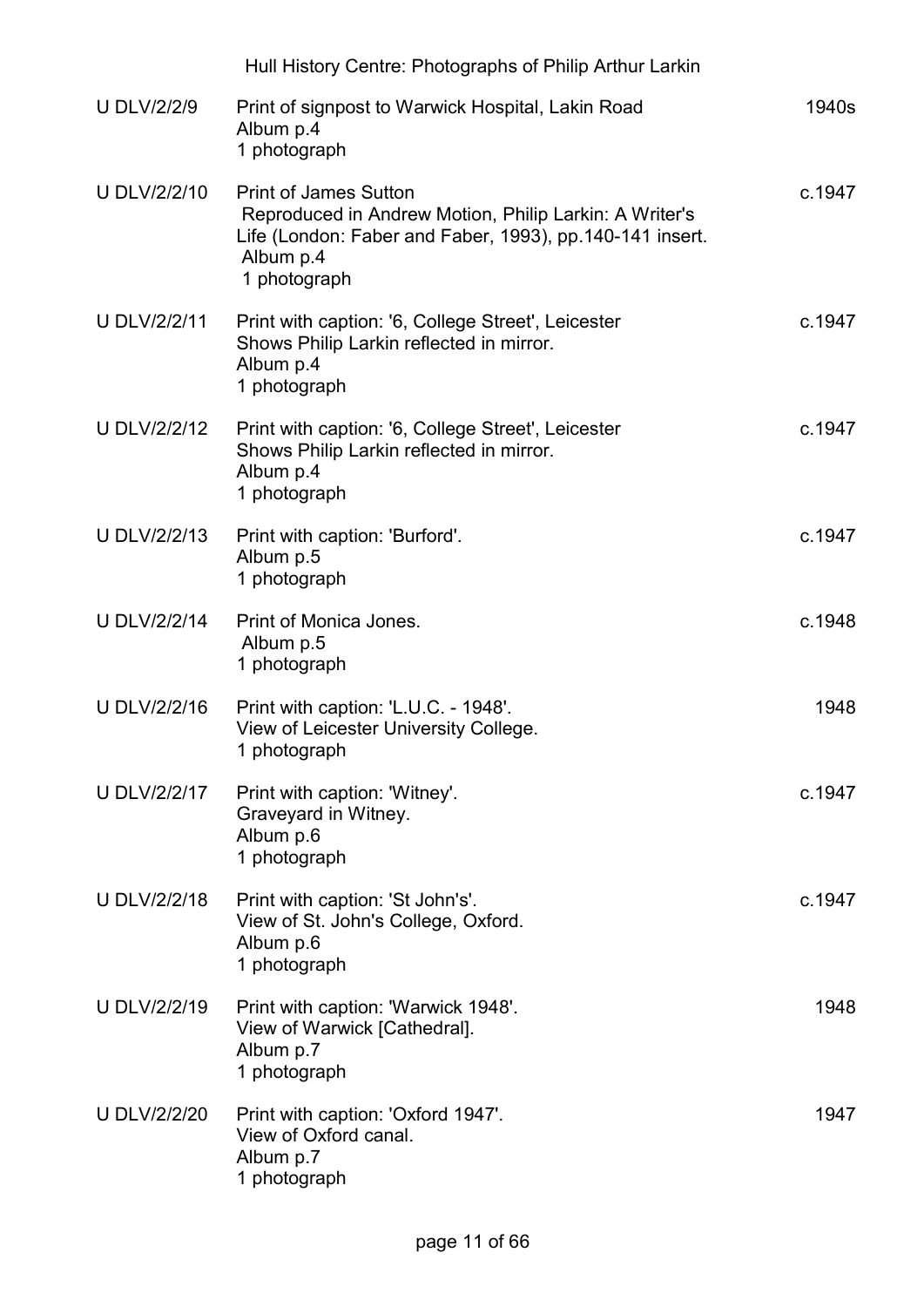| | | |
|---|---|---|
| U DLV/2/2/9 | Print of signpost to Warwick Hospital, Lakin Road<br>Album p.4<br>1 photograph | 1940s |
| U DLV/2/2/10 | Print of James Sutton<br>Reproduced in Andrew Motion, Philip Larkin: A Writer's Life (London: Faber and Faber, 1993), pp.140-141 insert.<br>Album p.4<br>1 photograph | c.1947 |
| U DLV/2/2/11 | Print with caption: '6, College Street', Leicester<br>Shows Philip Larkin reflected in mirror.<br>Album p.4<br>1 photograph | c.1947 |
| U DLV/2/2/12 | Print with caption: '6, College Street', Leicester<br>Shows Philip Larkin reflected in mirror.<br>Album p.4<br>1 photograph | c.1947 |
| U DLV/2/2/13 | Print with caption: 'Burford'.<br>Album p.5<br>1 photograph | c.1947 |
| U DLV/2/2/14 | Print of Monica Jones.<br>Album p.5<br>1 photograph | c.1948 |
| U DLV/2/2/16 | Print with caption: 'L.U.C. - 1948'.<br>View of Leicester University College.<br>1 photograph | 1948 |
| U DLV/2/2/17 | Print with caption: 'Witney'.<br>Graveyard in Witney.<br>Album p.6<br>1 photograph | c.1947 |
| U DLV/2/2/18 | Print with caption: 'St John's'.<br>View of St. John's College, Oxford.<br>Album p.6<br>1 photograph | c.1947 |
| U DLV/2/2/19 | Print with caption: 'Warwick 1948'.<br>View of Warwick [Cathedral].<br>Album p.7<br>1 photograph | 1948 |
| U DLV/2/2/20 | Print with caption: 'Oxford 1947'.<br>View of Oxford canal.<br>Album p.7<br>1 photograph | 1947 |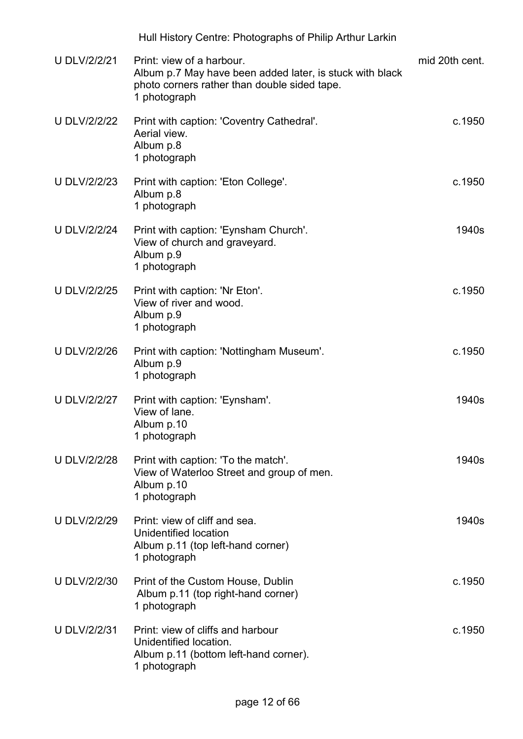| | | |
|---|---|---|
| U DLV/2/2/21 | Print: view of a harbour.<br>Album p.7 May have been added later, is stuck with black photo corners rather than double sided tape.<br>1 photograph | mid 20th cent. |
| U DLV/2/2/22 | Print with caption: 'Coventry Cathedral'.<br>Aerial view.<br>Album p.8<br>1 photograph | c.1950 |
| U DLV/2/2/23 | Print with caption: 'Eton College'.<br>Album p.8<br>1 photograph | c.1950 |
| U DLV/2/2/24 | Print with caption: 'Eynsham Church'.<br>View of church and graveyard.<br>Album p.9<br>1 photograph | 1940s |
| U DLV/2/2/25 | Print with caption: 'Nr Eton'.<br>View of river and wood.<br>Album p.9<br>1 photograph | c.1950 |
| U DLV/2/2/26 | Print with caption: 'Nottingham Museum'.<br>Album p.9<br>1 photograph | c.1950 |
| U DLV/2/2/27 | Print with caption: 'Eynsham'.<br>View of lane.<br>Album p.10<br>1 photograph | 1940s |
| U DLV/2/2/28 | Print with caption: 'To the match'.<br>View of Waterloo Street and group of men.<br>Album p.10<br>1 photograph | 1940s |
| U DLV/2/2/29 | Print: view of cliff and sea.<br>Unidentified location<br>Album p.11 (top left-hand corner)<br>1 photograph | 1940s |
| U DLV/2/2/30 | Print of the Custom House, Dublin<br>Album p.11 (top right-hand corner)<br>1 photograph | c.1950 |
| U DLV/2/2/31 | Print: view of cliffs and harbour<br>Unidentified location.<br>Album p.11 (bottom left-hand corner).<br>1 photograph | c.1950 |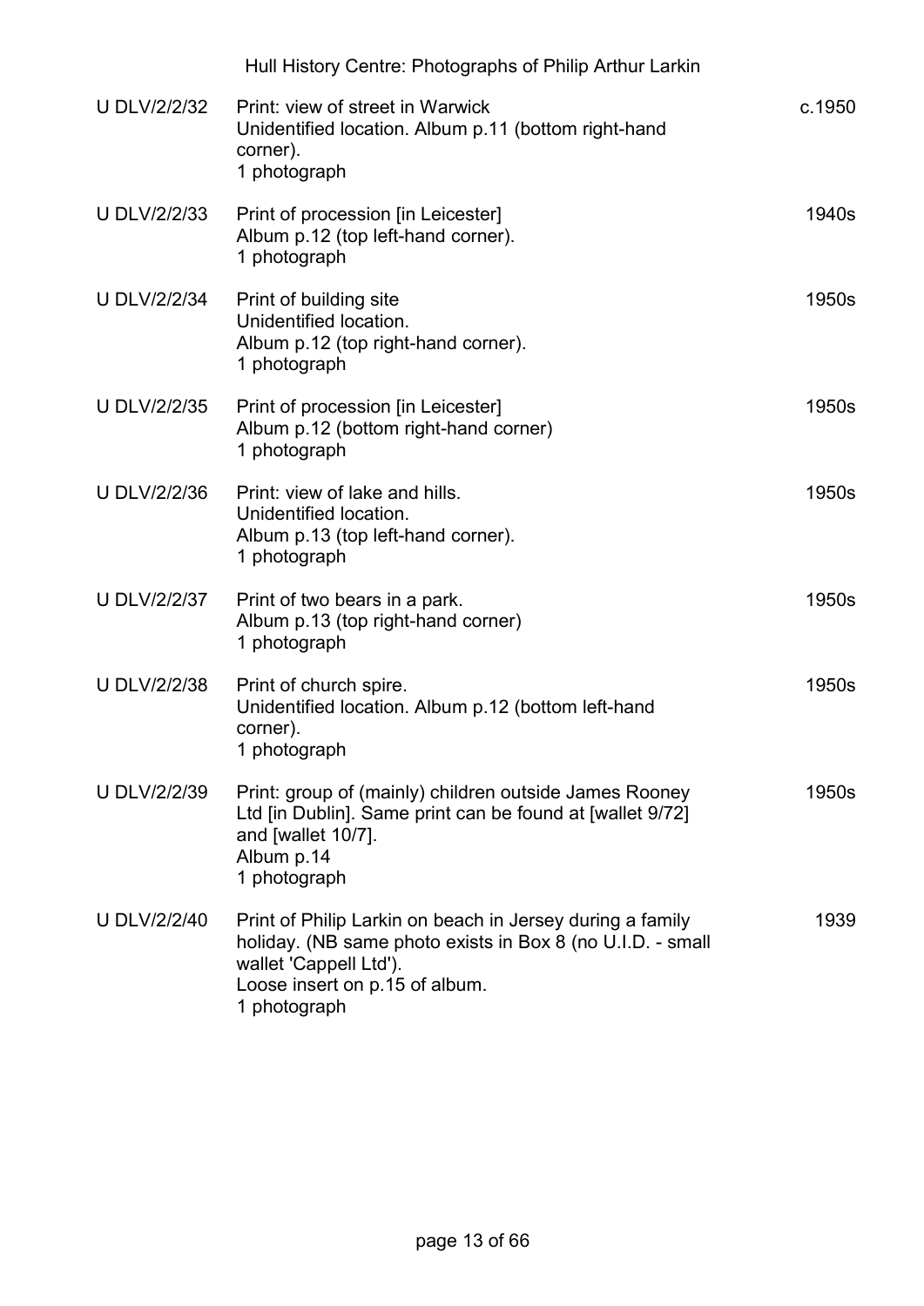| U DLV/2/2/32 | Print: view of street in Warwick<br>Unidentified location. Album p.11 (bottom right-hand corner).<br>1 photograph | c.1950 |
|---|---|---|
| U DLV/2/2/33 | Print of procession [in Leicester]<br>Album p.12 (top left-hand corner).<br>1 photograph | 1940s |
| U DLV/2/2/34 | Print of building site<br>Unidentified location.<br>Album p.12 (top right-hand corner).<br>1 photograph | 1950s |
| U DLV/2/2/35 | Print of procession [in Leicester]<br>Album p.12 (bottom right-hand corner)<br>1 photograph | 1950s |
| U DLV/2/2/36 | Print: view of lake and hills.<br>Unidentified location.<br>Album p.13 (top left-hand corner).<br>1 photograph | 1950s |
| U DLV/2/2/37 | Print of two bears in a park.<br>Album p.13 (top right-hand corner)<br>1 photograph | 1950s |
| U DLV/2/2/38 | Print of church spire.<br>Unidentified location. Album p.12 (bottom left-hand corner).<br>1 photograph | 1950s |
| U DLV/2/2/39 | Print: group of (mainly) children outside James Rooney Ltd [in Dublin]. Same print can be found at [wallet 9/72] and [wallet 10/7].<br>Album p.14<br>1 photograph | 1950s |
| U DLV/2/2/40 | Print of Philip Larkin on beach in Jersey during a family holiday. (NB same photo exists in Box 8 (no U.I.D. - small wallet 'Cappell Ltd').<br>Loose insert on p.15 of album.<br>1 photograph | 1939 |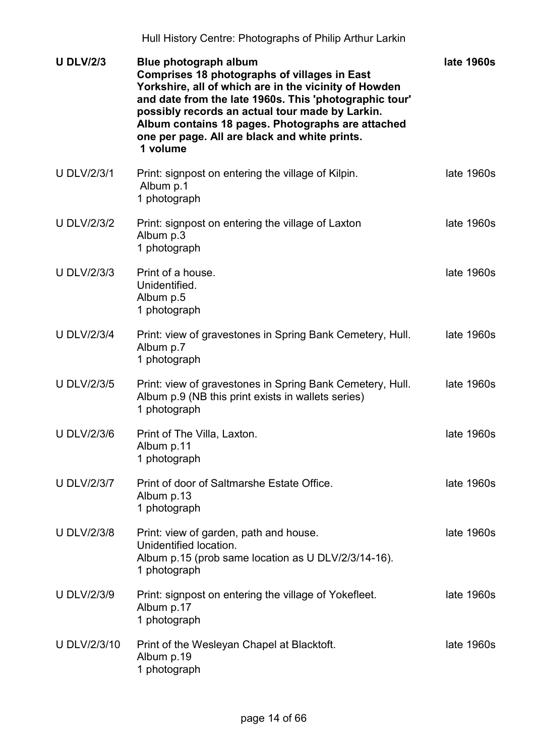| | | |
|---|---|---|
| **U DLV/2/3** | **Blue photograph album**<br>**Comprises 18 photographs of villages in East Yorkshire, all of which are in the vicinity of Howden and date from the late 1960s. This 'photographic tour' possibly records an actual tour made by Larkin. Album contains 18 pages. Photographs are attached one per page. All are black and white prints.**<br>**1 volume** | **late 1960s** |
| U DLV/2/3/1 | Print: signpost on entering the village of Kilpin.<br>Album p.1<br>1 photograph | late 1960s |
| U DLV/2/3/2 | Print: signpost on entering the village of Laxton<br>Album p.3<br>1 photograph | late 1960s |
| U DLV/2/3/3 | Print of a house.<br>Unidentified.<br>Album p.5<br>1 photograph | late 1960s |
| U DLV/2/3/4 | Print: view of gravestones in Spring Bank Cemetery, Hull.<br>Album p.7<br>1 photograph | late 1960s |
| U DLV/2/3/5 | Print: view of gravestones in Spring Bank Cemetery, Hull.<br>Album p.9 (NB this print exists in wallets series)<br>1 photograph | late 1960s |
| U DLV/2/3/6 | Print of The Villa, Laxton.<br>Album p.11<br>1 photograph | late 1960s |
| U DLV/2/3/7 | Print of door of Saltmarshe Estate Office.<br>Album p.13<br>1 photograph | late 1960s |
| U DLV/2/3/8 | Print: view of garden, path and house.<br>Unidentified location.<br>Album p.15 (prob same location as U DLV/2/3/14-16).<br>1 photograph | late 1960s |
| U DLV/2/3/9 | Print: signpost on entering the village of Yokefleet.<br>Album p.17<br>1 photograph | late 1960s |
| U DLV/2/3/10 | Print of the Wesleyan Chapel at Blacktoft.<br>Album p.19<br>1 photograph | late 1960s |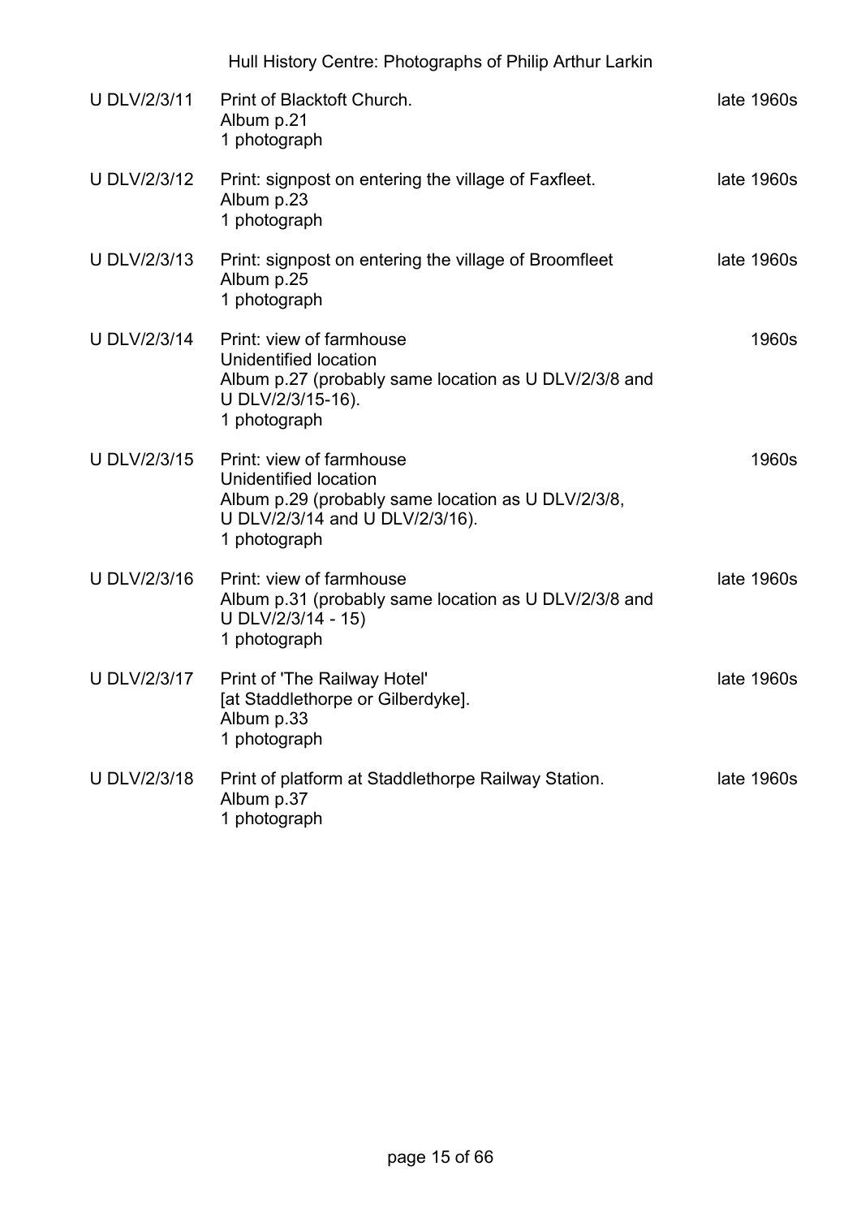| | | |
|---|---|---|
| U DLV/2/3/11 | Print of Blacktoft Church.<br>Album p.21<br>1 photograph | late 1960s |
| U DLV/2/3/12 | Print: signpost on entering the village of Faxfleet.<br>Album p.23<br>1 photograph | late 1960s |
| U DLV/2/3/13 | Print: signpost on entering the village of Broomfleet<br>Album p.25<br>1 photograph | late 1960s |
| U DLV/2/3/14 | Print: view of farmhouse<br>Unidentified location<br>Album p.27 (probably same location as U DLV/2/3/8 and U DLV/2/3/15-16).<br>1 photograph | 1960s |
| U DLV/2/3/15 | Print: view of farmhouse<br>Unidentified location<br>Album p.29 (probably same location as U DLV/2/3/8, U DLV/2/3/14 and U DLV/2/3/16).<br>1 photograph | 1960s |
| U DLV/2/3/16 | Print: view of farmhouse<br>Album p.31 (probably same location as U DLV/2/3/8 and U DLV/2/3/14 - 15)<br>1 photograph | late 1960s |
| U DLV/2/3/17 | Print of 'The Railway Hotel'<br>[at Staddlethorpe or Gilberdyke].<br>Album p.33<br>1 photograph | late 1960s |
| U DLV/2/3/18 | Print of platform at Staddlethorpe Railway Station.<br>Album p.37<br>1 photograph | late 1960s |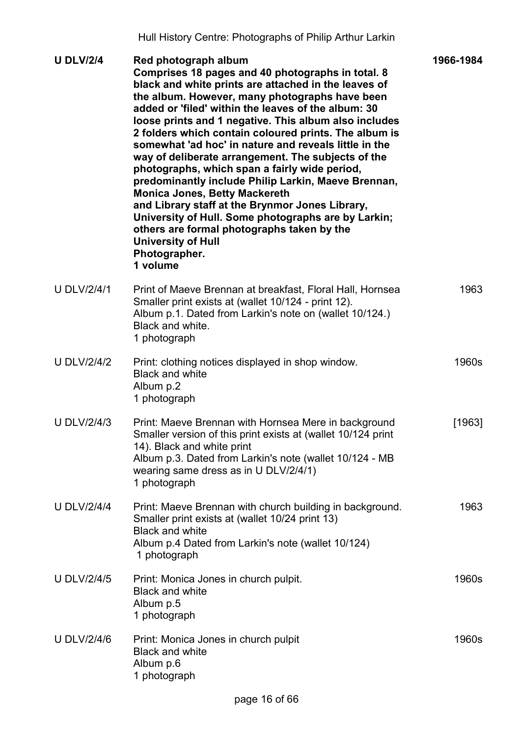| | | |
|---|---|---|
| **U DLV/2/4** | **Red photograph album**<br>**Comprises 18 pages and 40 photographs in total. 8 black and white prints are attached in the leaves of the album. However, many photographs have been added or 'filed' within the leaves of the album: 30 loose prints and 1 negative. This album also includes 2 folders which contain coloured prints. The album is somewhat 'ad hoc' in nature and reveals little in the way of deliberate arrangement. The subjects of the photographs, which span a fairly wide period, predominantly include Philip Larkin, Maeve Brennan, Monica Jones, Betty Mackereth**<br>**and Library staff at the Brynmor Jones Library, University of Hull. Some photographs are by Larkin; others are formal photographs taken by the University of Hull**<br>**Photographer.**<br>**1 volume** | **1966-1984** |
| U DLV/2/4/1 | Print of Maeve Brennan at breakfast, Floral Hall, Hornsea<br>Smaller print exists at (wallet 10/124 - print 12).<br>Album p.1. Dated from Larkin's note on (wallet 10/124.)<br>Black and white.<br>1 photograph | 1963 |
| U DLV/2/4/2 | Print: clothing notices displayed in shop window.<br>Black and white<br>Album p.2<br>1 photograph | 1960s |
| U DLV/2/4/3 | Print: Maeve Brennan with Hornsea Mere in background<br>Smaller version of this print exists at (wallet 10/124 print 14). Black and white print<br>Album p.3. Dated from Larkin's note (wallet 10/124 - MB wearing same dress as in U DLV/2/4/1)<br>1 photograph | [1963] |
| U DLV/2/4/4 | Print: Maeve Brennan with church building in background.<br>Smaller print exists at (wallet 10/24 print 13)<br>Black and white<br>Album p.4 Dated from Larkin's note (wallet 10/124)<br>1 photograph | 1963 |
| U DLV/2/4/5 | Print: Monica Jones in church pulpit.<br>Black and white<br>Album p.5<br>1 photograph | 1960s |
| U DLV/2/4/6 | Print: Monica Jones in church pulpit<br>Black and white<br>Album p.6<br>1 photograph | 1960s |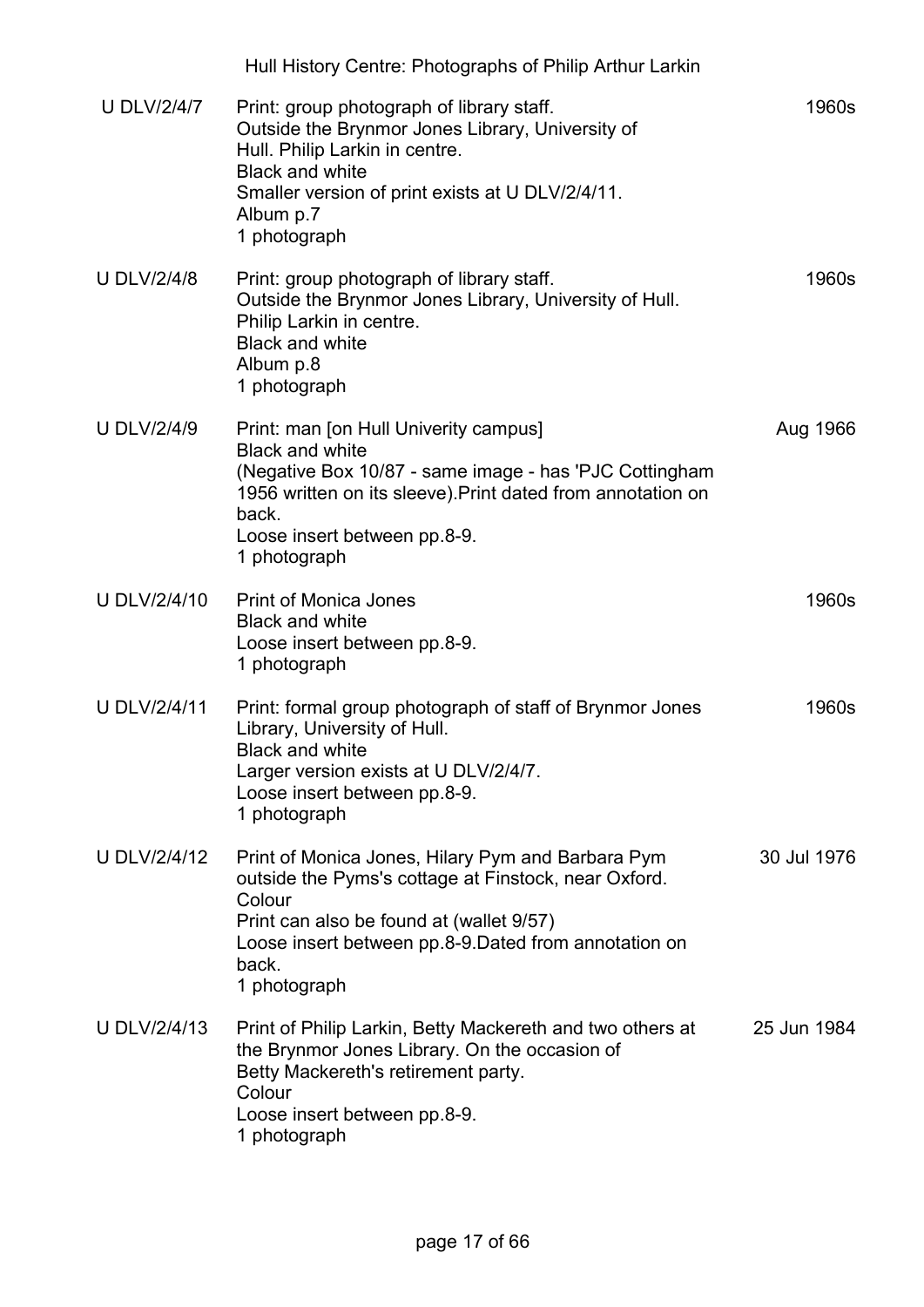| | | |
|---|---|---|
| U DLV/2/4/7 | Print: group photograph of library staff.<br>Outside the Brynmor Jones Library, University of Hull. Philip Larkin in centre.<br>Black and white<br>Smaller version of print exists at U DLV/2/4/11.<br>Album p.7<br>1 photograph | 1960s |
| U DLV/2/4/8 | Print: group photograph of library staff.<br>Outside the Brynmor Jones Library, University of Hull.<br>Philip Larkin in centre.<br>Black and white<br>Album p.8<br>1 photograph | 1960s |
| U DLV/2/4/9 | Print: man [on Hull Univerity campus]<br>Black and white<br>(Negative Box 10/87 - same image - has 'PJC Cottingham 1956 written on its sleeve).Print dated from annotation on back.<br>Loose insert between pp.8-9.<br>1 photograph | Aug 1966 |
| U DLV/2/4/10 | Print of Monica Jones<br>Black and white<br>Loose insert between pp.8-9.<br>1 photograph | 1960s |
| U DLV/2/4/11 | Print: formal group photograph of staff of Brynmor Jones Library, University of Hull.<br>Black and white<br>Larger version exists at U DLV/2/4/7.<br>Loose insert between pp.8-9.<br>1 photograph | 1960s |
| U DLV/2/4/12 | Print of Monica Jones, Hilary Pym and Barbara Pym outside the Pyms's cottage at Finstock, near Oxford.<br>Colour<br>Print can also be found at (wallet 9/57)<br>Loose insert between pp.8-9.Dated from annotation on back.<br>1 photograph | 30 Jul 1976 |
| U DLV/2/4/13 | Print of Philip Larkin, Betty Mackereth and two others at the Brynmor Jones Library. On the occasion of Betty Mackereth's retirement party.<br>Colour<br>Loose insert between pp.8-9.<br>1 photograph | 25 Jun 1984 |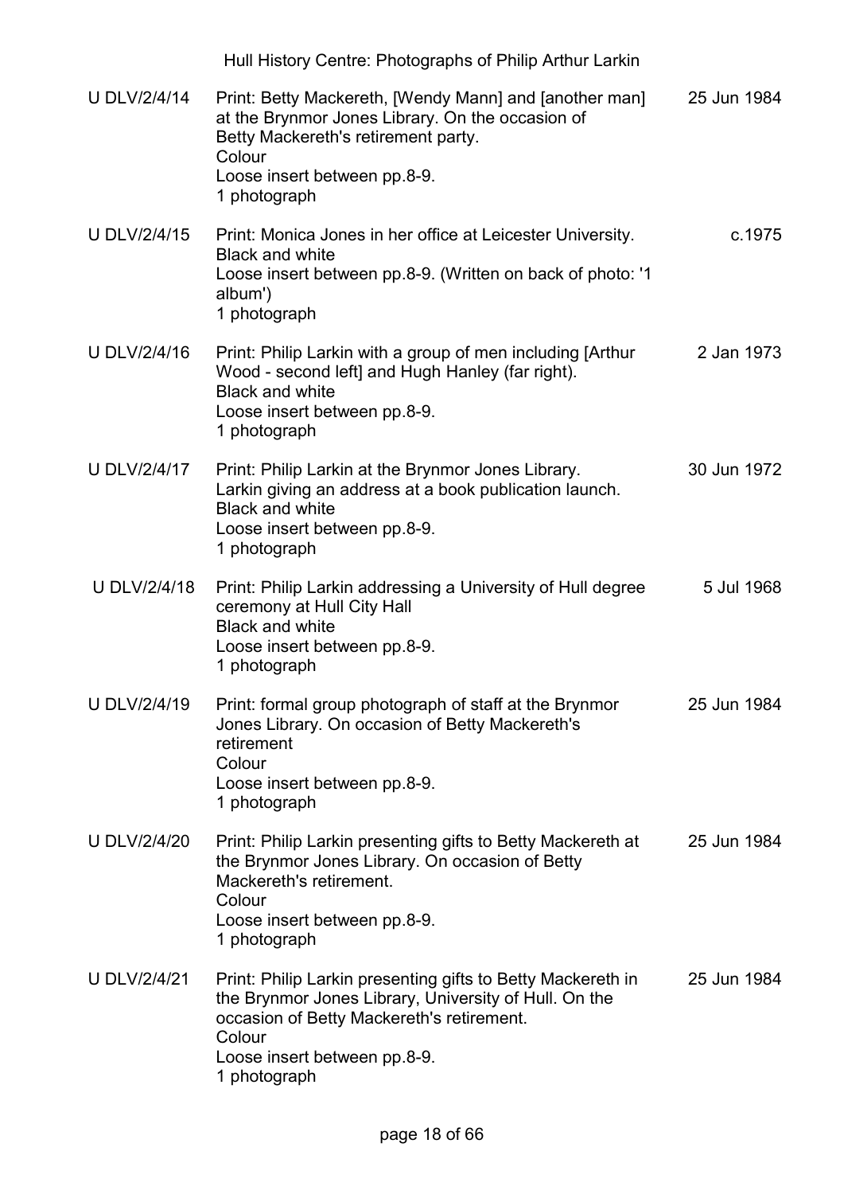| | | |
|---|---|---|
| U DLV/2/4/14 | Print: Betty Mackereth, [Wendy Mann] and [another man] at the Brynmor Jones Library. On the occasion of Betty Mackereth's retirement party.<br>Colour<br>Loose insert between pp.8-9.<br>1 photograph | 25 Jun 1984 |
| U DLV/2/4/15 | Print: Monica Jones in her office at Leicester University.<br>Black and white<br>Loose insert between pp.8-9. (Written on back of photo: '1 album')<br>1 photograph | c.1975 |
| U DLV/2/4/16 | Print: Philip Larkin with a group of men including [Arthur Wood - second left] and Hugh Hanley (far right).<br>Black and white<br>Loose insert between pp.8-9.<br>1 photograph | 2 Jan 1973 |
| U DLV/2/4/17 | Print: Philip Larkin at the Brynmor Jones Library.<br>Larkin giving an address at a book publication launch.<br>Black and white<br>Loose insert between pp.8-9.<br>1 photograph | 30 Jun 1972 |
| U DLV/2/4/18 | Print: Philip Larkin addressing a University of Hull degree ceremony at Hull City Hall<br>Black and white<br>Loose insert between pp.8-9.<br>1 photograph | 5 Jul 1968 |
| U DLV/2/4/19 | Print: formal group photograph of staff at the Brynmor Jones Library. On occasion of Betty Mackereth's retirement<br>Colour<br>Loose insert between pp.8-9.<br>1 photograph | 25 Jun 1984 |
| U DLV/2/4/20 | Print: Philip Larkin presenting gifts to Betty Mackereth at the Brynmor Jones Library. On occasion of Betty Mackereth's retirement.<br>Colour<br>Loose insert between pp.8-9.<br>1 photograph | 25 Jun 1984 |
| U DLV/2/4/21 | Print: Philip Larkin presenting gifts to Betty Mackereth in the Brynmor Jones Library, University of Hull. On the occasion of Betty Mackereth's retirement.<br>Colour<br>Loose insert between pp.8-9.<br>1 photograph | 25 Jun 1984 |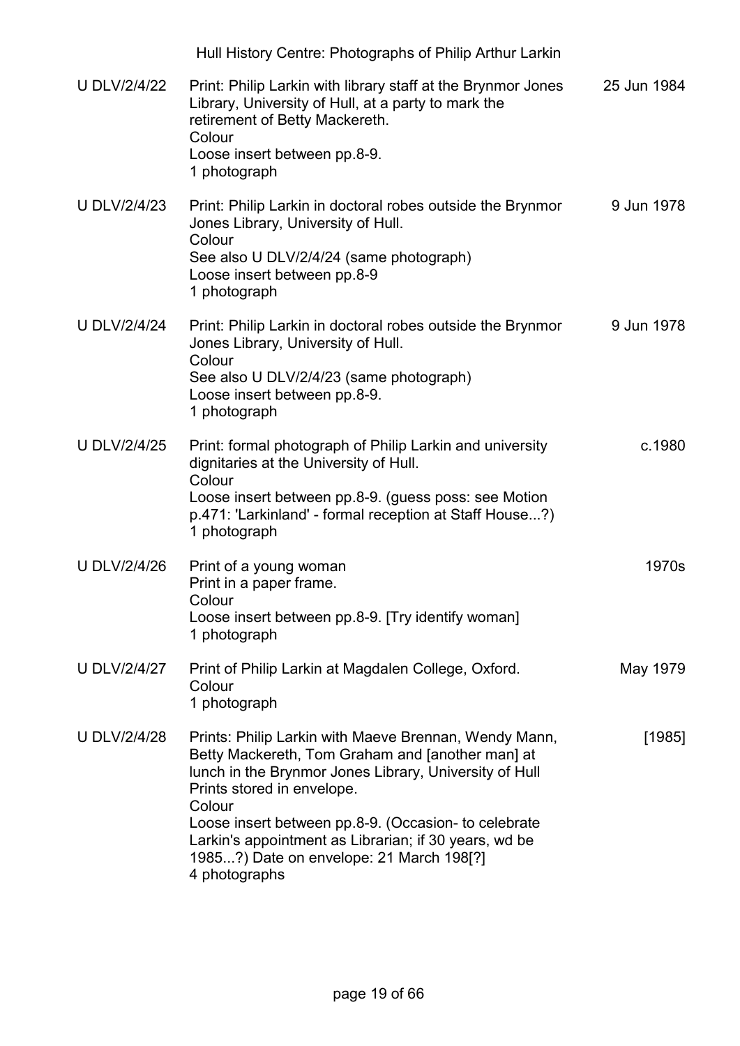| | | |
|---|---|---|
| U DLV/2/4/22 | Print: Philip Larkin with library staff at the Brynmor Jones Library, University of Hull, at a party to mark the retirement of Betty Mackereth.<br>Colour<br>Loose insert between pp.8-9.<br>1 photograph | 25 Jun 1984 |
| U DLV/2/4/23 | Print: Philip Larkin in doctoral robes outside the Brynmor Jones Library, University of Hull.<br>Colour<br>See also U DLV/2/4/24 (same photograph)<br>Loose insert between pp.8-9<br>1 photograph | 9 Jun 1978 |
| U DLV/2/4/24 | Print: Philip Larkin in doctoral robes outside the Brynmor Jones Library, University of Hull.<br>Colour<br>See also U DLV/2/4/23 (same photograph)<br>Loose insert between pp.8-9.<br>1 photograph | 9 Jun 1978 |
| U DLV/2/4/25 | Print: formal photograph of Philip Larkin and university dignitaries at the University of Hull.<br>Colour<br>Loose insert between pp.8-9. (guess poss: see Motion p.471: 'Larkinland' - formal reception at Staff House...?)<br>1 photograph | c.1980 |
| U DLV/2/4/26 | Print of a young woman<br>Print in a paper frame.<br>Colour<br>Loose insert between pp.8-9. [Try identify woman]<br>1 photograph | 1970s |
| U DLV/2/4/27 | Print of Philip Larkin at Magdalen College, Oxford.<br>Colour<br>1 photograph | May 1979 |
| U DLV/2/4/28 | Prints: Philip Larkin with Maeve Brennan, Wendy Mann, Betty Mackereth, Tom Graham and [another man] at lunch in the Brynmor Jones Library, University of Hull<br>Prints stored in envelope.<br>Colour<br>Loose insert between pp.8-9. (Occasion- to celebrate Larkin's appointment as Librarian; if 30 years, wd be 1985...?) Date on envelope: 21 March 198[?]<br>4 photographs | [1985] |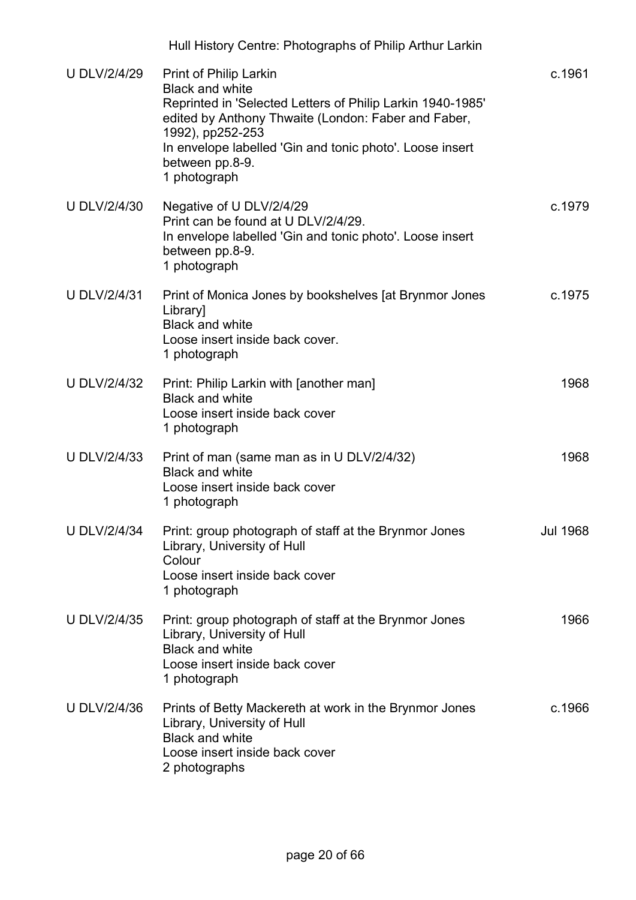| | | |
|---|---|---|
| U DLV/2/4/29 | Print of Philip Larkin<br>Black and white<br>Reprinted in 'Selected Letters of Philip Larkin 1940-1985' edited by Anthony Thwaite (London: Faber and Faber, 1992), pp252-253<br>In envelope labelled 'Gin and tonic photo'. Loose insert between pp.8-9.<br>1 photograph | c.1961 |
| U DLV/2/4/30 | Negative of U DLV/2/4/29<br>Print can be found at U DLV/2/4/29.<br>In envelope labelled 'Gin and tonic photo'. Loose insert between pp.8-9.<br>1 photograph | c.1979 |
| U DLV/2/4/31 | Print of Monica Jones by bookshelves [at Brynmor Jones Library]<br>Black and white<br>Loose insert inside back cover.<br>1 photograph | c.1975 |
| U DLV/2/4/32 | Print: Philip Larkin with [another man]<br>Black and white<br>Loose insert inside back cover<br>1 photograph | 1968 |
| U DLV/2/4/33 | Print of man (same man as in U DLV/2/4/32)<br>Black and white<br>Loose insert inside back cover<br>1 photograph | 1968 |
| U DLV/2/4/34 | Print: group photograph of staff at the Brynmor Jones Library, University of Hull<br>Colour<br>Loose insert inside back cover<br>1 photograph | Jul 1968 |
| U DLV/2/4/35 | Print: group photograph of staff at the Brynmor Jones Library, University of Hull<br>Black and white<br>Loose insert inside back cover<br>1 photograph | 1966 |
| U DLV/2/4/36 | Prints of Betty Mackereth at work in the Brynmor Jones Library, University of Hull<br>Black and white<br>Loose insert inside back cover<br>2 photographs | c.1966 |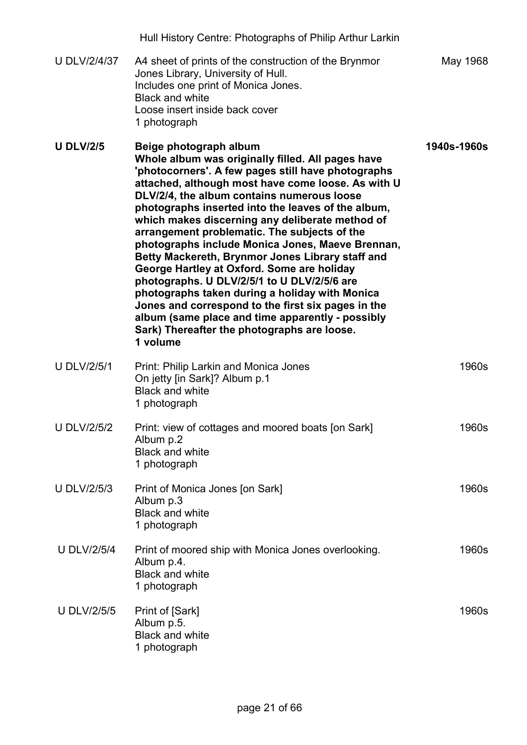| | | |
|---|---|---|
| U DLV/2/4/37 | A4 sheet of prints of the construction of the Brynmor Jones Library, University of Hull.<br>Includes one print of Monica Jones.<br>Black and white<br>Loose insert inside back cover<br>1 photograph | May 1968 |
| **U DLV/2/5** | **Beige photograph album**<br>**Whole album was originally filled. All pages have 'photocorners'. A few pages still have photographs attached, although most have come loose. As with U DLV/2/4, the album contains numerous loose photographs inserted into the leaves of the album, which makes discerning any deliberate method of arrangement problematic. The subjects of the photographs include Monica Jones, Maeve Brennan, Betty Mackereth, Brynmor Jones Library staff and George Hartley at Oxford. Some are holiday photographs. U DLV/2/5/1 to U DLV/2/5/6 are photographs taken during a holiday with Monica Jones and correspond to the first six pages in the album (same place and time apparently - possibly Sark) Thereafter the photographs are loose.**<br>**1 volume** | **1940s-1960s** |
| U DLV/2/5/1 | Print: Philip Larkin and Monica Jones<br>On jetty [in Sark]? Album p.1<br>Black and white<br>1 photograph | 1960s |
| U DLV/2/5/2 | Print: view of cottages and moored boats [on Sark]<br>Album p.2<br>Black and white<br>1 photograph | 1960s |
| U DLV/2/5/3 | Print of Monica Jones [on Sark]<br>Album p.3<br>Black and white<br>1 photograph | 1960s |
| U DLV/2/5/4 | Print of moored ship with Monica Jones overlooking.<br>Album p.4.<br>Black and white<br>1 photograph | 1960s |
| U DLV/2/5/5 | Print of [Sark]<br>Album p.5.<br>Black and white<br>1 photograph | 1960s |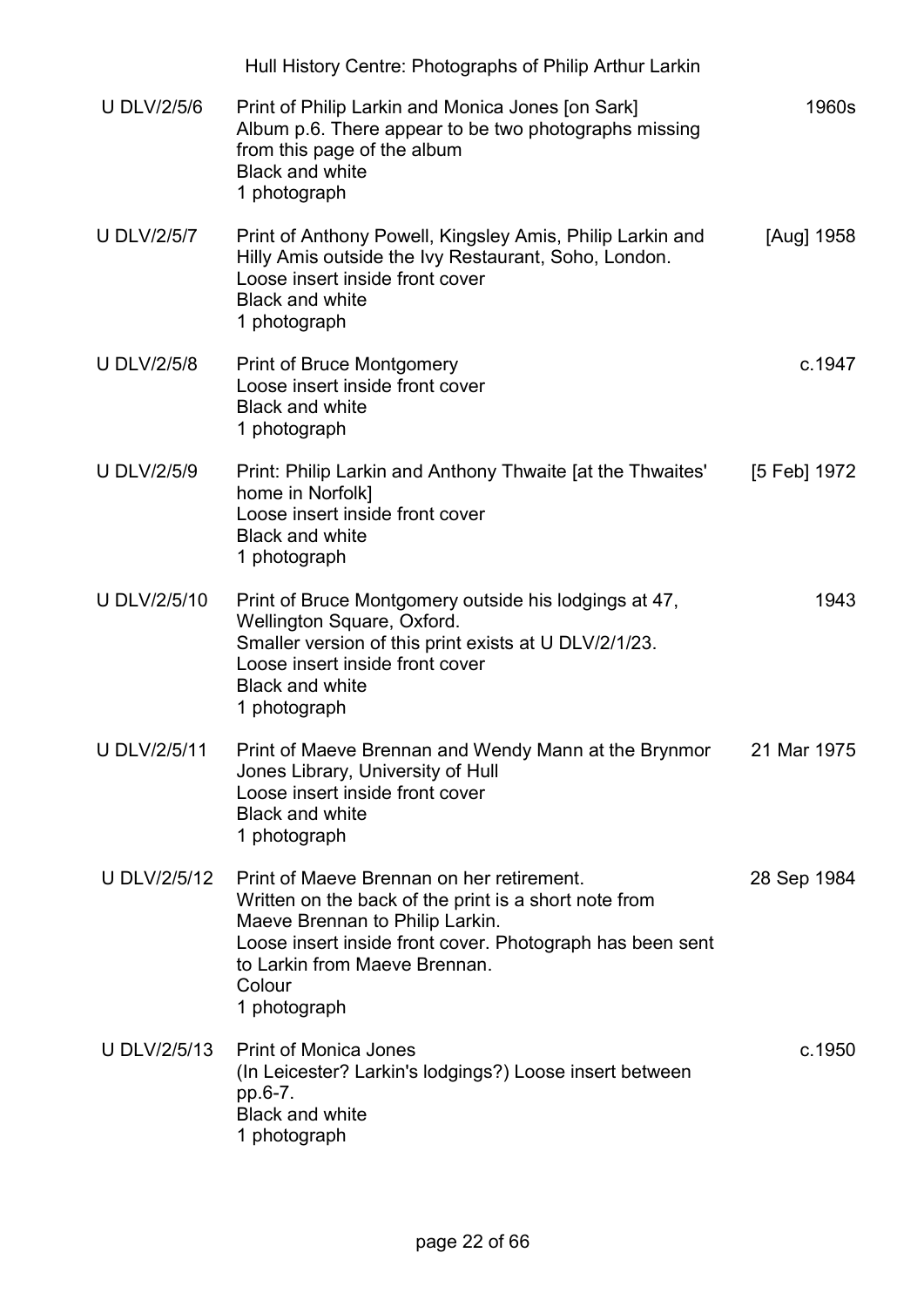| | | |
|---|---|---|
| U DLV/2/5/6 | Print of Philip Larkin and Monica Jones [on Sark]<br>Album p.6. There appear to be two photographs missing from this page of the album<br>Black and white<br>1 photograph | 1960s |
| U DLV/2/5/7 | Print of Anthony Powell, Kingsley Amis, Philip Larkin and Hilly Amis outside the Ivy Restaurant, Soho, London.<br>Loose insert inside front cover<br>Black and white<br>1 photograph | [Aug] 1958 |
| U DLV/2/5/8 | Print of Bruce Montgomery<br>Loose insert inside front cover<br>Black and white<br>1 photograph | c.1947 |
| U DLV/2/5/9 | Print: Philip Larkin and Anthony Thwaite [at the Thwaites' home in Norfolk]<br>Loose insert inside front cover<br>Black and white<br>1 photograph | [5 Feb] 1972 |
| U DLV/2/5/10 | Print of Bruce Montgomery outside his lodgings at 47, Wellington Square, Oxford.<br>Smaller version of this print exists at U DLV/2/1/23.<br>Loose insert inside front cover<br>Black and white<br>1 photograph | 1943 |
| U DLV/2/5/11 | Print of Maeve Brennan and Wendy Mann at the Brynmor Jones Library, University of Hull<br>Loose insert inside front cover<br>Black and white<br>1 photograph | 21 Mar 1975 |
| U DLV/2/5/12 | Print of Maeve Brennan on her retirement.<br>Written on the back of the print is a short note from Maeve Brennan to Philip Larkin.<br>Loose insert inside front cover. Photograph has been sent to Larkin from Maeve Brennan.<br>Colour<br>1 photograph | 28 Sep 1984 |
| U DLV/2/5/13 | Print of Monica Jones<br>(In Leicester? Larkin's lodgings?) Loose insert between pp.6-7.<br>Black and white<br>1 photograph | c.1950 |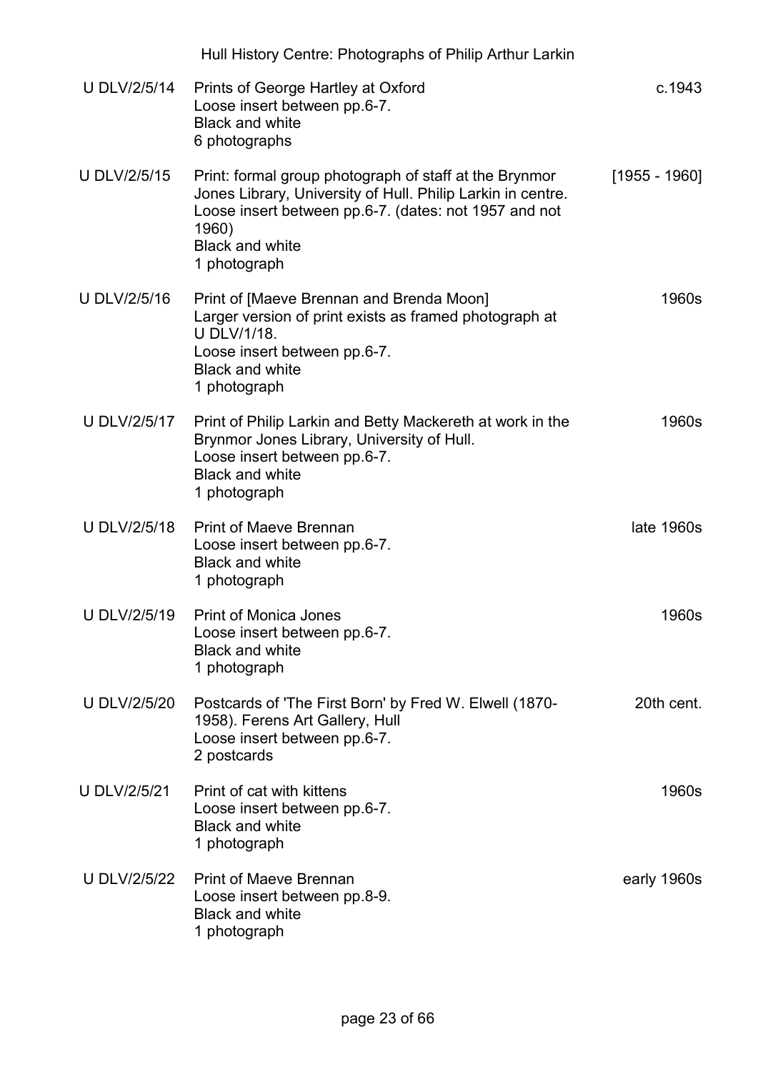| | | |
|---|---|---|
| U DLV/2/5/14 | Prints of George Hartley at Oxford<br>Loose insert between pp.6-7.<br>Black and white<br>6 photographs | c.1943 |
| U DLV/2/5/15 | Print: formal group photograph of staff at the Brynmor Jones Library, University of Hull. Philip Larkin in centre.<br>Loose insert between pp.6-7. (dates: not 1957 and not 1960)<br>Black and white<br>1 photograph | [1955 - 1960] |
| U DLV/2/5/16 | Print of [Maeve Brennan and Brenda Moon]<br>Larger version of print exists as framed photograph at U DLV/1/18.<br>Loose insert between pp.6-7.<br>Black and white<br>1 photograph | 1960s |
| U DLV/2/5/17 | Print of Philip Larkin and Betty Mackereth at work in the Brynmor Jones Library, University of Hull.<br>Loose insert between pp.6-7.<br>Black and white<br>1 photograph | 1960s |
| U DLV/2/5/18 | Print of Maeve Brennan<br>Loose insert between pp.6-7.<br>Black and white<br>1 photograph | late 1960s |
| U DLV/2/5/19 | Print of Monica Jones<br>Loose insert between pp.6-7.<br>Black and white<br>1 photograph | 1960s |
| U DLV/2/5/20 | Postcards of 'The First Born' by Fred W. Elwell (1870-1958). Ferens Art Gallery, Hull<br>Loose insert between pp.6-7.<br>2 postcards | 20th cent. |
| U DLV/2/5/21 | Print of cat with kittens<br>Loose insert between pp.6-7.<br>Black and white<br>1 photograph | 1960s |
| U DLV/2/5/22 | Print of Maeve Brennan<br>Loose insert between pp.8-9.<br>Black and white<br>1 photograph | early 1960s |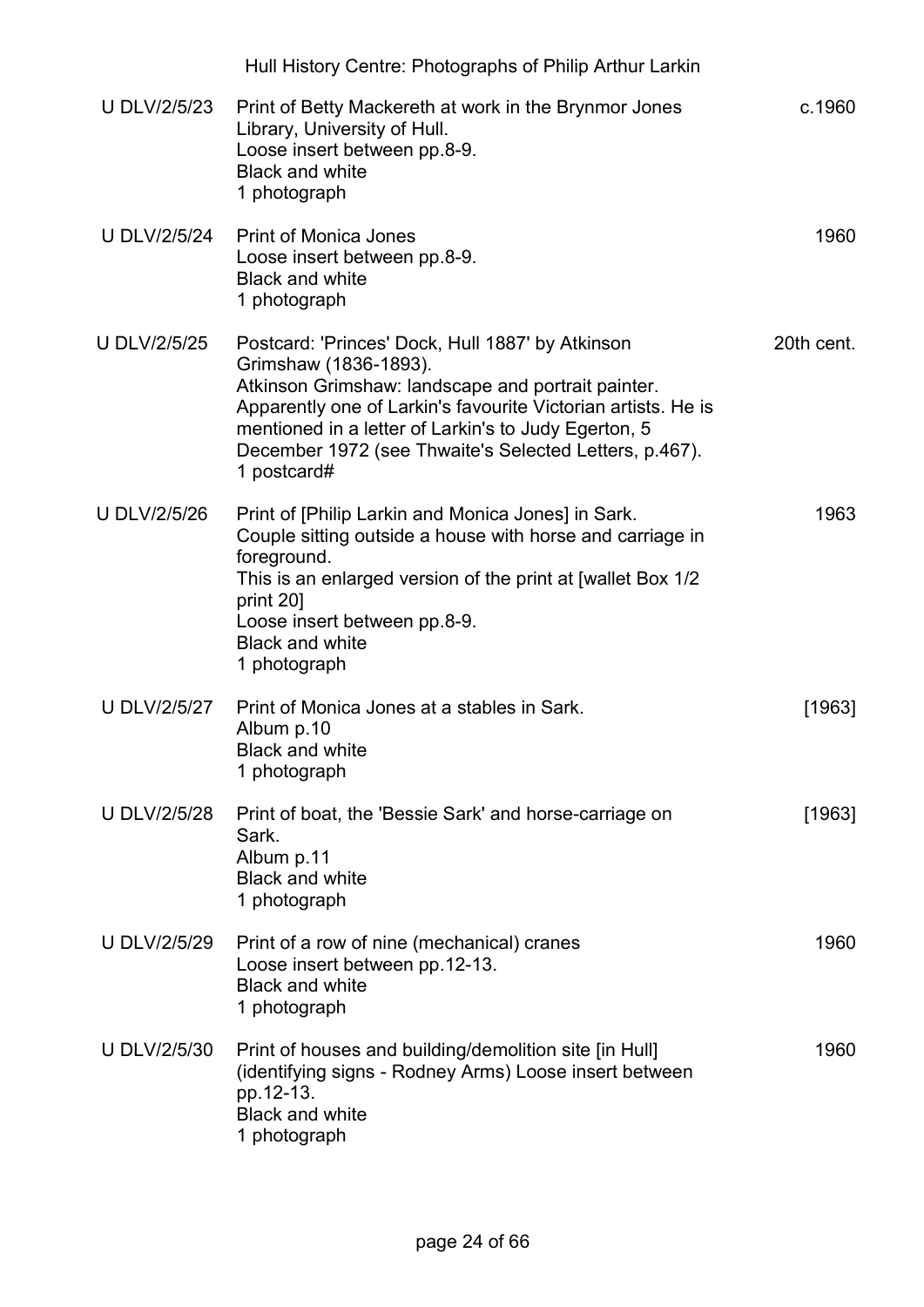| | | |
|---|---|---|
| U DLV/2/5/23 | Print of Betty Mackereth at work in the Brynmor Jones Library, University of Hull.<br>Loose insert between pp.8-9.<br>Black and white<br>1 photograph | c.1960 |
| U DLV/2/5/24 | Print of Monica Jones<br>Loose insert between pp.8-9.<br>Black and white<br>1 photograph | 1960 |
| U DLV/2/5/25 | Postcard: 'Princes' Dock, Hull 1887' by Atkinson Grimshaw (1836-1893).<br>Atkinson Grimshaw: landscape and portrait painter. Apparently one of Larkin's favourite Victorian artists. He is mentioned in a letter of Larkin's to Judy Egerton, 5 December 1972 (see Thwaite's Selected Letters, p.467).<br>1 postcard# | 20th cent. |
| U DLV/2/5/26 | Print of [Philip Larkin and Monica Jones] in Sark.<br>Couple sitting outside a house with horse and carriage in foreground.<br>This is an enlarged version of the print at [wallet Box 1/2 print 20]<br>Loose insert between pp.8-9.<br>Black and white<br>1 photograph | 1963 |
| U DLV/2/5/27 | Print of Monica Jones at a stables in Sark.<br>Album p.10<br>Black and white<br>1 photograph | [1963] |
| U DLV/2/5/28 | Print of boat, the 'Bessie Sark' and horse-carriage on Sark.<br>Album p.11<br>Black and white<br>1 photograph | [1963] |
| U DLV/2/5/29 | Print of a row of nine (mechanical) cranes<br>Loose insert between pp.12-13.<br>Black and white<br>1 photograph | 1960 |
| U DLV/2/5/30 | Print of houses and building/demolition site [in Hull] (identifying signs - Rodney Arms) Loose insert between pp.12-13.<br>Black and white<br>1 photograph | 1960 |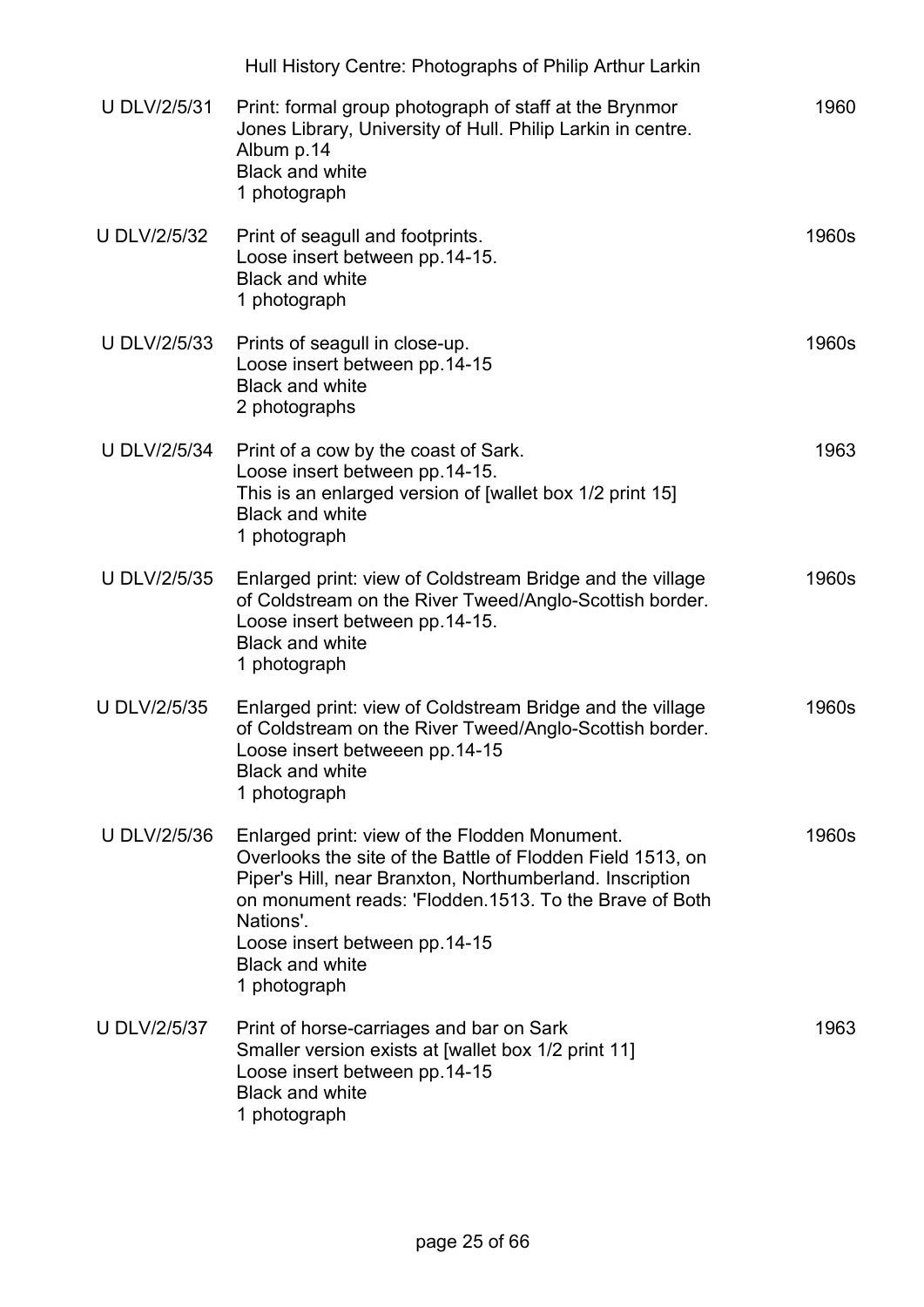| | | |
|---|---|---|
| U DLV/2/5/31 | Print: formal group photograph of staff at the Brynmor Jones Library, University of Hull. Philip Larkin in centre.<br>Album p.14<br>Black and white<br>1 photograph | 1960 |
| U DLV/2/5/32 | Print of seagull and footprints.<br>Loose insert between pp.14-15.<br>Black and white<br>1 photograph | 1960s |
| U DLV/2/5/33 | Prints of seagull in close-up.<br>Loose insert between pp.14-15<br>Black and white<br>2 photographs | 1960s |
| U DLV/2/5/34 | Print of a cow by the coast of Sark.<br>Loose insert between pp.14-15.<br>This is an enlarged version of [wallet box 1/2 print 15]<br>Black and white<br>1 photograph | 1963 |
| U DLV/2/5/35 | Enlarged print: view of Coldstream Bridge and the village of Coldstream on the River Tweed/Anglo-Scottish border.<br>Loose insert between pp.14-15.<br>Black and white<br>1 photograph | 1960s |
| U DLV/2/5/35 | Enlarged print: view of Coldstream Bridge and the village of Coldstream on the River Tweed/Anglo-Scottish border.<br>Loose insert betweeen pp.14-15<br>Black and white<br>1 photograph | 1960s |
| U DLV/2/5/36 | Enlarged print: view of the Flodden Monument.<br>Overlooks the site of the Battle of Flodden Field 1513, on Piper's Hill, near Branxton, Northumberland. Inscription on monument reads: 'Flodden.1513. To the Brave of Both Nations'.<br>Loose insert between pp.14-15<br>Black and white<br>1 photograph | 1960s |
| U DLV/2/5/37 | Print of horse-carriages and bar on Sark<br>Smaller version exists at [wallet box 1/2 print 11]<br>Loose insert between pp.14-15<br>Black and white<br>1 photograph | 1963 |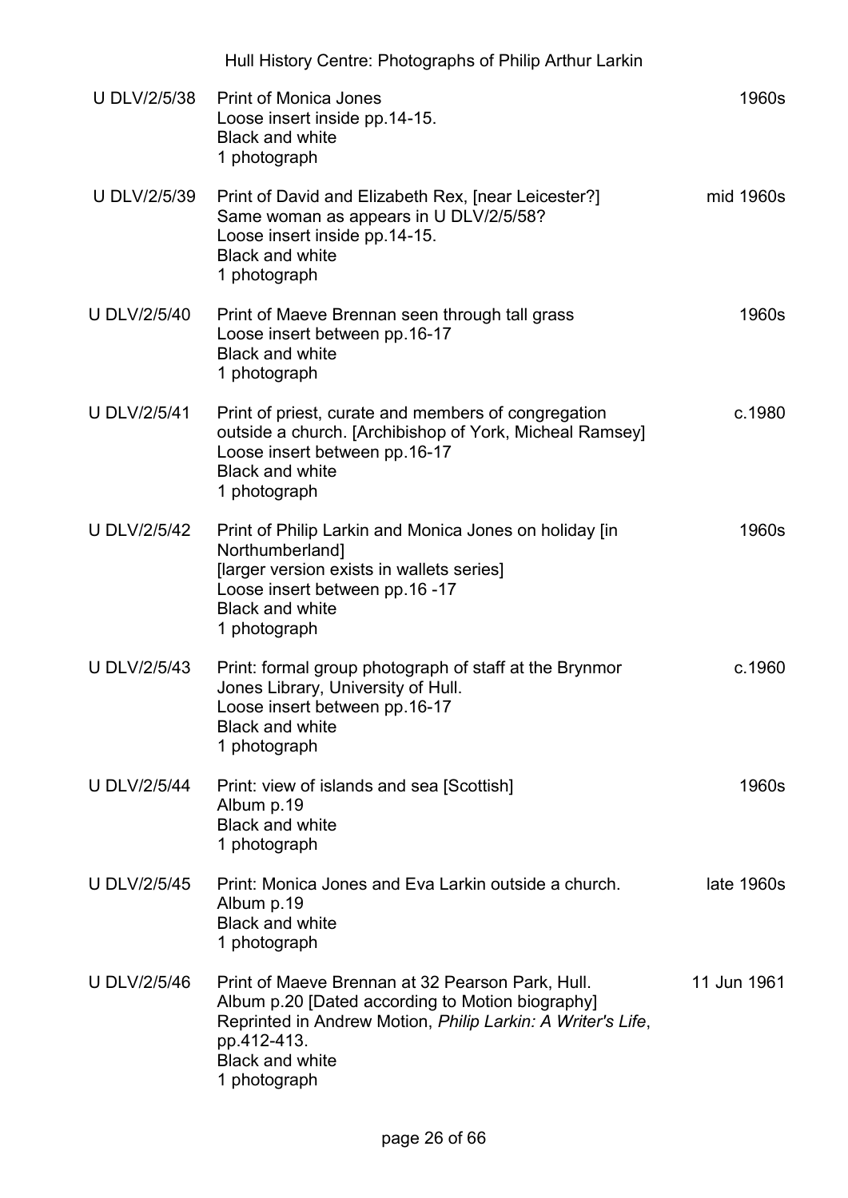| Reference | Description | Date |
| --- | --- | --- |
| U DLV/2/5/38 | Print of Monica Jones<br>Loose insert inside pp.14-15.<br>Black and white<br>1 photograph | 1960s |
| U DLV/2/5/39 | Print of David and Elizabeth Rex, [near Leicester?]<br>Same woman as appears in U DLV/2/5/58?<br>Loose insert inside pp.14-15.<br>Black and white<br>1 photograph | mid 1960s |
| U DLV/2/5/40 | Print of Maeve Brennan seen through tall grass<br>Loose insert between pp.16-17<br>Black and white<br>1 photograph | 1960s |
| U DLV/2/5/41 | Print of priest, curate and members of congregation outside a church. [Archibishop of York, Micheal Ramsey]<br>Loose insert between pp.16-17<br>Black and white<br>1 photograph | c.1980 |
| U DLV/2/5/42 | Print of Philip Larkin and Monica Jones on holiday [in Northumberland]<br>[larger version exists in wallets series]<br>Loose insert between pp.16 -17<br>Black and white<br>1 photograph | 1960s |
| U DLV/2/5/43 | Print: formal group photograph of staff at the Brynmor Jones Library, University of Hull.<br>Loose insert between pp.16-17<br>Black and white<br>1 photograph | c.1960 |
| U DLV/2/5/44 | Print: view of islands and sea [Scottish]<br>Album p.19<br>Black and white<br>1 photograph | 1960s |
| U DLV/2/5/45 | Print: Monica Jones and Eva Larkin outside a church.<br>Album p.19<br>Black and white<br>1 photograph | late 1960s |
| U DLV/2/5/46 | Print of Maeve Brennan at 32 Pearson Park, Hull.<br>Album p.20 [Dated according to Motion biography]<br>Reprinted in Andrew Motion, *Philip Larkin: A Writer's Life*, pp.412-413.<br>Black and white<br>1 photograph | 11 Jun 1961 |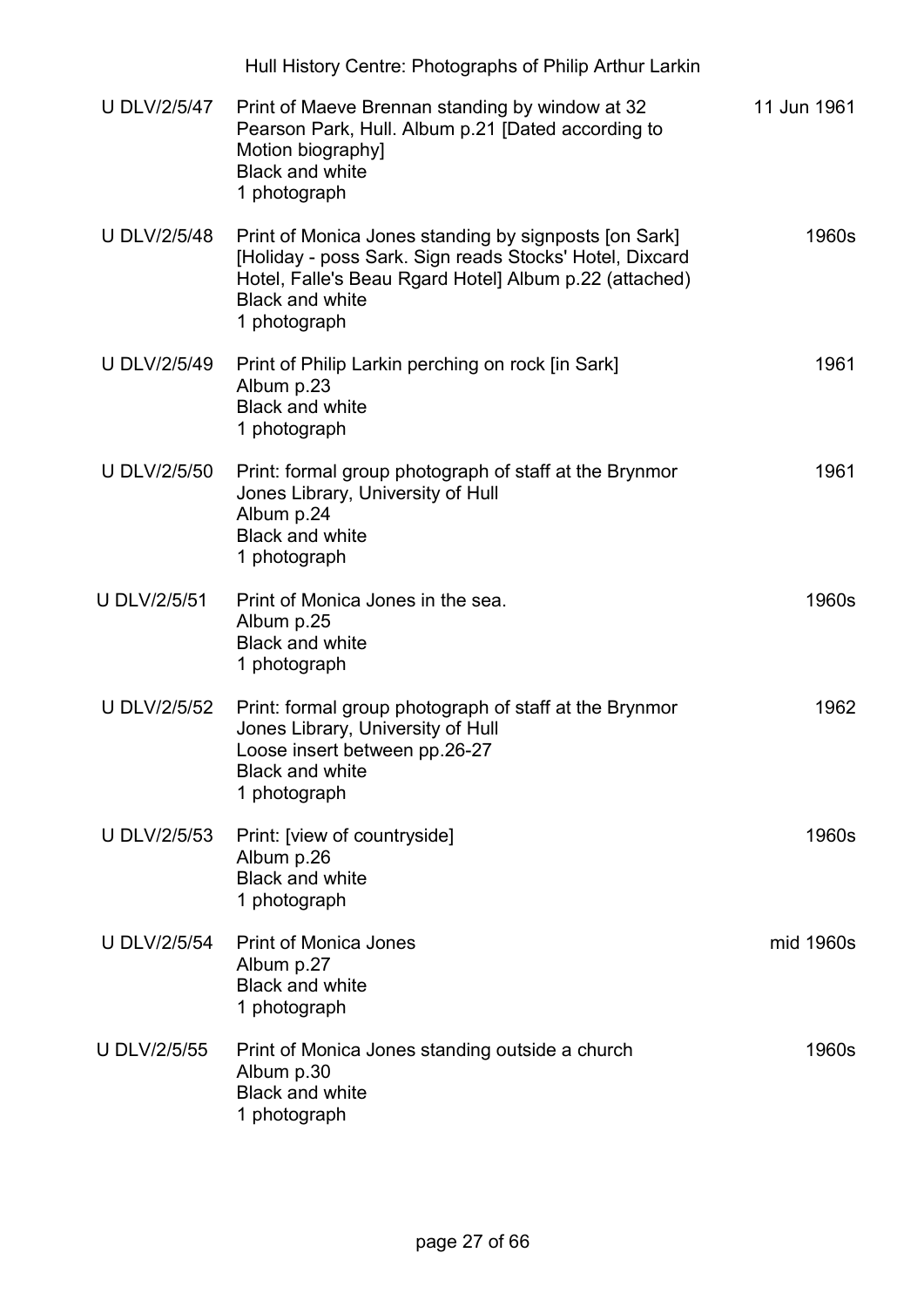| Reference | Description | Date |
|---|---|---|
| U DLV/2/5/47 | Print of Maeve Brennan standing by window at 32 Pearson Park, Hull. Album p.21 [Dated according to Motion biography]<br>Black and white<br>1 photograph | 11 Jun 1961 |
| U DLV/2/5/48 | Print of Monica Jones standing by signposts [on Sark] [Holiday - poss Sark. Sign reads Stocks' Hotel, Dixcard Hotel, Falle's Beau Rgard Hotel] Album p.22 (attached)<br>Black and white<br>1 photograph | 1960s |
| U DLV/2/5/49 | Print of Philip Larkin perching on rock [in Sark]<br>Album p.23<br>Black and white<br>1 photograph | 1961 |
| U DLV/2/5/50 | Print: formal group photograph of staff at the Brynmor Jones Library, University of Hull<br>Album p.24<br>Black and white<br>1 photograph | 1961 |
| U DLV/2/5/51 | Print of Monica Jones in the sea.<br>Album p.25<br>Black and white<br>1 photograph | 1960s |
| U DLV/2/5/52 | Print: formal group photograph of staff at the Brynmor Jones Library, University of Hull<br>Loose insert between pp.26-27<br>Black and white<br>1 photograph | 1962 |
| U DLV/2/5/53 | Print: [view of countryside]<br>Album p.26<br>Black and white<br>1 photograph | 1960s |
| U DLV/2/5/54 | Print of Monica Jones<br>Album p.27<br>Black and white<br>1 photograph | mid 1960s |
| U DLV/2/5/55 | Print of Monica Jones standing outside a church<br>Album p.30<br>Black and white<br>1 photograph | 1960s |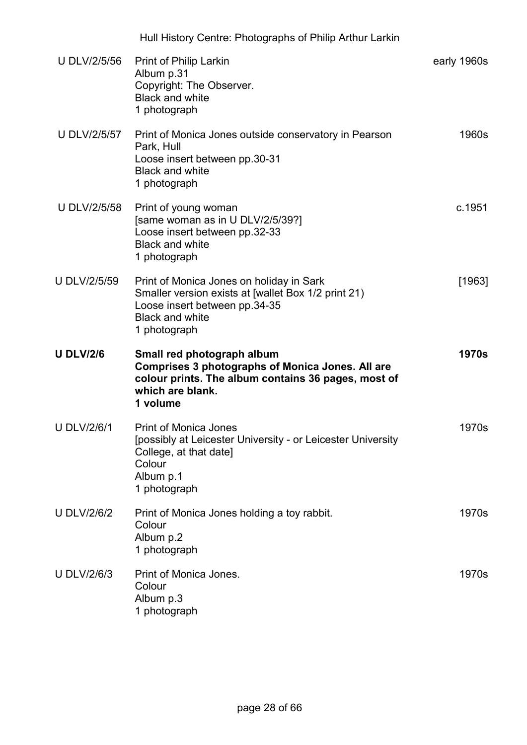| | | |
|---|---|---|
| U DLV/2/5/56 | Print of Philip Larkin<br>Album p.31<br>Copyright: The Observer.<br>Black and white<br>1 photograph | early 1960s |
| U DLV/2/5/57 | Print of Monica Jones outside conservatory in Pearson Park, Hull<br>Loose insert between pp.30-31<br>Black and white<br>1 photograph | 1960s |
| U DLV/2/5/58 | Print of young woman<br>[same woman as in U DLV/2/5/39?]<br>Loose insert between pp.32-33<br>Black and white<br>1 photograph | c.1951 |
| U DLV/2/5/59 | Print of Monica Jones on holiday in Sark<br>Smaller version exists at [wallet Box 1/2 print 21)<br>Loose insert between pp.34-35<br>Black and white<br>1 photograph | [1963] |
| **U DLV/2/6** | **Small red photograph album**<br>**Comprises 3 photographs of Monica Jones. All are colour prints. The album contains 36 pages, most of which are blank.**<br>**1 volume** | **1970s** |
| U DLV/2/6/1 | Print of Monica Jones<br>[possibly at Leicester University - or Leicester University College, at that date]<br>Colour<br>Album p.1<br>1 photograph | 1970s |
| U DLV/2/6/2 | Print of Monica Jones holding a toy rabbit.<br>Colour<br>Album p.2<br>1 photograph | 1970s |
| U DLV/2/6/3 | Print of Monica Jones.<br>Colour<br>Album p.3<br>1 photograph | 1970s |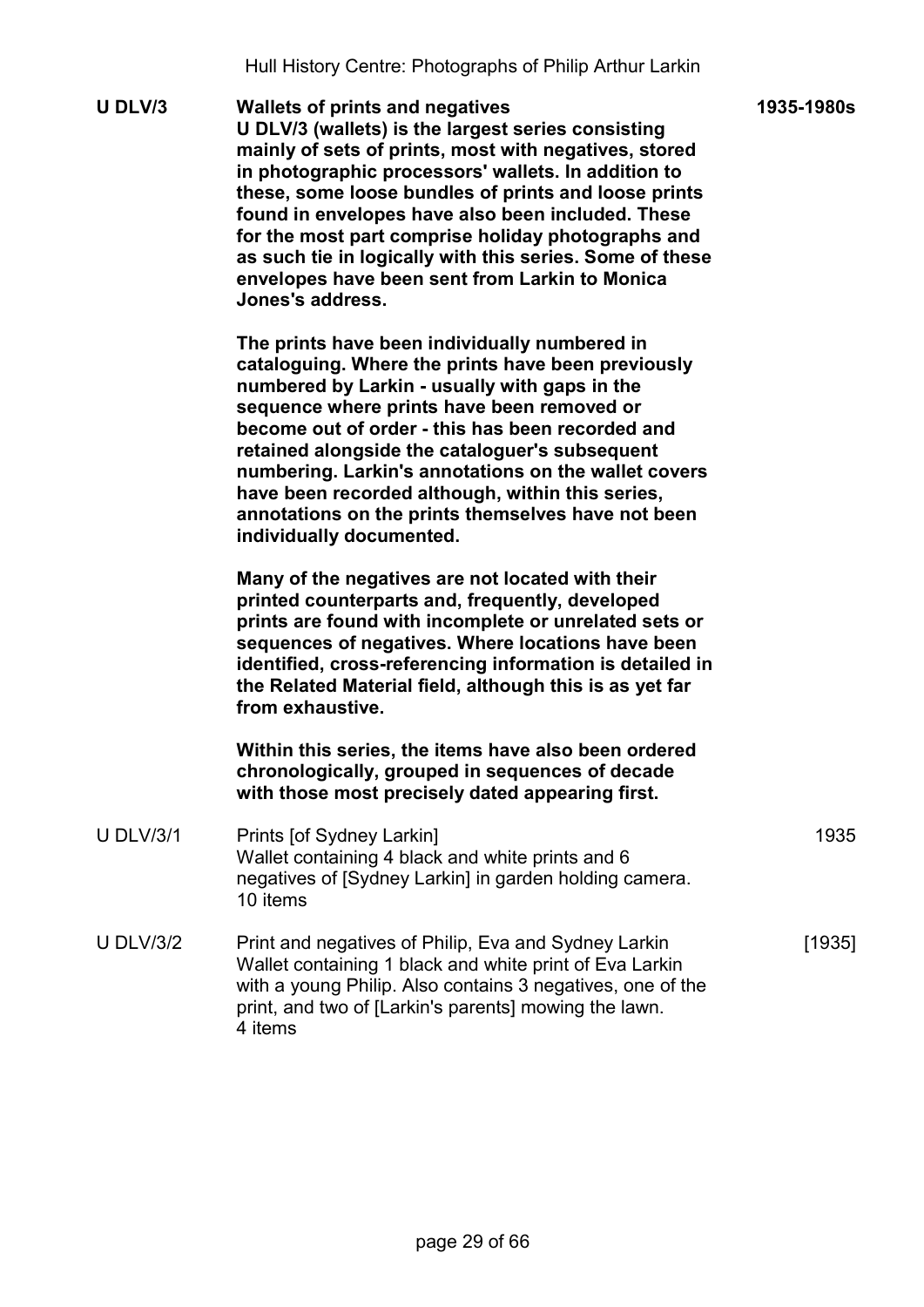**U DLV/3** | **Wallets of prints and negatives** | **1935-1980s**

**U DLV/3 (wallets) is the largest series consisting mainly of sets of prints, most with negatives, stored in photographic processors' wallets. In addition to these, some loose bundles of prints and loose prints found in envelopes have also been included. These for the most part comprise holiday photographs and as such tie in logically with this series. Some of these envelopes have been sent from Larkin to Monica Jones's address.**

**The prints have been individually numbered in cataloguing. Where the prints have been previously numbered by Larkin - usually with gaps in the sequence where prints have been removed or become out of order - this has been recorded and retained alongside the cataloguer's subsequent numbering. Larkin's annotations on the wallet covers have been recorded although, within this series, annotations on the prints themselves have not been individually documented.**

**Many of the negatives are not located with their printed counterparts and, frequently, developed prints are found with incomplete or unrelated sets or sequences of negatives. Where locations have been identified, cross-referencing information is detailed in the Related Material field, although this is as yet far from exhaustive.**

**Within this series, the items have also been ordered chronologically, grouped in sequences of decade with those most precisely dated appearing first.**

U DLV/3/1 | Prints [of Sydney Larkin] | 1935

Wallet containing 4 black and white prints and 6 negatives of [Sydney Larkin] in garden holding camera.
10 items

U DLV/3/2 | Print and negatives of Philip, Eva and Sydney Larkin | [1935]

Wallet containing 1 black and white print of Eva Larkin with a young Philip. Also contains 3 negatives, one of the print, and two of [Larkin's parents] mowing the lawn.
4 items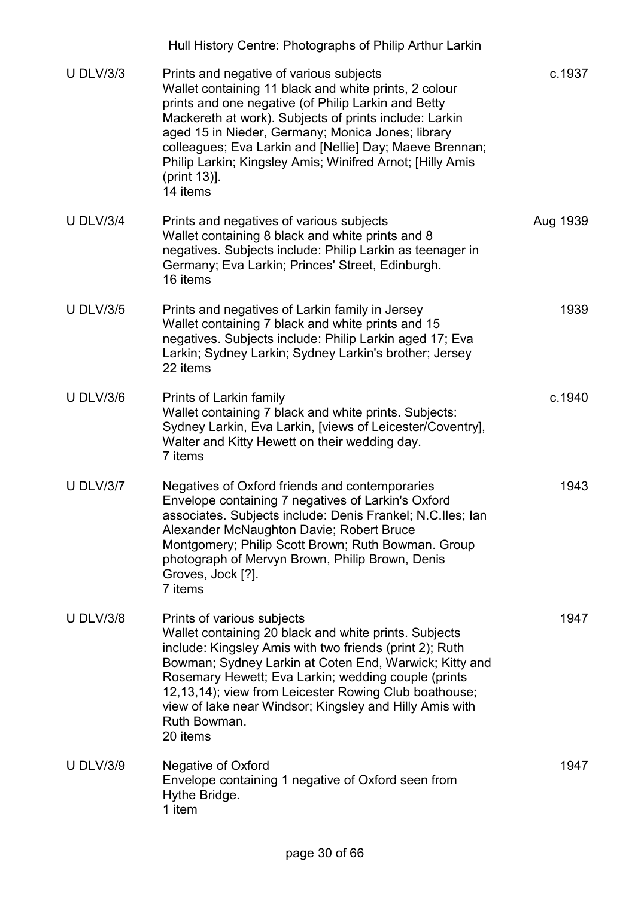| Reference | Description | Date |
| --- | --- | --- |
| U DLV/3/3 | Prints and negative of various subjects<br>Wallet containing 11 black and white prints, 2 colour prints and one negative (of Philip Larkin and Betty Mackereth at work). Subjects of prints include: Larkin aged 15 in Nieder, Germany; Monica Jones; library colleagues; Eva Larkin and [Nellie] Day; Maeve Brennan; Philip Larkin; Kingsley Amis; Winifred Arnot; [Hilly Amis (print 13)].<br>14 items | c.1937 |
| U DLV/3/4 | Prints and negatives of various subjects<br>Wallet containing 8 black and white prints and 8 negatives. Subjects include: Philip Larkin as teenager in Germany; Eva Larkin; Princes' Street, Edinburgh.<br>16 items | Aug 1939 |
| U DLV/3/5 | Prints and negatives of Larkin family in Jersey<br>Wallet containing 7 black and white prints and 15 negatives. Subjects include: Philip Larkin aged 17; Eva Larkin; Sydney Larkin; Sydney Larkin's brother; Jersey<br>22 items | 1939 |
| U DLV/3/6 | Prints of Larkin family<br>Wallet containing 7 black and white prints. Subjects: Sydney Larkin, Eva Larkin, [views of Leicester/Coventry], Walter and Kitty Hewett on their wedding day.<br>7 items | c.1940 |
| U DLV/3/7 | Negatives of Oxford friends and contemporaries<br>Envelope containing 7 negatives of Larkin's Oxford associates. Subjects include: Denis Frankel; N.C.Iles; Ian Alexander McNaughton Davie; Robert Bruce Montgomery; Philip Scott Brown; Ruth Bowman. Group photograph of Mervyn Brown, Philip Brown, Denis Groves, Jock [?].<br>7 items | 1943 |
| U DLV/3/8 | Prints of various subjects<br>Wallet containing 20 black and white prints. Subjects include: Kingsley Amis with two friends (print 2); Ruth Bowman; Sydney Larkin at Coten End, Warwick; Kitty and Rosemary Hewett; Eva Larkin; wedding couple (prints 12,13,14); view from Leicester Rowing Club boathouse; view of lake near Windsor; Kingsley and Hilly Amis with Ruth Bowman.<br>20 items | 1947 |
| U DLV/3/9 | Negative of Oxford<br>Envelope containing 1 negative of Oxford seen from Hythe Bridge.<br>1 item | 1947 |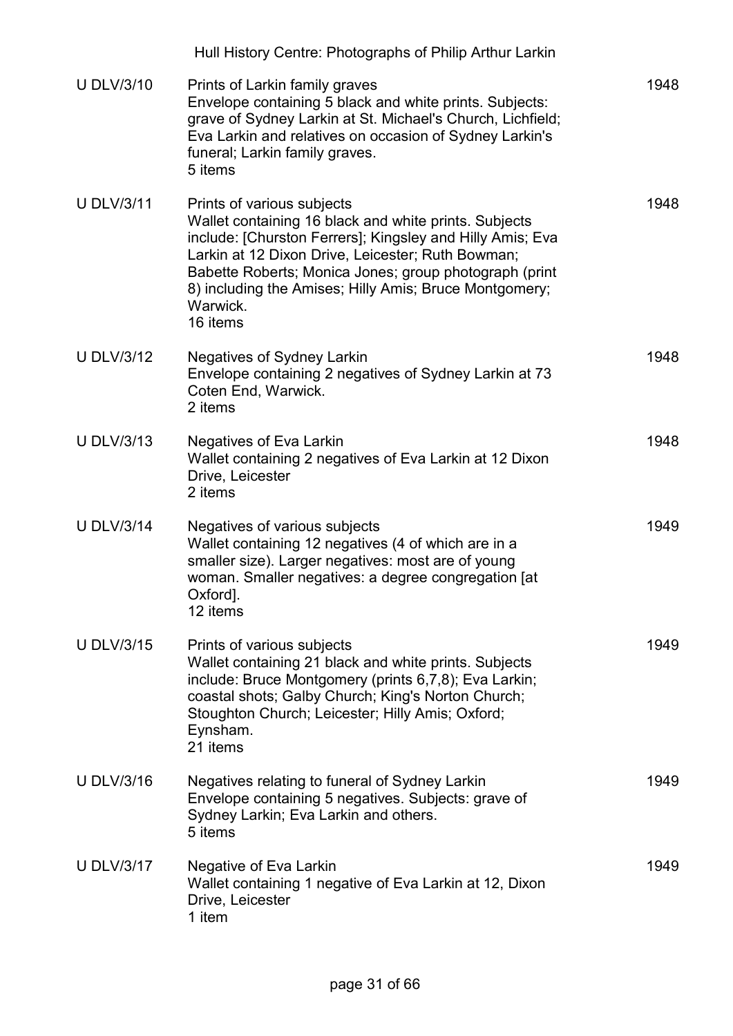| Reference | Description | Date |
|---|---|---|
| U DLV/3/10 | Prints of Larkin family graves<br>Envelope containing 5 black and white prints. Subjects: grave of Sydney Larkin at St. Michael's Church, Lichfield; Eva Larkin and relatives on occasion of Sydney Larkin's funeral; Larkin family graves.<br>5 items | 1948 |
| U DLV/3/11 | Prints of various subjects<br>Wallet containing 16 black and white prints. Subjects include: [Churston Ferrers]; Kingsley and Hilly Amis; Eva Larkin at 12 Dixon Drive, Leicester; Ruth Bowman; Babette Roberts; Monica Jones; group photograph (print 8) including the Amises; Hilly Amis; Bruce Montgomery; Warwick.<br>16 items | 1948 |
| U DLV/3/12 | Negatives of Sydney Larkin<br>Envelope containing 2 negatives of Sydney Larkin at 73 Coten End, Warwick.<br>2 items | 1948 |
| U DLV/3/13 | Negatives of Eva Larkin<br>Wallet containing 2 negatives of Eva Larkin at 12 Dixon Drive, Leicester<br>2 items | 1948 |
| U DLV/3/14 | Negatives of various subjects<br>Wallet containing 12 negatives (4 of which are in a smaller size). Larger negatives: most are of young woman. Smaller negatives: a degree congregation [at Oxford].<br>12 items | 1949 |
| U DLV/3/15 | Prints of various subjects<br>Wallet containing 21 black and white prints. Subjects include: Bruce Montgomery (prints 6,7,8); Eva Larkin; coastal shots; Galby Church; King's Norton Church; Stoughton Church; Leicester; Hilly Amis; Oxford; Eynsham.<br>21 items | 1949 |
| U DLV/3/16 | Negatives relating to funeral of Sydney Larkin<br>Envelope containing 5 negatives. Subjects: grave of Sydney Larkin; Eva Larkin and others.<br>5 items | 1949 |
| U DLV/3/17 | Negative of Eva Larkin<br>Wallet containing 1 negative of Eva Larkin at 12, Dixon Drive, Leicester<br>1 item | 1949 |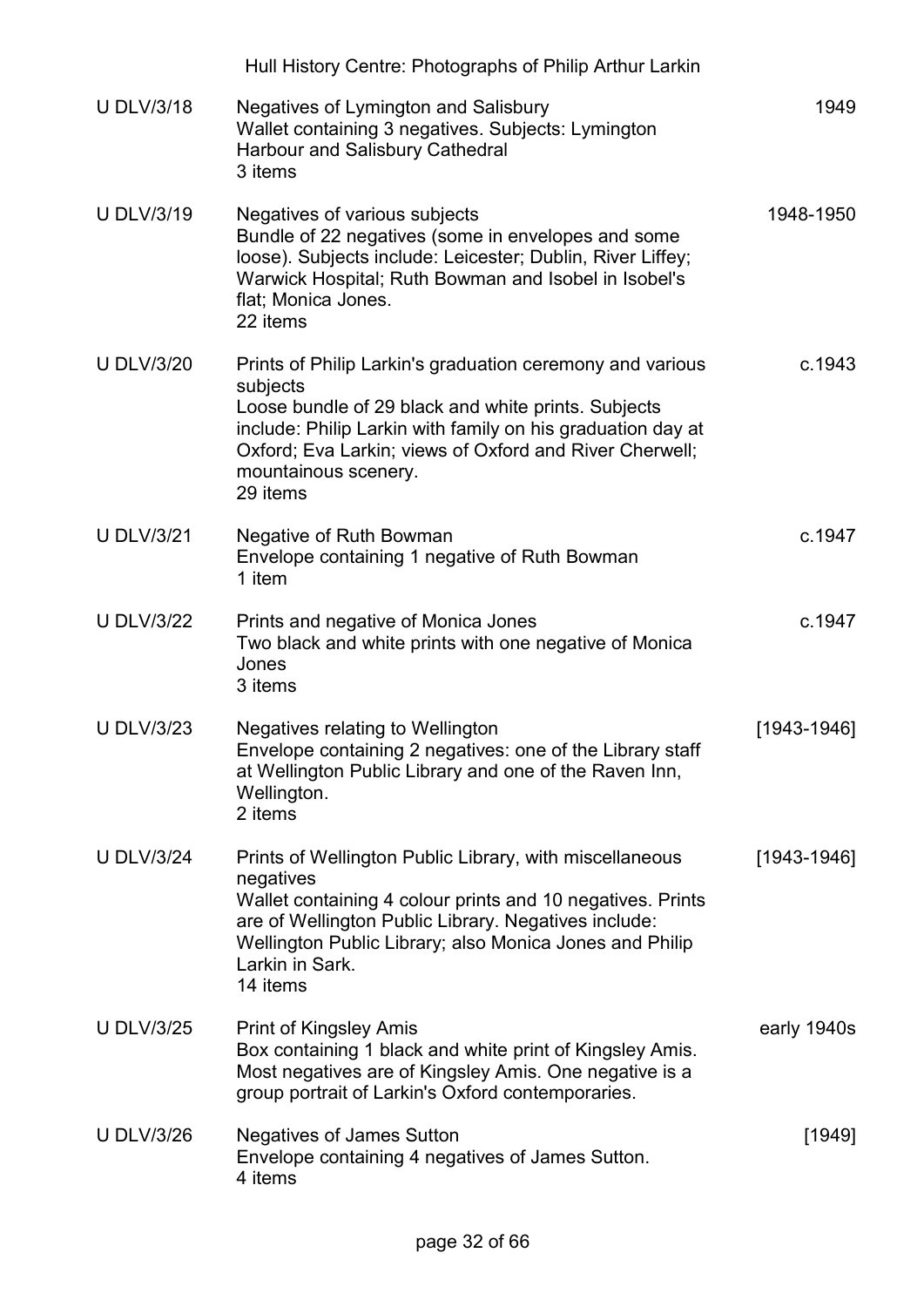| Reference | Description | Date |
|---|---|---|
| U DLV/3/18 | Negatives of Lymington and Salisbury<br>Wallet containing 3 negatives. Subjects: Lymington Harbour and Salisbury Cathedral<br>3 items | 1949 |
| U DLV/3/19 | Negatives of various subjects<br>Bundle of 22 negatives (some in envelopes and some loose). Subjects include: Leicester; Dublin, River Liffey; Warwick Hospital; Ruth Bowman and Isobel in Isobel's flat; Monica Jones.<br>22 items | 1948-1950 |
| U DLV/3/20 | Prints of Philip Larkin's graduation ceremony and various subjects<br>Loose bundle of 29 black and white prints. Subjects include: Philip Larkin with family on his graduation day at Oxford; Eva Larkin; views of Oxford and River Cherwell; mountainous scenery.<br>29 items | c.1943 |
| U DLV/3/21 | Negative of Ruth Bowman<br>Envelope containing 1 negative of Ruth Bowman<br>1 item | c.1947 |
| U DLV/3/22 | Prints and negative of Monica Jones<br>Two black and white prints with one negative of Monica Jones<br>3 items | c.1947 |
| U DLV/3/23 | Negatives relating to Wellington<br>Envelope containing 2 negatives: one of the Library staff at Wellington Public Library and one of the Raven Inn, Wellington.<br>2 items | [1943-1946] |
| U DLV/3/24 | Prints of Wellington Public Library, with miscellaneous negatives<br>Wallet containing 4 colour prints and 10 negatives. Prints are of Wellington Public Library. Negatives include: Wellington Public Library; also Monica Jones and Philip Larkin in Sark.<br>14 items | [1943-1946] |
| U DLV/3/25 | Print of Kingsley Amis<br>Box containing 1 black and white print of Kingsley Amis. Most negatives are of Kingsley Amis. One negative is a group portrait of Larkin's Oxford contemporaries. | early 1940s |
| U DLV/3/26 | Negatives of James Sutton<br>Envelope containing 4 negatives of James Sutton.<br>4 items | [1949] |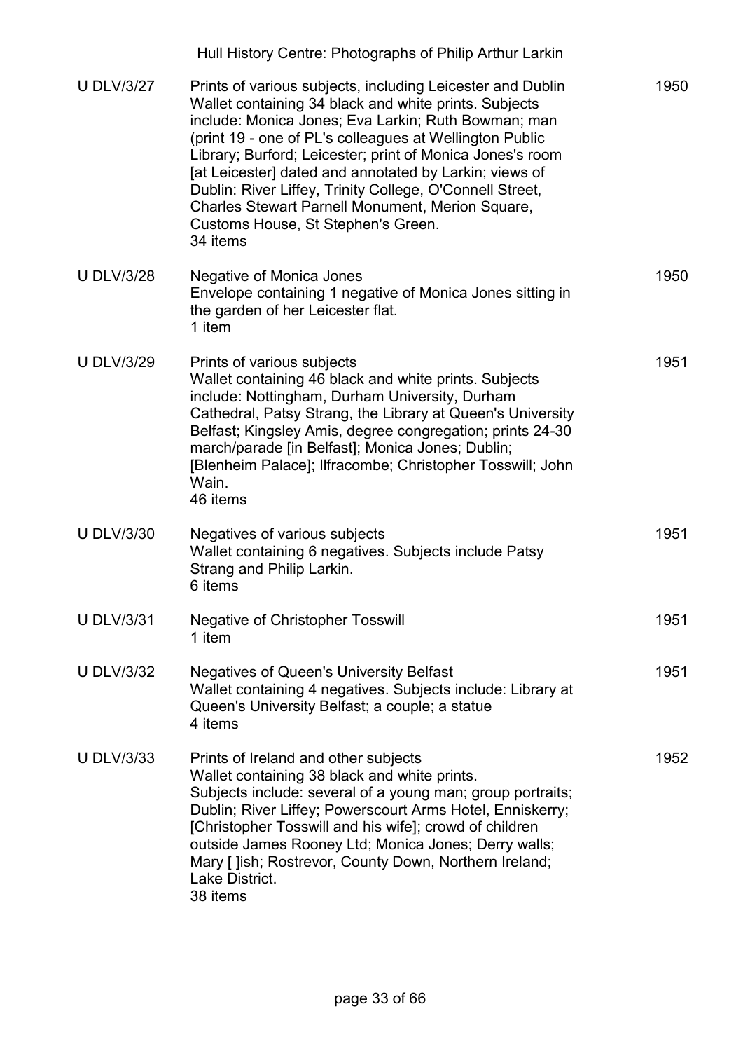| | | |
|---|---|---|
| U DLV/3/27 | Prints of various subjects, including Leicester and Dublin<br>Wallet containing 34 black and white prints. Subjects include: Monica Jones; Eva Larkin; Ruth Bowman; man (print 19 - one of PL's colleagues at Wellington Public Library; Burford; Leicester; print of Monica Jones's room [at Leicester] dated and annotated by Larkin; views of Dublin: River Liffey, Trinity College, O'Connell Street, Charles Stewart Parnell Monument, Merion Square, Customs House, St Stephen's Green.<br>34 items | 1950 |
| U DLV/3/28 | Negative of Monica Jones<br>Envelope containing 1 negative of Monica Jones sitting in the garden of her Leicester flat.<br>1 item | 1950 |
| U DLV/3/29 | Prints of various subjects<br>Wallet containing 46 black and white prints. Subjects include: Nottingham, Durham University, Durham Cathedral, Patsy Strang, the Library at Queen's University Belfast; Kingsley Amis, degree congregation; prints 24-30 march/parade [in Belfast]; Monica Jones; Dublin; [Blenheim Palace]; Ilfracombe; Christopher Tosswill; John Wain.<br>46 items | 1951 |
| U DLV/3/30 | Negatives of various subjects<br>Wallet containing 6 negatives. Subjects include Patsy Strang and Philip Larkin.<br>6 items | 1951 |
| U DLV/3/31 | Negative of Christopher Tosswill<br>1 item | 1951 |
| U DLV/3/32 | Negatives of Queen's University Belfast<br>Wallet containing 4 negatives. Subjects include: Library at Queen's University Belfast; a couple; a statue<br>4 items | 1951 |
| U DLV/3/33 | Prints of Ireland and other subjects<br>Wallet containing 38 black and white prints.<br>Subjects include: several of a young man; group portraits; Dublin; River Liffey; Powerscourt Arms Hotel, Enniskerry; [Christopher Tosswill and his wife]; crowd of children outside James Rooney Ltd; Monica Jones; Derry walls; Mary [ ]ish; Rostrevor, County Down, Northern Ireland; Lake District.<br>38 items | 1952 |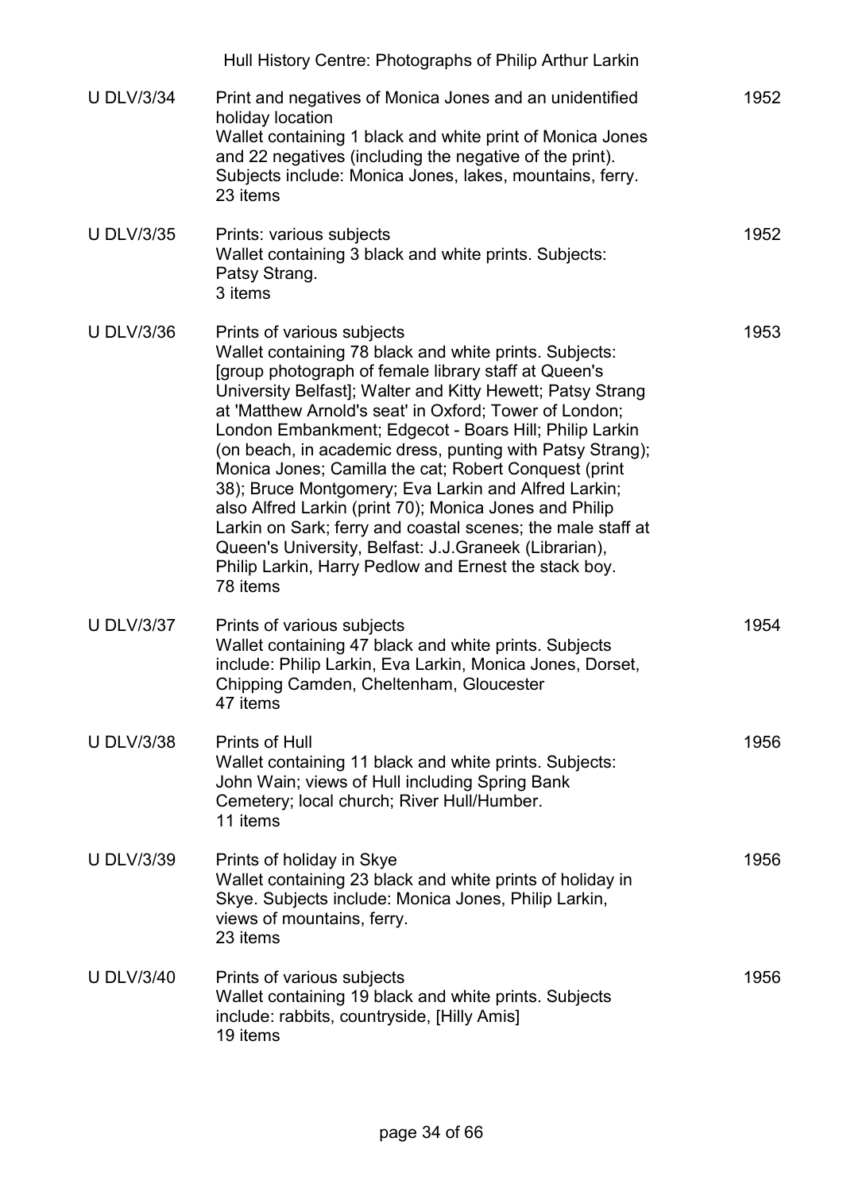| | | |
|---|---|---|
| U DLV/3/34 | Print and negatives of Monica Jones and an unidentified holiday location<br>Wallet containing 1 black and white print of Monica Jones and 22 negatives (including the negative of the print). Subjects include: Monica Jones, lakes, mountains, ferry.<br>23 items | 1952 |
| U DLV/3/35 | Prints: various subjects<br>Wallet containing 3 black and white prints. Subjects: Patsy Strang.<br>3 items | 1952 |
| U DLV/3/36 | Prints of various subjects<br>Wallet containing 78 black and white prints. Subjects: [group photograph of female library staff at Queen's University Belfast]; Walter and Kitty Hewett; Patsy Strang at 'Matthew Arnold's seat' in Oxford; Tower of London; London Embankment; Edgecot - Boars Hill; Philip Larkin (on beach, in academic dress, punting with Patsy Strang); Monica Jones; Camilla the cat; Robert Conquest (print 38); Bruce Montgomery; Eva Larkin and Alfred Larkin; also Alfred Larkin (print 70); Monica Jones and Philip Larkin on Sark; ferry and coastal scenes; the male staff at Queen's University, Belfast: J.J.Graneek (Librarian), Philip Larkin, Harry Pedlow and Ernest the stack boy.<br>78 items | 1953 |
| U DLV/3/37 | Prints of various subjects<br>Wallet containing 47 black and white prints. Subjects include: Philip Larkin, Eva Larkin, Monica Jones, Dorset, Chipping Camden, Cheltenham, Gloucester<br>47 items | 1954 |
| U DLV/3/38 | Prints of Hull<br>Wallet containing 11 black and white prints. Subjects: John Wain; views of Hull including Spring Bank Cemetery; local church; River Hull/Humber.<br>11 items | 1956 |
| U DLV/3/39 | Prints of holiday in Skye<br>Wallet containing 23 black and white prints of holiday in Skye. Subjects include: Monica Jones, Philip Larkin, views of mountains, ferry.<br>23 items | 1956 |
| U DLV/3/40 | Prints of various subjects<br>Wallet containing 19 black and white prints. Subjects include: rabbits, countryside, [Hilly Amis]<br>19 items | 1956 |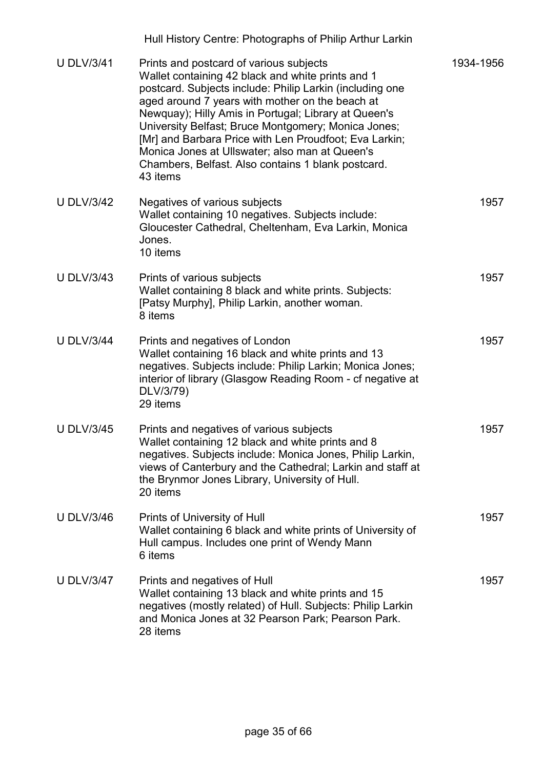| | | |
|---|---|---|
| U DLV/3/41 | Prints and postcard of various subjects<br>Wallet containing 42 black and white prints and 1 postcard. Subjects include: Philip Larkin (including one aged around 7 years with mother on the beach at Newquay); Hilly Amis in Portugal; Library at Queen's University Belfast; Bruce Montgomery; Monica Jones; [Mr] and Barbara Price with Len Proudfoot; Eva Larkin; Monica Jones at Ullswater; also man at Queen's Chambers, Belfast. Also contains 1 blank postcard.<br>43 items | 1934-1956 |
| U DLV/3/42 | Negatives of various subjects<br>Wallet containing 10 negatives. Subjects include: Gloucester Cathedral, Cheltenham, Eva Larkin, Monica Jones.<br>10 items | 1957 |
| U DLV/3/43 | Prints of various subjects<br>Wallet containing 8 black and white prints. Subjects: [Patsy Murphy], Philip Larkin, another woman.<br>8 items | 1957 |
| U DLV/3/44 | Prints and negatives of London<br>Wallet containing 16 black and white prints and 13 negatives. Subjects include: Philip Larkin; Monica Jones; interior of library (Glasgow Reading Room - cf negative at DLV/3/79)<br>29 items | 1957 |
| U DLV/3/45 | Prints and negatives of various subjects<br>Wallet containing 12 black and white prints and 8 negatives. Subjects include: Monica Jones, Philip Larkin, views of Canterbury and the Cathedral; Larkin and staff at the Brynmor Jones Library, University of Hull.<br>20 items | 1957 |
| U DLV/3/46 | Prints of University of Hull<br>Wallet containing 6 black and white prints of University of Hull campus. Includes one print of Wendy Mann<br>6 items | 1957 |
| U DLV/3/47 | Prints and negatives of Hull<br>Wallet containing 13 black and white prints and 15 negatives (mostly related) of Hull. Subjects: Philip Larkin and Monica Jones at 32 Pearson Park; Pearson Park.<br>28 items | 1957 |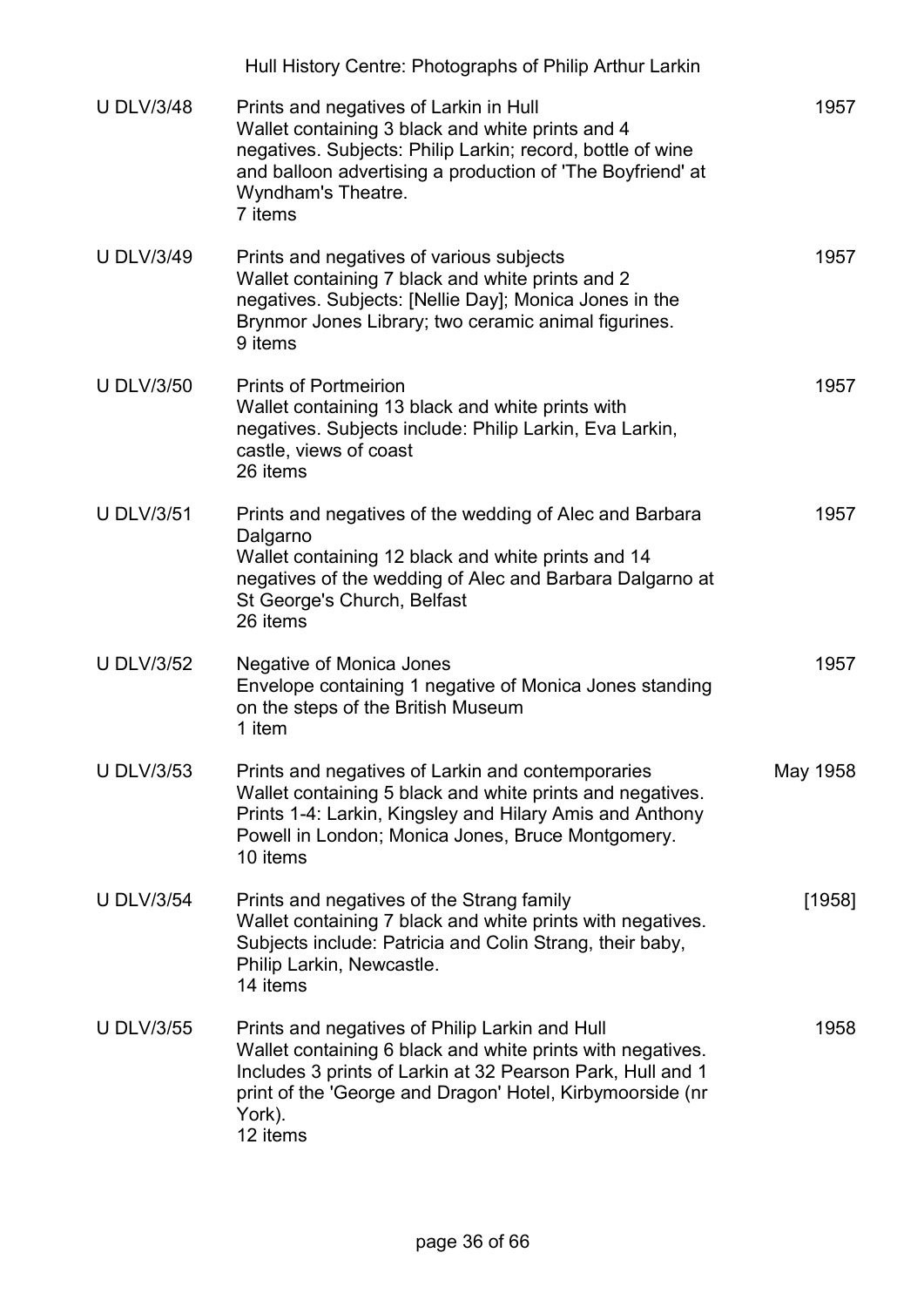| Reference | Description | Date |
|---|---|---|
| U DLV/3/48 | Prints and negatives of Larkin in Hull<br>Wallet containing 3 black and white prints and 4 negatives. Subjects: Philip Larkin; record, bottle of wine and balloon advertising a production of 'The Boyfriend' at Wyndham's Theatre.<br>7 items | 1957 |
| U DLV/3/49 | Prints and negatives of various subjects<br>Wallet containing 7 black and white prints and 2 negatives. Subjects: [Nellie Day]; Monica Jones in the Brynmor Jones Library; two ceramic animal figurines.<br>9 items | 1957 |
| U DLV/3/50 | Prints of Portmeirion<br>Wallet containing 13 black and white prints with negatives. Subjects include: Philip Larkin, Eva Larkin, castle, views of coast<br>26 items | 1957 |
| U DLV/3/51 | Prints and negatives of the wedding of Alec and Barbara Dalgarno<br>Wallet containing 12 black and white prints and 14 negatives of the wedding of Alec and Barbara Dalgarno at St George's Church, Belfast<br>26 items | 1957 |
| U DLV/3/52 | Negative of Monica Jones<br>Envelope containing 1 negative of Monica Jones standing on the steps of the British Museum<br>1 item | 1957 |
| U DLV/3/53 | Prints and negatives of Larkin and contemporaries<br>Wallet containing 5 black and white prints and negatives. Prints 1-4: Larkin, Kingsley and Hilary Amis and Anthony Powell in London; Monica Jones, Bruce Montgomery.<br>10 items | May 1958 |
| U DLV/3/54 | Prints and negatives of the Strang family<br>Wallet containing 7 black and white prints with negatives. Subjects include: Patricia and Colin Strang, their baby, Philip Larkin, Newcastle.<br>14 items | [1958] |
| U DLV/3/55 | Prints and negatives of Philip Larkin and Hull<br>Wallet containing 6 black and white prints with negatives. Includes 3 prints of Larkin at 32 Pearson Park, Hull and 1 print of the 'George and Dragon' Hotel, Kirbymoorside (nr York).<br>12 items | 1958 |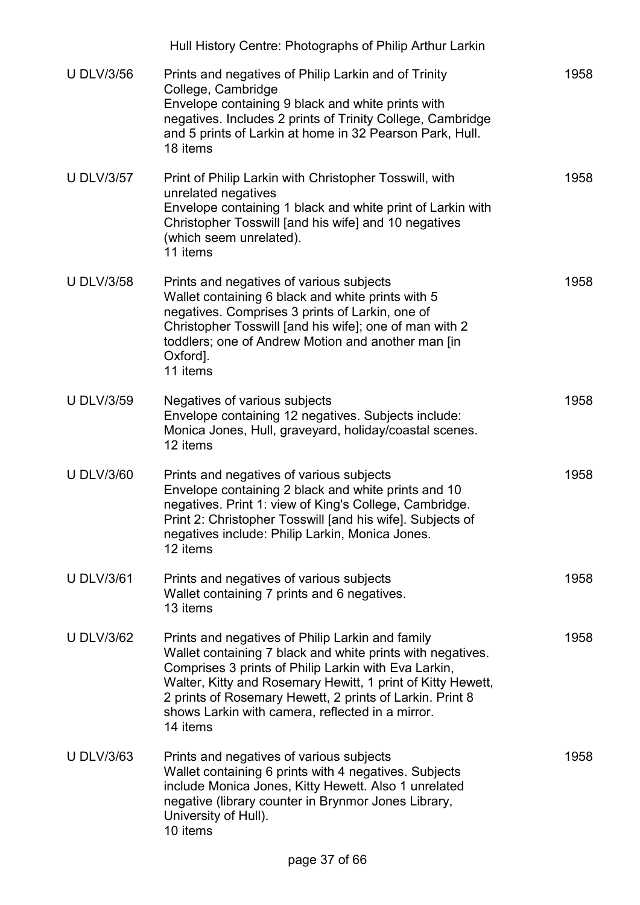| | | |
|---|---|---|
| U DLV/3/56 | Prints and negatives of Philip Larkin and of Trinity College, Cambridge<br>Envelope containing 9 black and white prints with negatives. Includes 2 prints of Trinity College, Cambridge and 5 prints of Larkin at home in 32 Pearson Park, Hull.<br>18 items | 1958 |
| U DLV/3/57 | Print of Philip Larkin with Christopher Tosswill, with unrelated negatives<br>Envelope containing 1 black and white print of Larkin with Christopher Tosswill [and his wife] and 10 negatives (which seem unrelated).<br>11 items | 1958 |
| U DLV/3/58 | Prints and negatives of various subjects<br>Wallet containing 6 black and white prints with 5 negatives. Comprises 3 prints of Larkin, one of Christopher Tosswill [and his wife]; one of man with 2 toddlers; one of Andrew Motion and another man [in Oxford].<br>11 items | 1958 |
| U DLV/3/59 | Negatives of various subjects<br>Envelope containing 12 negatives. Subjects include: Monica Jones, Hull, graveyard, holiday/coastal scenes.<br>12 items | 1958 |
| U DLV/3/60 | Prints and negatives of various subjects<br>Envelope containing 2 black and white prints and 10 negatives. Print 1: view of King's College, Cambridge. Print 2: Christopher Tosswill [and his wife]. Subjects of negatives include: Philip Larkin, Monica Jones.<br>12 items | 1958 |
| U DLV/3/61 | Prints and negatives of various subjects<br>Wallet containing 7 prints and 6 negatives.<br>13 items | 1958 |
| U DLV/3/62 | Prints and negatives of Philip Larkin and family<br>Wallet containing 7 black and white prints with negatives. Comprises 3 prints of Philip Larkin with Eva Larkin, Walter, Kitty and Rosemary Hewitt, 1 print of Kitty Hewett, 2 prints of Rosemary Hewett, 2 prints of Larkin. Print 8 shows Larkin with camera, reflected in a mirror.<br>14 items | 1958 |
| U DLV/3/63 | Prints and negatives of various subjects<br>Wallet containing 6 prints with 4 negatives. Subjects include Monica Jones, Kitty Hewett. Also 1 unrelated negative (library counter in Brynmor Jones Library, University of Hull).<br>10 items | 1958 |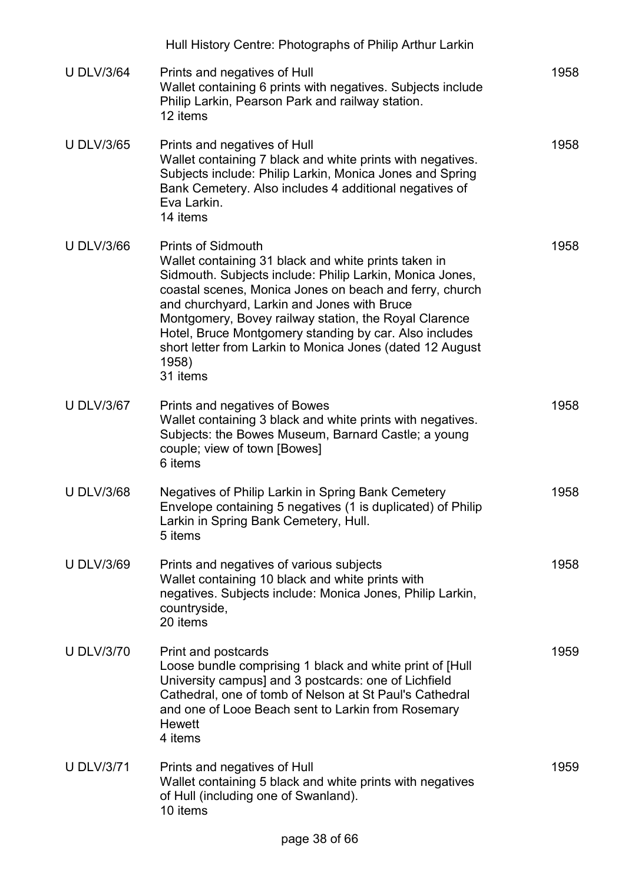| | | |
|---|---|---|
| U DLV/3/64 | Prints and negatives of Hull<br>Wallet containing 6 prints with negatives. Subjects include Philip Larkin, Pearson Park and railway station.<br>12 items | 1958 |
| U DLV/3/65 | Prints and negatives of Hull<br>Wallet containing 7 black and white prints with negatives. Subjects include: Philip Larkin, Monica Jones and Spring Bank Cemetery. Also includes 4 additional negatives of Eva Larkin.<br>14 items | 1958 |
| U DLV/3/66 | Prints of Sidmouth<br>Wallet containing 31 black and white prints taken in Sidmouth. Subjects include: Philip Larkin, Monica Jones, coastal scenes, Monica Jones on beach and ferry, church and churchyard, Larkin and Jones with Bruce Montgomery, Bovey railway station, the Royal Clarence Hotel, Bruce Montgomery standing by car. Also includes short letter from Larkin to Monica Jones (dated 12 August 1958)<br>31 items | 1958 |
| U DLV/3/67 | Prints and negatives of Bowes<br>Wallet containing 3 black and white prints with negatives. Subjects: the Bowes Museum, Barnard Castle; a young couple; view of town [Bowes]<br>6 items | 1958 |
| U DLV/3/68 | Negatives of Philip Larkin in Spring Bank Cemetery<br>Envelope containing 5 negatives (1 is duplicated) of Philip Larkin in Spring Bank Cemetery, Hull.<br>5 items | 1958 |
| U DLV/3/69 | Prints and negatives of various subjects<br>Wallet containing 10 black and white prints with negatives. Subjects include: Monica Jones, Philip Larkin, countryside,<br>20 items | 1958 |
| U DLV/3/70 | Print and postcards<br>Loose bundle comprising 1 black and white print of [Hull University campus] and 3 postcards: one of Lichfield Cathedral, one of tomb of Nelson at St Paul's Cathedral and one of Looe Beach sent to Larkin from Rosemary Hewett<br>4 items | 1959 |
| U DLV/3/71 | Prints and negatives of Hull<br>Wallet containing 5 black and white prints with negatives of Hull (including one of Swanland).<br>10 items | 1959 |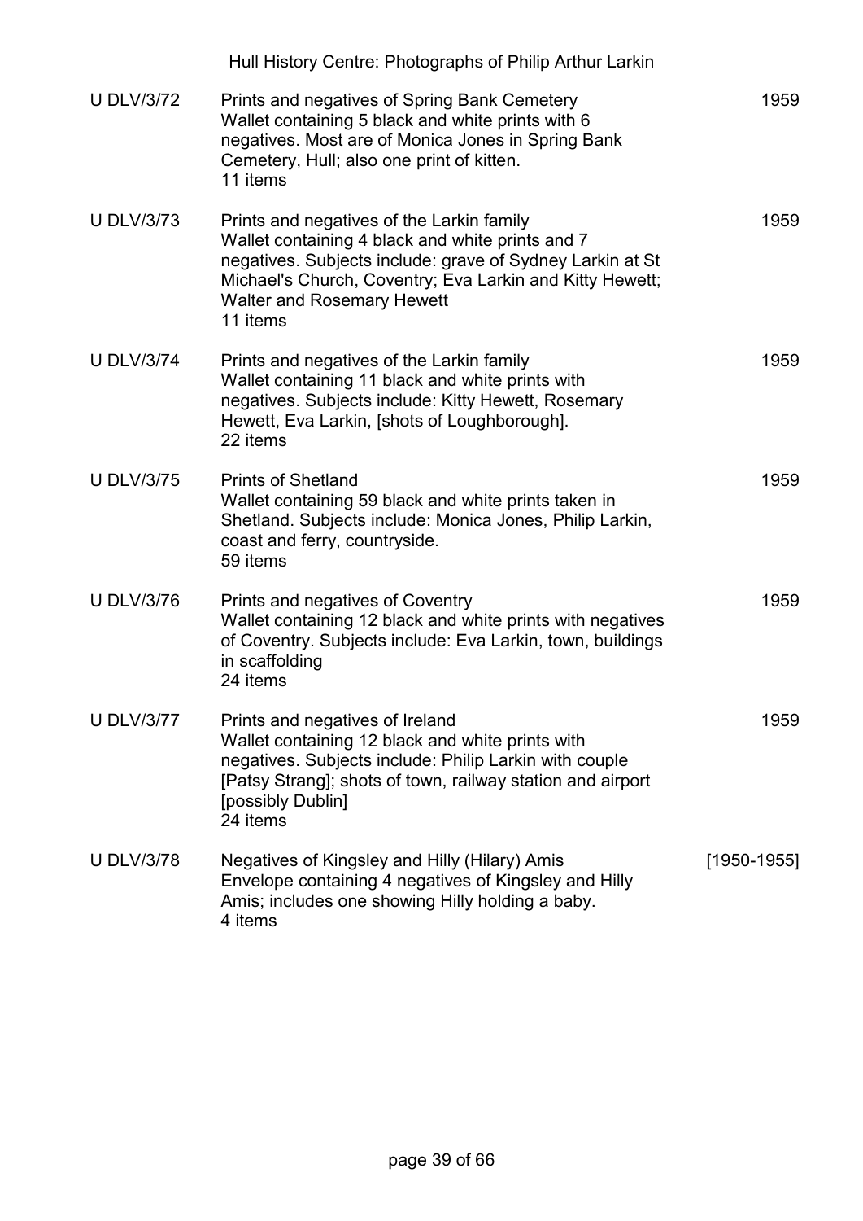| | | |
|---|---|---|
| U DLV/3/72 | Prints and negatives of Spring Bank Cemetery<br>Wallet containing 5 black and white prints with 6 negatives. Most are of Monica Jones in Spring Bank Cemetery, Hull; also one print of kitten.<br>11 items | 1959 |
| U DLV/3/73 | Prints and negatives of the Larkin family<br>Wallet containing 4 black and white prints and 7 negatives. Subjects include: grave of Sydney Larkin at St Michael's Church, Coventry; Eva Larkin and Kitty Hewett; Walter and Rosemary Hewett<br>11 items | 1959 |
| U DLV/3/74 | Prints and negatives of the Larkin family<br>Wallet containing 11 black and white prints with negatives. Subjects include: Kitty Hewett, Rosemary Hewett, Eva Larkin, [shots of Loughborough].<br>22 items | 1959 |
| U DLV/3/75 | Prints of Shetland<br>Wallet containing 59 black and white prints taken in Shetland. Subjects include: Monica Jones, Philip Larkin, coast and ferry, countryside.<br>59 items | 1959 |
| U DLV/3/76 | Prints and negatives of Coventry<br>Wallet containing 12 black and white prints with negatives of Coventry. Subjects include: Eva Larkin, town, buildings in scaffolding<br>24 items | 1959 |
| U DLV/3/77 | Prints and negatives of Ireland<br>Wallet containing 12 black and white prints with negatives. Subjects include: Philip Larkin with couple [Patsy Strang]; shots of town, railway station and airport [possibly Dublin]<br>24 items | 1959 |
| U DLV/3/78 | Negatives of Kingsley and Hilly (Hilary) Amis<br>Envelope containing 4 negatives of Kingsley and Hilly Amis; includes one showing Hilly holding a baby.<br>4 items | [1950-1955] |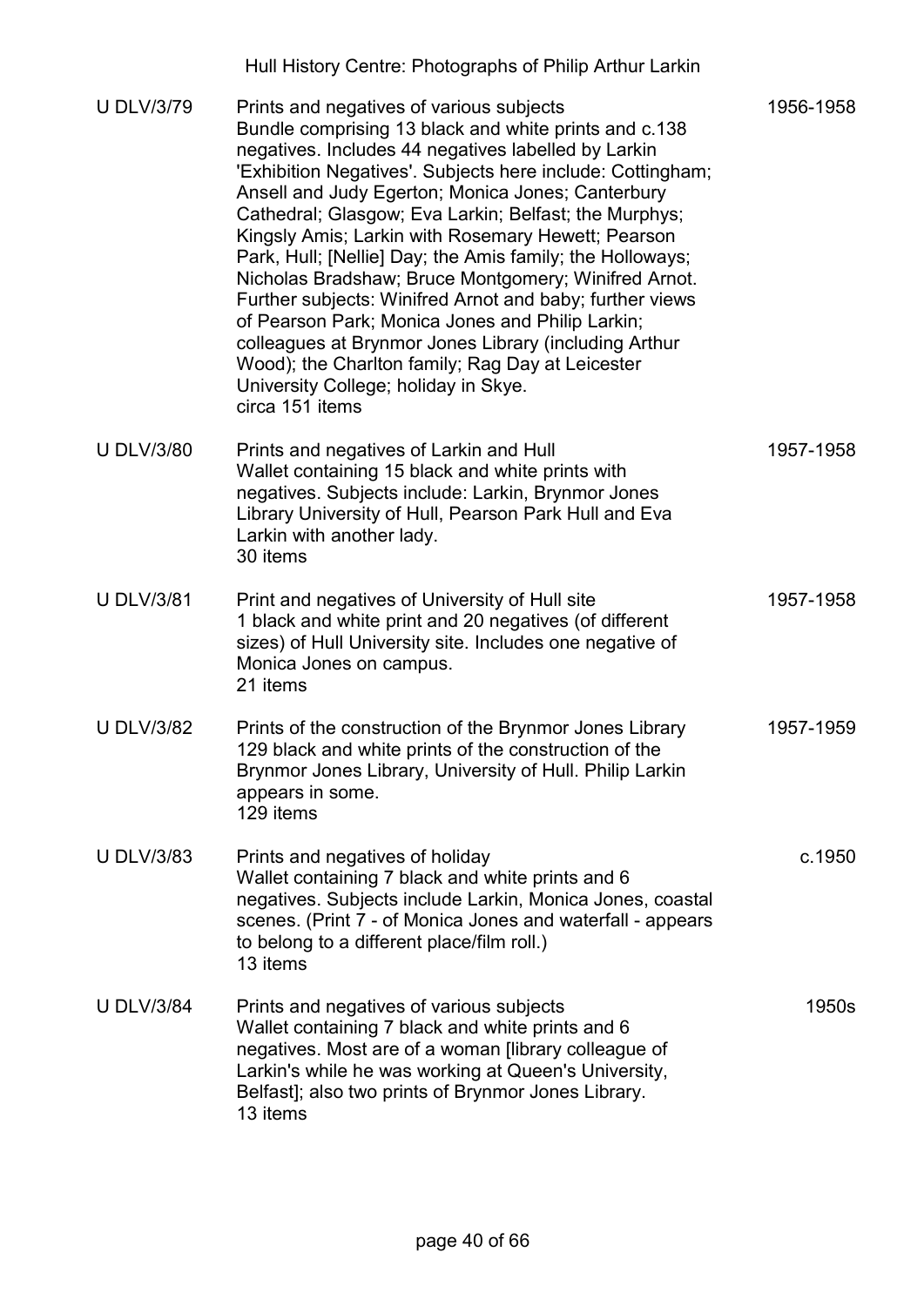| | | |
|---|---|---|
| U DLV/3/79 | Prints and negatives of various subjects<br>Bundle comprising 13 black and white prints and c.138 negatives. Includes 44 negatives labelled by Larkin 'Exhibition Negatives'. Subjects here include: Cottingham; Ansell and Judy Egerton; Monica Jones; Canterbury Cathedral; Glasgow; Eva Larkin; Belfast; the Murphys; Kingsly Amis; Larkin with Rosemary Hewett; Pearson Park, Hull; [Nellie] Day; the Amis family; the Holloways; Nicholas Bradshaw; Bruce Montgomery; Winifred Arnot. Further subjects: Winifred Arnot and baby; further views of Pearson Park; Monica Jones and Philip Larkin; colleagues at Brynmor Jones Library (including Arthur Wood); the Charlton family; Rag Day at Leicester University College; holiday in Skye.<br>circa 151 items | 1956-1958 |
| U DLV/3/80 | Prints and negatives of Larkin and Hull<br>Wallet containing 15 black and white prints with negatives. Subjects include: Larkin, Brynmor Jones Library University of Hull, Pearson Park Hull and Eva Larkin with another lady.<br>30 items | 1957-1958 |
| U DLV/3/81 | Print and negatives of University of Hull site<br>1 black and white print and 20 negatives (of different sizes) of Hull University site. Includes one negative of Monica Jones on campus.<br>21 items | 1957-1958 |
| U DLV/3/82 | Prints of the construction of the Brynmor Jones Library<br>129 black and white prints of the construction of the Brynmor Jones Library, University of Hull. Philip Larkin appears in some.<br>129 items | 1957-1959 |
| U DLV/3/83 | Prints and negatives of holiday<br>Wallet containing 7 black and white prints and 6 negatives. Subjects include Larkin, Monica Jones, coastal scenes. (Print 7 - of Monica Jones and waterfall - appears to belong to a different place/film roll.)<br>13 items | c.1950 |
| U DLV/3/84 | Prints and negatives of various subjects<br>Wallet containing 7 black and white prints and 6 negatives. Most are of a woman [library colleague of Larkin's while he was working at Queen's University, Belfast]; also two prints of Brynmor Jones Library.<br>13 items | 1950s |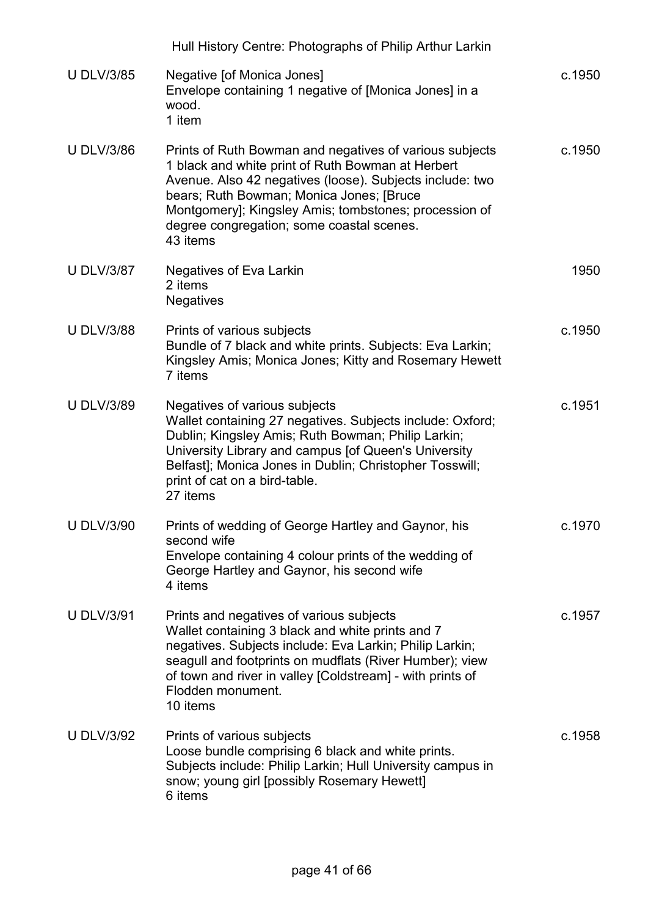| Reference | Description | Date |
|---|---|---|
| U DLV/3/85 | Negative [of Monica Jones]<br>Envelope containing 1 negative of [Monica Jones] in a wood.<br>1 item | c.1950 |
| U DLV/3/86 | Prints of Ruth Bowman and negatives of various subjects<br>1 black and white print of Ruth Bowman at Herbert Avenue. Also 42 negatives (loose). Subjects include: two bears; Ruth Bowman; Monica Jones; [Bruce Montgomery]; Kingsley Amis; tombstones; procession of degree congregation; some coastal scenes.<br>43 items | c.1950 |
| U DLV/3/87 | Negatives of Eva Larkin<br>2 items<br>Negatives | 1950 |
| U DLV/3/88 | Prints of various subjects<br>Bundle of 7 black and white prints. Subjects: Eva Larkin; Kingsley Amis; Monica Jones; Kitty and Rosemary Hewett<br>7 items | c.1950 |
| U DLV/3/89 | Negatives of various subjects<br>Wallet containing 27 negatives. Subjects include: Oxford; Dublin; Kingsley Amis; Ruth Bowman; Philip Larkin; University Library and campus [of Queen's University Belfast]; Monica Jones in Dublin; Christopher Tosswill; print of cat on a bird-table.<br>27 items | c.1951 |
| U DLV/3/90 | Prints of wedding of George Hartley and Gaynor, his second wife<br>Envelope containing 4 colour prints of the wedding of George Hartley and Gaynor, his second wife<br>4 items | c.1970 |
| U DLV/3/91 | Prints and negatives of various subjects<br>Wallet containing 3 black and white prints and 7 negatives. Subjects include: Eva Larkin; Philip Larkin; seagull and footprints on mudflats (River Humber); view of town and river in valley [Coldstream] - with prints of Flodden monument.<br>10 items | c.1957 |
| U DLV/3/92 | Prints of various subjects<br>Loose bundle comprising 6 black and white prints. Subjects include: Philip Larkin; Hull University campus in snow; young girl [possibly Rosemary Hewett]<br>6 items | c.1958 |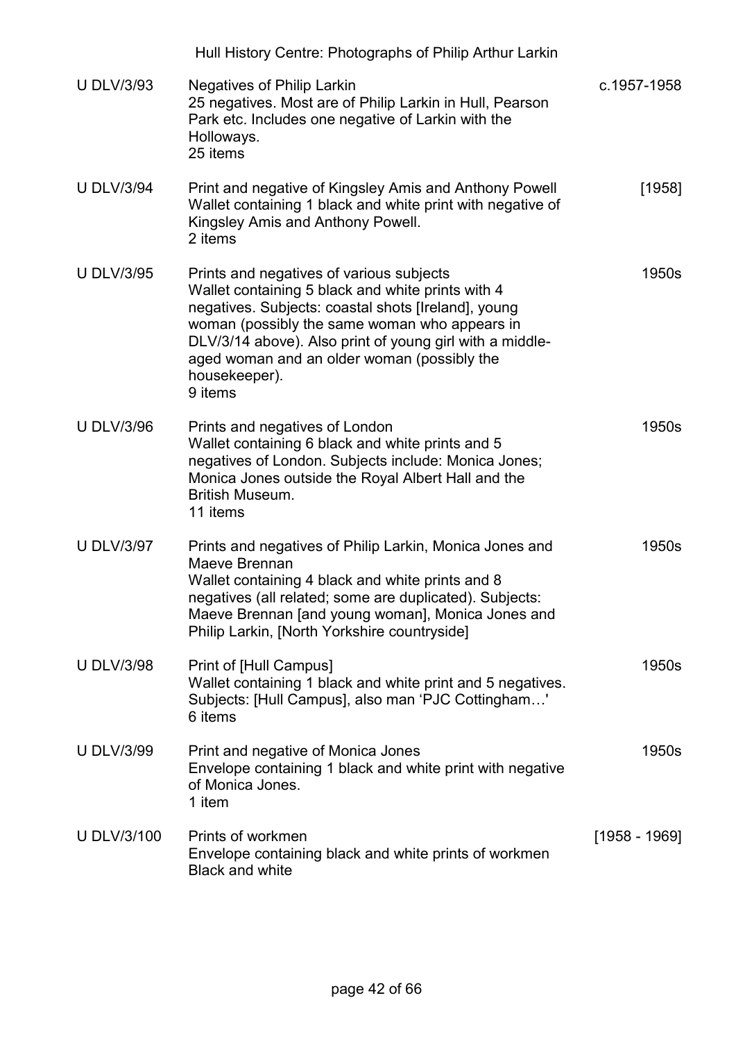| Reference | Description | Date |
|---|---|---|
| U DLV/3/93 | Negatives of Philip Larkin<br>25 negatives. Most are of Philip Larkin in Hull, Pearson Park etc. Includes one negative of Larkin with the Holloways.<br>25 items | c.1957-1958 |
| U DLV/3/94 | Print and negative of Kingsley Amis and Anthony Powell<br>Wallet containing 1 black and white print with negative of Kingsley Amis and Anthony Powell.<br>2 items | [1958] |
| U DLV/3/95 | Prints and negatives of various subjects<br>Wallet containing 5 black and white prints with 4 negatives. Subjects: coastal shots [Ireland], young woman (possibly the same woman who appears in DLV/3/14 above). Also print of young girl with a middle-aged woman and an older woman (possibly the housekeeper).<br>9 items | 1950s |
| U DLV/3/96 | Prints and negatives of London<br>Wallet containing 6 black and white prints and 5 negatives of London. Subjects include: Monica Jones; Monica Jones outside the Royal Albert Hall and the British Museum.<br>11 items | 1950s |
| U DLV/3/97 | Prints and negatives of Philip Larkin, Monica Jones and Maeve Brennan<br>Wallet containing 4 black and white prints and 8 negatives (all related; some are duplicated). Subjects: Maeve Brennan [and young woman], Monica Jones and Philip Larkin, [North Yorkshire countryside] | 1950s |
| U DLV/3/98 | Print of [Hull Campus]<br>Wallet containing 1 black and white print and 5 negatives. Subjects: [Hull Campus], also man 'PJC Cottingham…'<br>6 items | 1950s |
| U DLV/3/99 | Print and negative of Monica Jones<br>Envelope containing 1 black and white print with negative of Monica Jones.<br>1 item | 1950s |
| U DLV/3/100 | Prints of workmen<br>Envelope containing black and white prints of workmen<br>Black and white | [1958 - 1969] |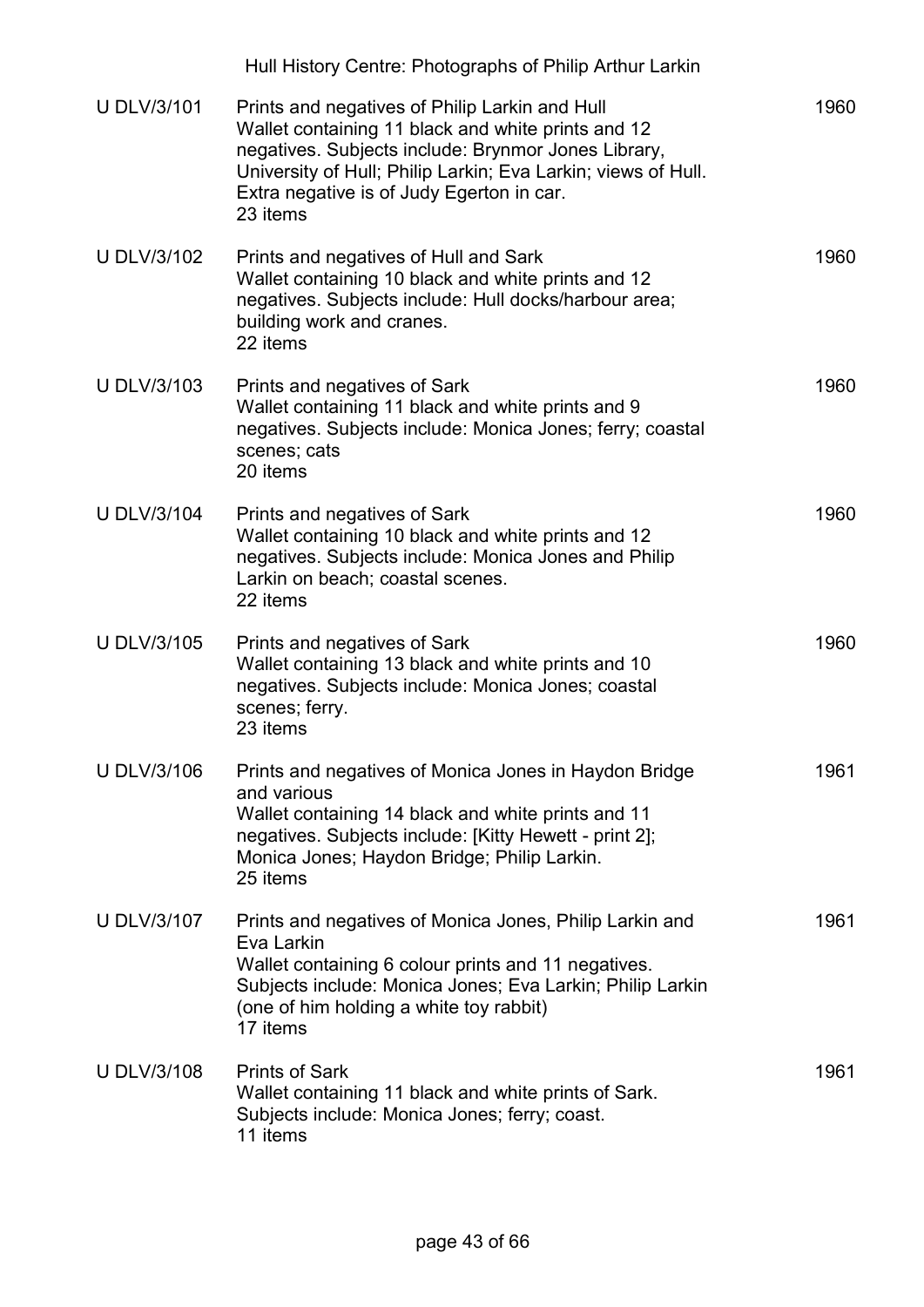| | | |
|---|---|---|
| U DLV/3/101 | Prints and negatives of Philip Larkin and Hull<br>Wallet containing 11 black and white prints and 12 negatives. Subjects include: Brynmor Jones Library, University of Hull; Philip Larkin; Eva Larkin; views of Hull. Extra negative is of Judy Egerton in car.<br>23 items | 1960 |
| U DLV/3/102 | Prints and negatives of Hull and Sark<br>Wallet containing 10 black and white prints and 12 negatives. Subjects include: Hull docks/harbour area; building work and cranes.<br>22 items | 1960 |
| U DLV/3/103 | Prints and negatives of Sark<br>Wallet containing 11 black and white prints and 9 negatives. Subjects include: Monica Jones; ferry; coastal scenes; cats<br>20 items | 1960 |
| U DLV/3/104 | Prints and negatives of Sark<br>Wallet containing 10 black and white prints and 12 negatives. Subjects include: Monica Jones and Philip Larkin on beach; coastal scenes.<br>22 items | 1960 |
| U DLV/3/105 | Prints and negatives of Sark<br>Wallet containing 13 black and white prints and 10 negatives. Subjects include: Monica Jones; coastal scenes; ferry.<br>23 items | 1960 |
| U DLV/3/106 | Prints and negatives of Monica Jones in Haydon Bridge and various<br>Wallet containing 14 black and white prints and 11 negatives. Subjects include: [Kitty Hewett - print 2]; Monica Jones; Haydon Bridge; Philip Larkin.<br>25 items | 1961 |
| U DLV/3/107 | Prints and negatives of Monica Jones, Philip Larkin and Eva Larkin<br>Wallet containing 6 colour prints and 11 negatives. Subjects include: Monica Jones; Eva Larkin; Philip Larkin (one of him holding a white toy rabbit)<br>17 items | 1961 |
| U DLV/3/108 | Prints of Sark<br>Wallet containing 11 black and white prints of Sark. Subjects include: Monica Jones; ferry; coast.<br>11 items | 1961 |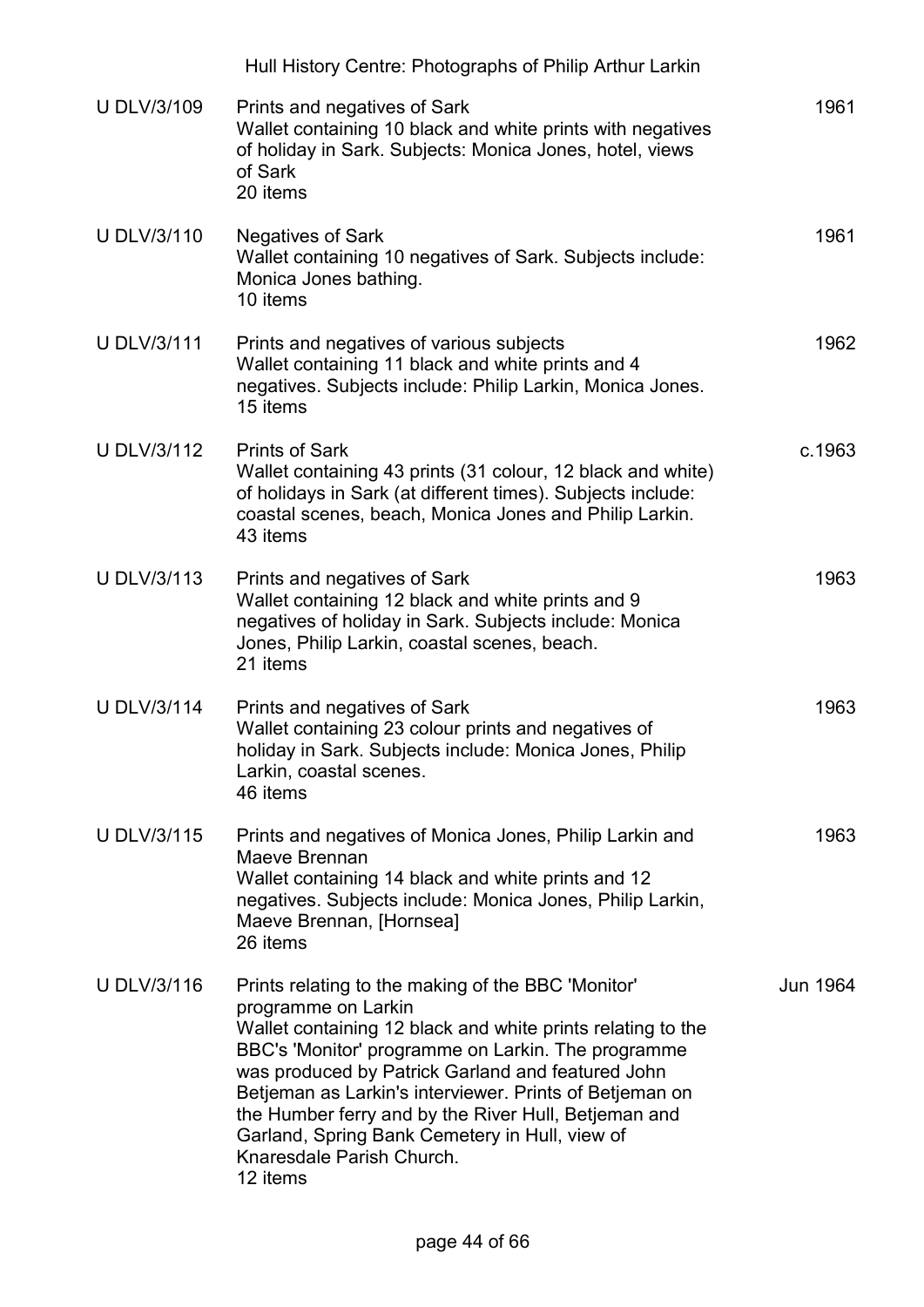| | | |
|---|---|---|
| U DLV/3/109 | Prints and negatives of Sark<br>Wallet containing 10 black and white prints with negatives of holiday in Sark. Subjects: Monica Jones, hotel, views of Sark<br>20 items | 1961 |
| U DLV/3/110 | Negatives of Sark<br>Wallet containing 10 negatives of Sark. Subjects include: Monica Jones bathing.<br>10 items | 1961 |
| U DLV/3/111 | Prints and negatives of various subjects<br>Wallet containing 11 black and white prints and 4 negatives. Subjects include: Philip Larkin, Monica Jones.<br>15 items | 1962 |
| U DLV/3/112 | Prints of Sark<br>Wallet containing 43 prints (31 colour, 12 black and white) of holidays in Sark (at different times). Subjects include: coastal scenes, beach, Monica Jones and Philip Larkin.<br>43 items | c.1963 |
| U DLV/3/113 | Prints and negatives of Sark<br>Wallet containing 12 black and white prints and 9 negatives of holiday in Sark. Subjects include: Monica Jones, Philip Larkin, coastal scenes, beach.<br>21 items | 1963 |
| U DLV/3/114 | Prints and negatives of Sark<br>Wallet containing 23 colour prints and negatives of holiday in Sark. Subjects include: Monica Jones, Philip Larkin, coastal scenes.<br>46 items | 1963 |
| U DLV/3/115 | Prints and negatives of Monica Jones, Philip Larkin and Maeve Brennan<br>Wallet containing 14 black and white prints and 12 negatives. Subjects include: Monica Jones, Philip Larkin, Maeve Brennan, [Hornsea]<br>26 items | 1963 |
| U DLV/3/116 | Prints relating to the making of the BBC 'Monitor' programme on Larkin<br>Wallet containing 12 black and white prints relating to the BBC's 'Monitor' programme on Larkin. The programme was produced by Patrick Garland and featured John Betjeman as Larkin's interviewer. Prints of Betjeman on the Humber ferry and by the River Hull, Betjeman and Garland, Spring Bank Cemetery in Hull, view of Knaresdale Parish Church.<br>12 items | Jun 1964 |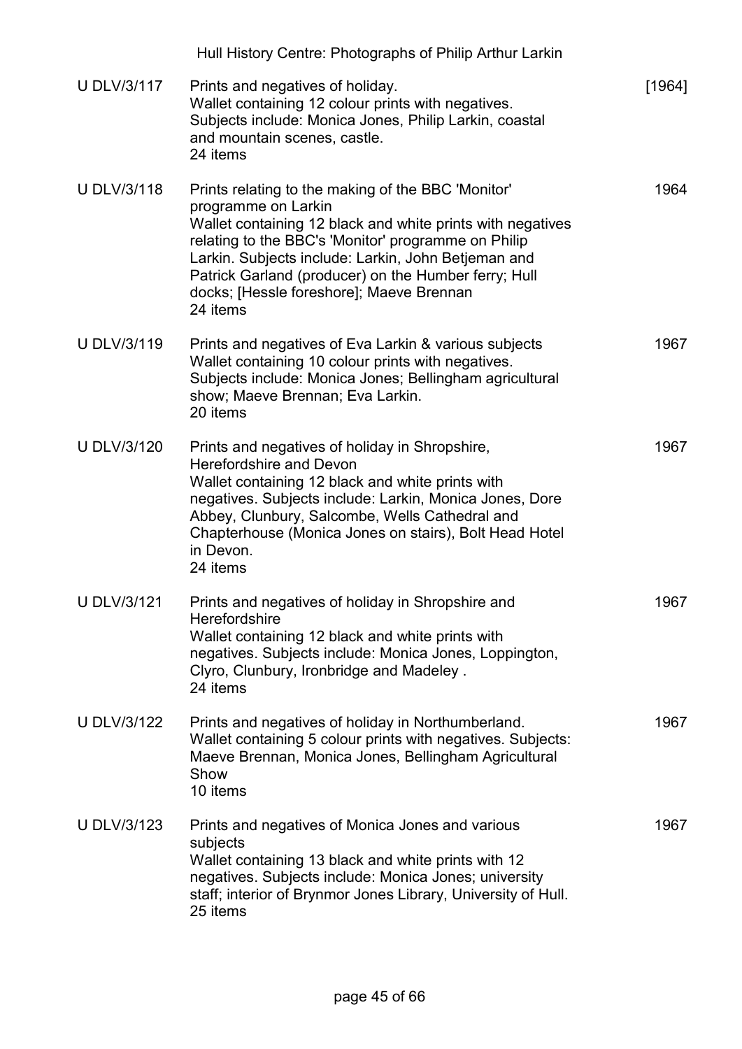| Reference | Description | Date |
| --- | --- | --- |
| U DLV/3/117 | Prints and negatives of holiday.<br>Wallet containing 12 colour prints with negatives. Subjects include: Monica Jones, Philip Larkin, coastal and mountain scenes, castle.<br>24 items | [1964] |
| U DLV/3/118 | Prints relating to the making of the BBC 'Monitor' programme on Larkin<br>Wallet containing 12 black and white prints with negatives relating to the BBC's 'Monitor' programme on Philip Larkin. Subjects include: Larkin, John Betjeman and Patrick Garland (producer) on the Humber ferry; Hull docks; [Hessle foreshore]; Maeve Brennan<br>24 items | 1964 |
| U DLV/3/119 | Prints and negatives of Eva Larkin & various subjects<br>Wallet containing 10 colour prints with negatives. Subjects include: Monica Jones; Bellingham agricultural show; Maeve Brennan; Eva Larkin.<br>20 items | 1967 |
| U DLV/3/120 | Prints and negatives of holiday in Shropshire, Herefordshire and Devon<br>Wallet containing 12 black and white prints with negatives. Subjects include: Larkin, Monica Jones, Dore Abbey, Clunbury, Salcombe, Wells Cathedral and Chapterhouse (Monica Jones on stairs), Bolt Head Hotel in Devon.<br>24 items | 1967 |
| U DLV/3/121 | Prints and negatives of holiday in Shropshire and Herefordshire<br>Wallet containing 12 black and white prints with negatives. Subjects include: Monica Jones, Loppington, Clyro, Clunbury, Ironbridge and Madeley .<br>24 items | 1967 |
| U DLV/3/122 | Prints and negatives of holiday in Northumberland.<br>Wallet containing 5 colour prints with negatives. Subjects: Maeve Brennan, Monica Jones, Bellingham Agricultural Show<br>10 items | 1967 |
| U DLV/3/123 | Prints and negatives of Monica Jones and various subjects<br>Wallet containing 13 black and white prints with 12 negatives. Subjects include: Monica Jones; university staff; interior of Brynmor Jones Library, University of Hull.<br>25 items | 1967 |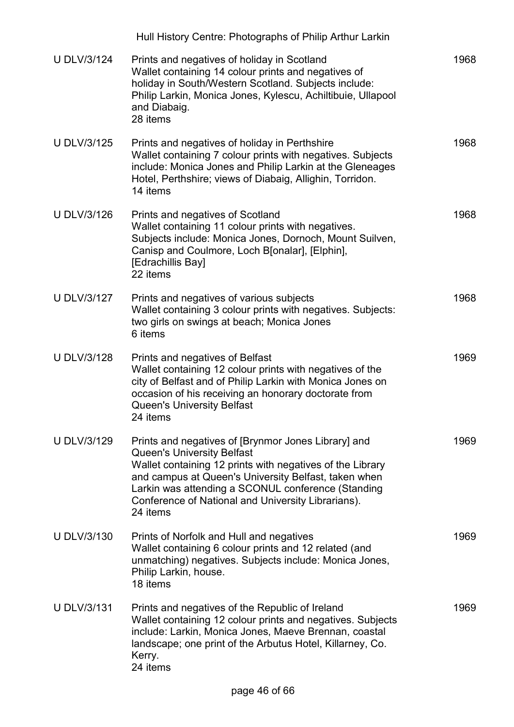| | | |
|---|---|---|
| U DLV/3/124 | Prints and negatives of holiday in Scotland<br>Wallet containing 14 colour prints and negatives of holiday in South/Western Scotland. Subjects include: Philip Larkin, Monica Jones, Kylescu, Achiltibuie, Ullapool and Diabaig.<br>28 items | 1968 |
| U DLV/3/125 | Prints and negatives of holiday in Perthshire<br>Wallet containing 7 colour prints with negatives. Subjects include: Monica Jones and Philip Larkin at the Gleneages Hotel, Perthshire; views of Diabaig, Allighin, Torridon.<br>14 items | 1968 |
| U DLV/3/126 | Prints and negatives of Scotland<br>Wallet containing 11 colour prints with negatives. Subjects include: Monica Jones, Dornoch, Mount Suilven, Canisp and Coulmore, Loch B[onalar], [Elphin], [Edrachillis Bay]<br>22 items | 1968 |
| U DLV/3/127 | Prints and negatives of various subjects<br>Wallet containing 3 colour prints with negatives. Subjects: two girls on swings at beach; Monica Jones<br>6 items | 1968 |
| U DLV/3/128 | Prints and negatives of Belfast<br>Wallet containing 12 colour prints with negatives of the city of Belfast and of Philip Larkin with Monica Jones on occasion of his receiving an honorary doctorate from Queen's University Belfast<br>24 items | 1969 |
| U DLV/3/129 | Prints and negatives of [Brynmor Jones Library] and Queen's University Belfast<br>Wallet containing 12 prints with negatives of the Library and campus at Queen's University Belfast, taken when Larkin was attending a SCONUL conference (Standing Conference of National and University Librarians).<br>24 items | 1969 |
| U DLV/3/130 | Prints of Norfolk and Hull and negatives<br>Wallet containing 6 colour prints and 12 related (and unmatching) negatives. Subjects include: Monica Jones, Philip Larkin, house.<br>18 items | 1969 |
| U DLV/3/131 | Prints and negatives of the Republic of Ireland<br>Wallet containing 12 colour prints and negatives. Subjects include: Larkin, Monica Jones, Maeve Brennan, coastal landscape; one print of the Arbutus Hotel, Killarney, Co. Kerry.<br>24 items | 1969 |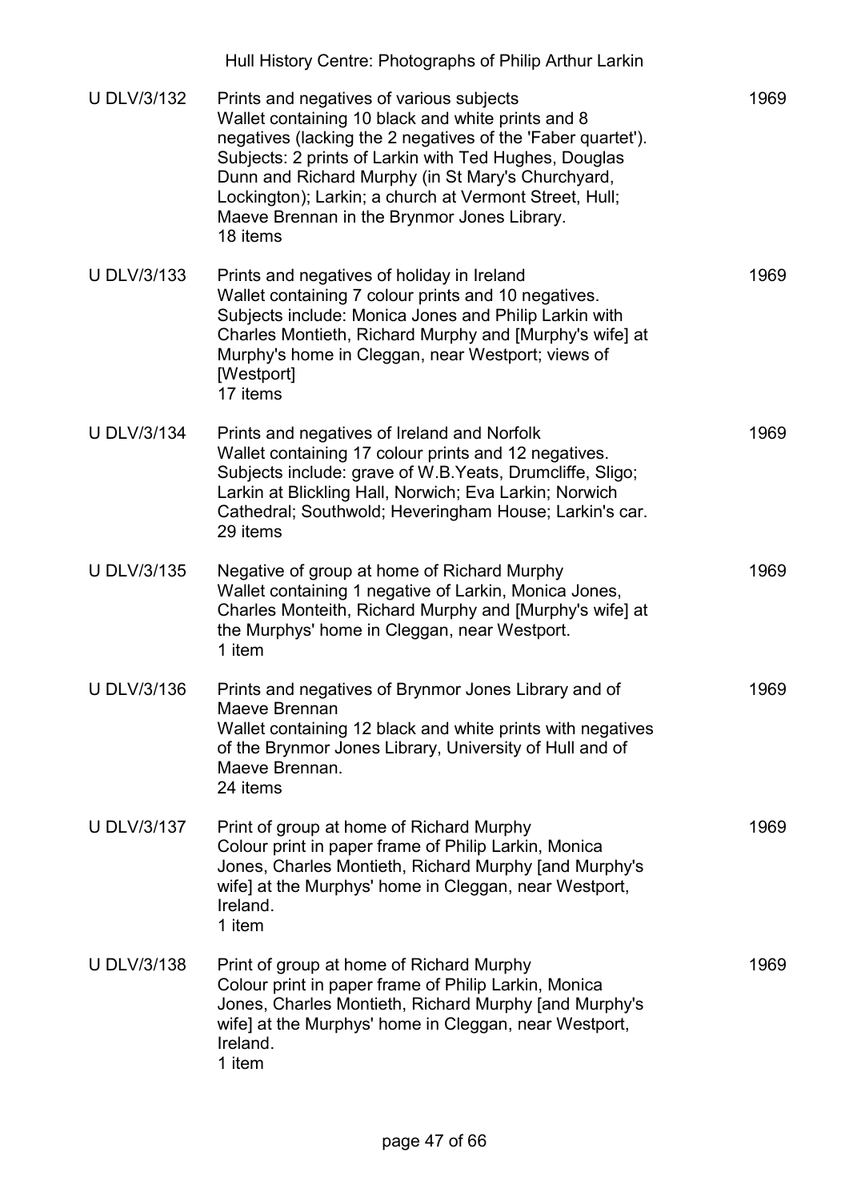| | | |
|---|---|---|
| U DLV/3/132 | Prints and negatives of various subjects<br>Wallet containing 10 black and white prints and 8 negatives (lacking the 2 negatives of the 'Faber quartet'). Subjects: 2 prints of Larkin with Ted Hughes, Douglas Dunn and Richard Murphy (in St Mary's Churchyard, Lockington); Larkin; a church at Vermont Street, Hull; Maeve Brennan in the Brynmor Jones Library.<br>18 items | 1969 |
| U DLV/3/133 | Prints and negatives of holiday in Ireland<br>Wallet containing 7 colour prints and 10 negatives. Subjects include: Monica Jones and Philip Larkin with Charles Montieth, Richard Murphy and [Murphy's wife] at Murphy's home in Cleggan, near Westport; views of [Westport]<br>17 items | 1969 |
| U DLV/3/134 | Prints and negatives of Ireland and Norfolk<br>Wallet containing 17 colour prints and 12 negatives. Subjects include: grave of W.B.Yeats, Drumcliffe, Sligo; Larkin at Blickling Hall, Norwich; Eva Larkin; Norwich Cathedral; Southwold; Heveringham House; Larkin's car.<br>29 items | 1969 |
| U DLV/3/135 | Negative of group at home of Richard Murphy<br>Wallet containing 1 negative of Larkin, Monica Jones, Charles Monteith, Richard Murphy and [Murphy's wife] at the Murphys' home in Cleggan, near Westport.<br>1 item | 1969 |
| U DLV/3/136 | Prints and negatives of Brynmor Jones Library and of Maeve Brennan<br>Wallet containing 12 black and white prints with negatives of the Brynmor Jones Library, University of Hull and of Maeve Brennan.<br>24 items | 1969 |
| U DLV/3/137 | Print of group at home of Richard Murphy<br>Colour print in paper frame of Philip Larkin, Monica Jones, Charles Montieth, Richard Murphy [and Murphy's wife] at the Murphys' home in Cleggan, near Westport, Ireland.<br>1 item | 1969 |
| U DLV/3/138 | Print of group at home of Richard Murphy<br>Colour print in paper frame of Philip Larkin, Monica Jones, Charles Montieth, Richard Murphy [and Murphy's wife] at the Murphys' home in Cleggan, near Westport, Ireland.<br>1 item | 1969 |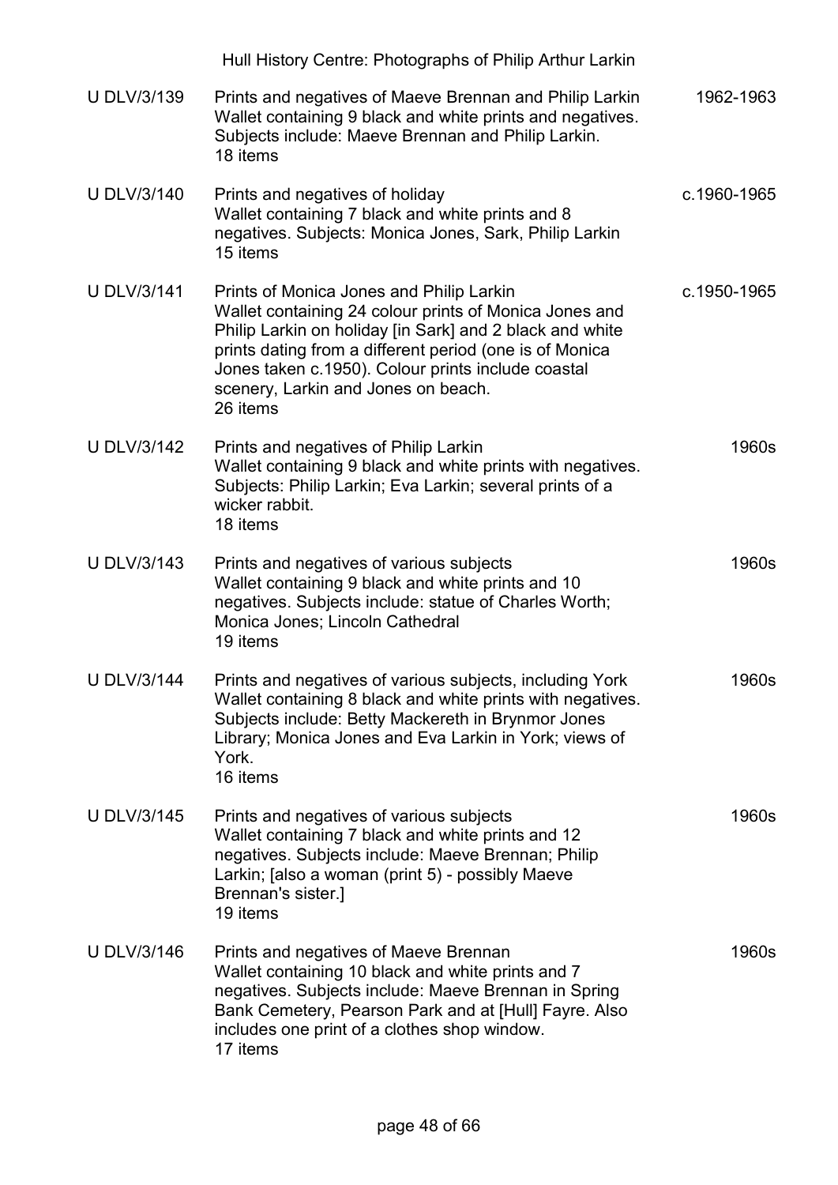| | | |
|---|---|---|
| U DLV/3/139 | Prints and negatives of Maeve Brennan and Philip Larkin<br>Wallet containing 9 black and white prints and negatives. Subjects include: Maeve Brennan and Philip Larkin.<br>18 items | 1962-1963 |
| U DLV/3/140 | Prints and negatives of holiday<br>Wallet containing 7 black and white prints and 8 negatives. Subjects: Monica Jones, Sark, Philip Larkin<br>15 items | c.1960-1965 |
| U DLV/3/141 | Prints of Monica Jones and Philip Larkin<br>Wallet containing 24 colour prints of Monica Jones and Philip Larkin on holiday [in Sark] and 2 black and white prints dating from a different period (one is of Monica Jones taken c.1950). Colour prints include coastal scenery, Larkin and Jones on beach.<br>26 items | c.1950-1965 |
| U DLV/3/142 | Prints and negatives of Philip Larkin<br>Wallet containing 9 black and white prints with negatives. Subjects: Philip Larkin; Eva Larkin; several prints of a wicker rabbit.<br>18 items | 1960s |
| U DLV/3/143 | Prints and negatives of various subjects<br>Wallet containing 9 black and white prints and 10 negatives. Subjects include: statue of Charles Worth; Monica Jones; Lincoln Cathedral<br>19 items | 1960s |
| U DLV/3/144 | Prints and negatives of various subjects, including York<br>Wallet containing 8 black and white prints with negatives. Subjects include: Betty Mackereth in Brynmor Jones Library; Monica Jones and Eva Larkin in York; views of York.<br>16 items | 1960s |
| U DLV/3/145 | Prints and negatives of various subjects<br>Wallet containing 7 black and white prints and 12 negatives. Subjects include: Maeve Brennan; Philip Larkin; [also a woman (print 5) - possibly Maeve Brennan's sister.]<br>19 items | 1960s |
| U DLV/3/146 | Prints and negatives of Maeve Brennan<br>Wallet containing 10 black and white prints and 7 negatives. Subjects include: Maeve Brennan in Spring Bank Cemetery, Pearson Park and at [Hull] Fayre. Also includes one print of a clothes shop window.<br>17 items | 1960s |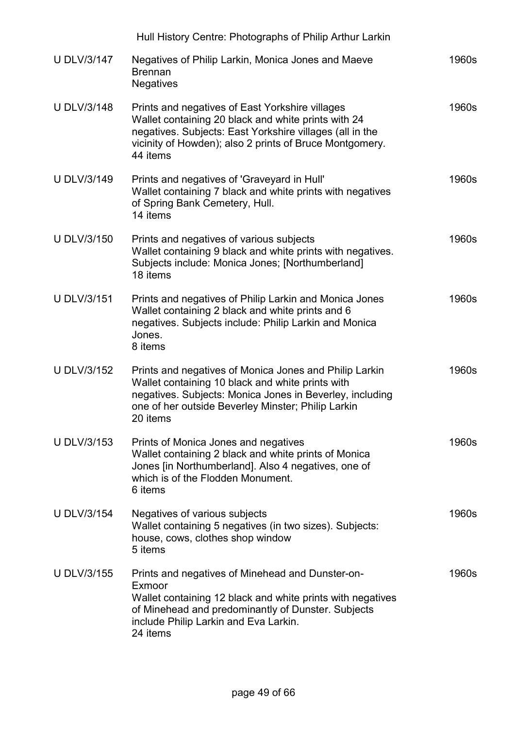| | | |
|---|---|---|
| U DLV/3/147 | Negatives of Philip Larkin, Monica Jones and Maeve Brennan<br>Negatives | 1960s |
| U DLV/3/148 | Prints and negatives of East Yorkshire villages<br>Wallet containing 20 black and white prints with 24 negatives. Subjects: East Yorkshire villages (all in the vicinity of Howden); also 2 prints of Bruce Montgomery.<br>44 items | 1960s |
| U DLV/3/149 | Prints and negatives of 'Graveyard in Hull'<br>Wallet containing 7 black and white prints with negatives of Spring Bank Cemetery, Hull.<br>14 items | 1960s |
| U DLV/3/150 | Prints and negatives of various subjects<br>Wallet containing 9 black and white prints with negatives. Subjects include: Monica Jones; [Northumberland]<br>18 items | 1960s |
| U DLV/3/151 | Prints and negatives of Philip Larkin and Monica Jones<br>Wallet containing 2 black and white prints and 6 negatives. Subjects include: Philip Larkin and Monica Jones.<br>8 items | 1960s |
| U DLV/3/152 | Prints and negatives of Monica Jones and Philip Larkin<br>Wallet containing 10 black and white prints with negatives. Subjects: Monica Jones in Beverley, including one of her outside Beverley Minster; Philip Larkin<br>20 items | 1960s |
| U DLV/3/153 | Prints of Monica Jones and negatives<br>Wallet containing 2 black and white prints of Monica Jones [in Northumberland]. Also 4 negatives, one of which is of the Flodden Monument.<br>6 items | 1960s |
| U DLV/3/154 | Negatives of various subjects<br>Wallet containing 5 negatives (in two sizes). Subjects: house, cows, clothes shop window<br>5 items | 1960s |
| U DLV/3/155 | Prints and negatives of Minehead and Dunster-on-Exmoor<br>Wallet containing 12 black and white prints with negatives of Minehead and predominantly of Dunster. Subjects include Philip Larkin and Eva Larkin.<br>24 items | 1960s |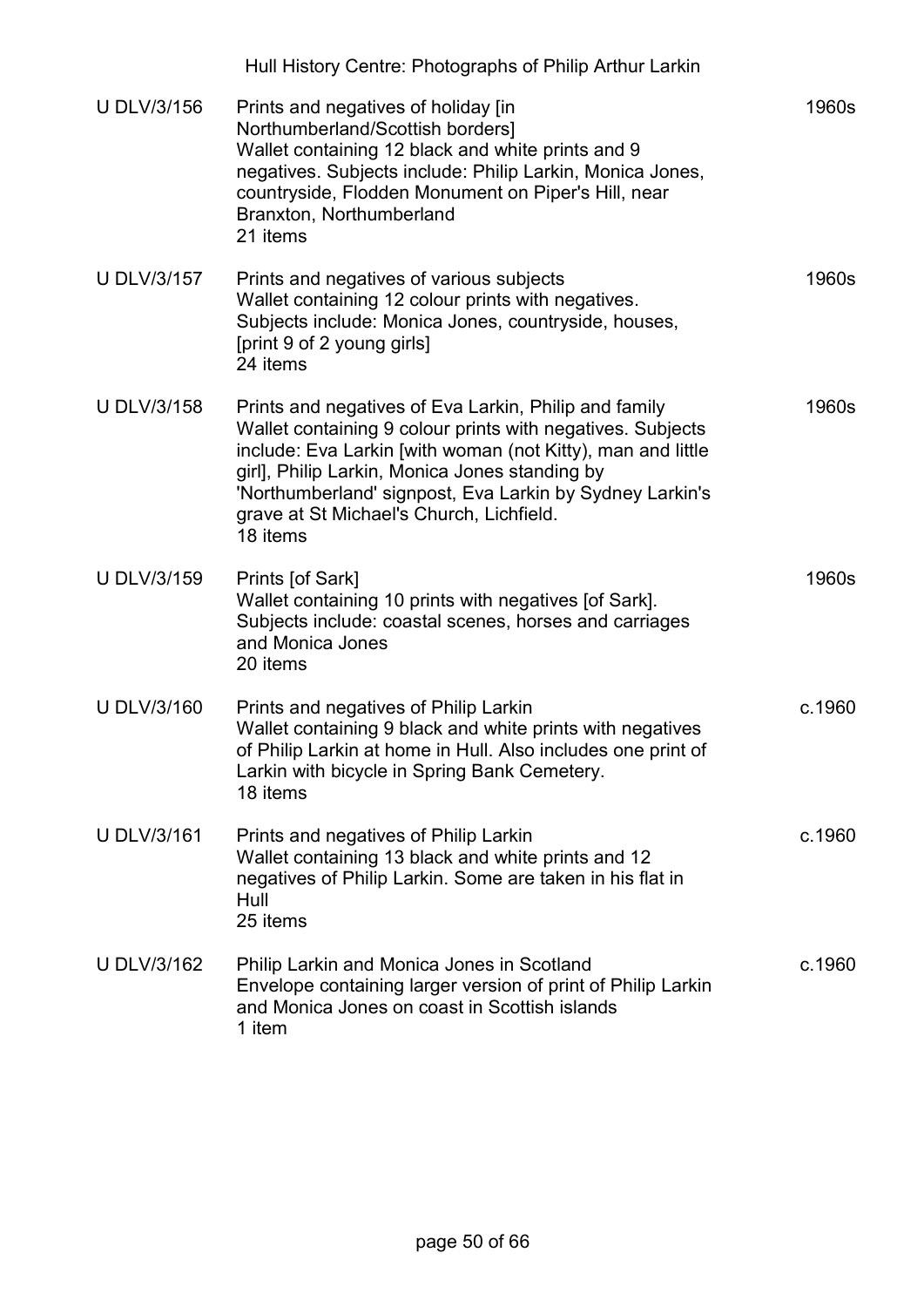| Reference | Description | Date |
|---|---|---|
| U DLV/3/156 | Prints and negatives of holiday [in Northumberland/Scottish borders]<br>Wallet containing 12 black and white prints and 9 negatives. Subjects include: Philip Larkin, Monica Jones, countryside, Flodden Monument on Piper's Hill, near Branxton, Northumberland<br>21 items | 1960s |
| U DLV/3/157 | Prints and negatives of various subjects<br>Wallet containing 12 colour prints with negatives. Subjects include: Monica Jones, countryside, houses, [print 9 of 2 young girls]<br>24 items | 1960s |
| U DLV/3/158 | Prints and negatives of Eva Larkin, Philip and family<br>Wallet containing 9 colour prints with negatives. Subjects include: Eva Larkin [with woman (not Kitty), man and little girl], Philip Larkin, Monica Jones standing by 'Northumberland' signpost, Eva Larkin by Sydney Larkin's grave at St Michael's Church, Lichfield.<br>18 items | 1960s |
| U DLV/3/159 | Prints [of Sark]<br>Wallet containing 10 prints with negatives [of Sark]. Subjects include: coastal scenes, horses and carriages and Monica Jones<br>20 items | 1960s |
| U DLV/3/160 | Prints and negatives of Philip Larkin<br>Wallet containing 9 black and white prints with negatives of Philip Larkin at home in Hull. Also includes one print of Larkin with bicycle in Spring Bank Cemetery.<br>18 items | c.1960 |
| U DLV/3/161 | Prints and negatives of Philip Larkin<br>Wallet containing 13 black and white prints and 12 negatives of Philip Larkin. Some are taken in his flat in Hull<br>25 items | c.1960 |
| U DLV/3/162 | Philip Larkin and Monica Jones in Scotland<br>Envelope containing larger version of print of Philip Larkin and Monica Jones on coast in Scottish islands<br>1 item | c.1960 |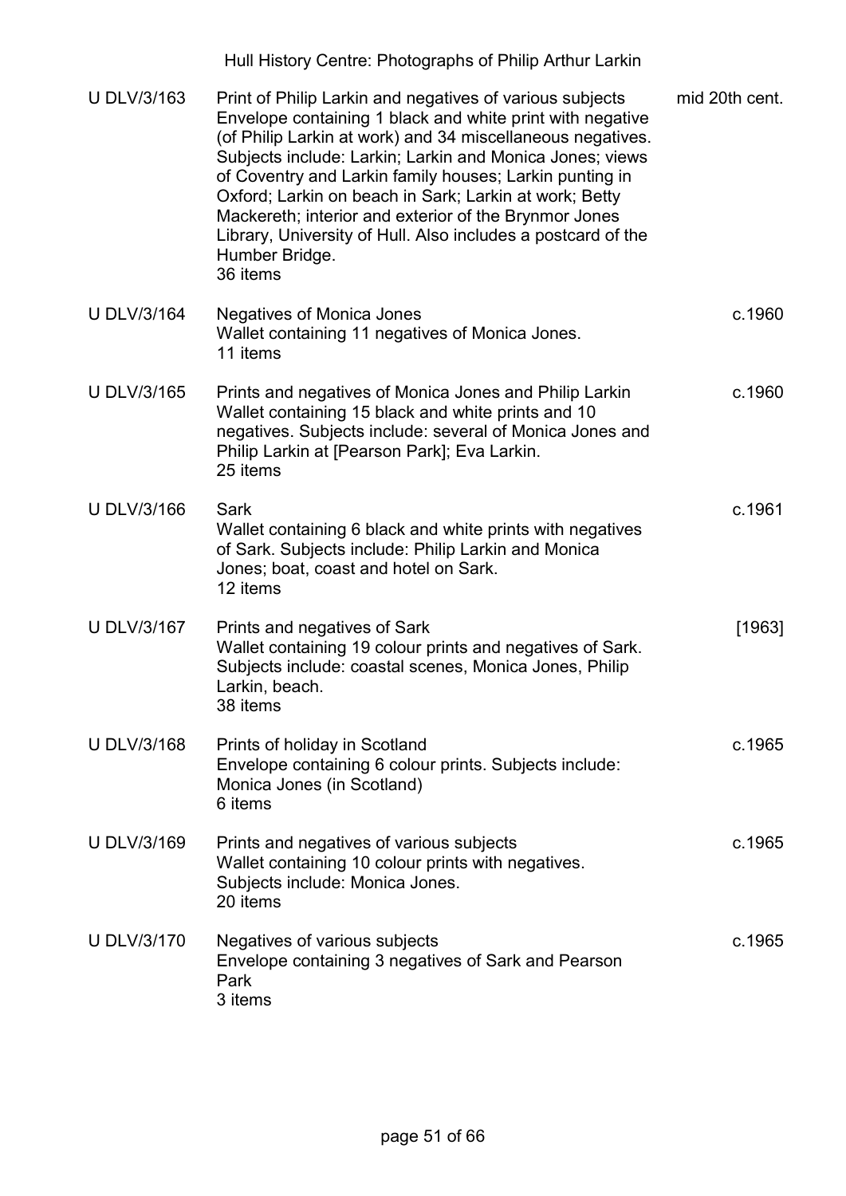| | | |
|---|---|---|
| U DLV/3/163 | Print of Philip Larkin and negatives of various subjects<br>Envelope containing 1 black and white print with negative (of Philip Larkin at work) and 34 miscellaneous negatives. Subjects include: Larkin; Larkin and Monica Jones; views of Coventry and Larkin family houses; Larkin punting in Oxford; Larkin on beach in Sark; Larkin at work; Betty Mackereth; interior and exterior of the Brynmor Jones Library, University of Hull. Also includes a postcard of the Humber Bridge.<br>36 items | mid 20th cent. |
| U DLV/3/164 | Negatives of Monica Jones<br>Wallet containing 11 negatives of Monica Jones.<br>11 items | c.1960 |
| U DLV/3/165 | Prints and negatives of Monica Jones and Philip Larkin<br>Wallet containing 15 black and white prints and 10 negatives. Subjects include: several of Monica Jones and Philip Larkin at [Pearson Park]; Eva Larkin.<br>25 items | c.1960 |
| U DLV/3/166 | Sark<br>Wallet containing 6 black and white prints with negatives of Sark. Subjects include: Philip Larkin and Monica Jones; boat, coast and hotel on Sark.<br>12 items | c.1961 |
| U DLV/3/167 | Prints and negatives of Sark<br>Wallet containing 19 colour prints and negatives of Sark. Subjects include: coastal scenes, Monica Jones, Philip Larkin, beach.<br>38 items | [1963] |
| U DLV/3/168 | Prints of holiday in Scotland<br>Envelope containing 6 colour prints. Subjects include: Monica Jones (in Scotland)<br>6 items | c.1965 |
| U DLV/3/169 | Prints and negatives of various subjects<br>Wallet containing 10 colour prints with negatives. Subjects include: Monica Jones.<br>20 items | c.1965 |
| U DLV/3/170 | Negatives of various subjects<br>Envelope containing 3 negatives of Sark and Pearson Park<br>3 items | c.1965 |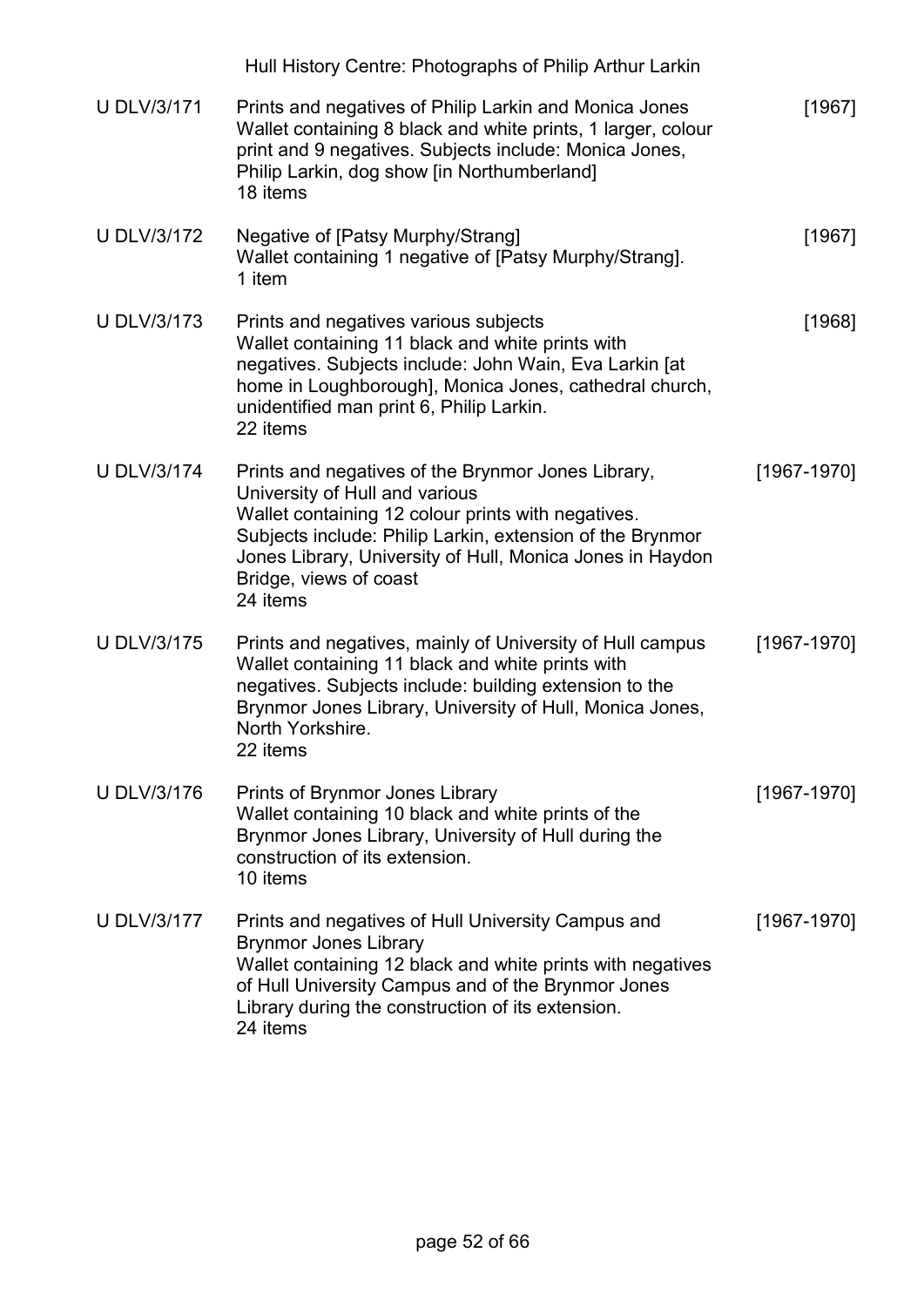| | | |
|---|---|---|
| U DLV/3/171 | Prints and negatives of Philip Larkin and Monica Jones<br>Wallet containing 8 black and white prints, 1 larger, colour print and 9 negatives. Subjects include: Monica Jones, Philip Larkin, dog show [in Northumberland]<br>18 items | [1967] |
| U DLV/3/172 | Negative of [Patsy Murphy/Strang]<br>Wallet containing 1 negative of [Patsy Murphy/Strang].<br>1 item | [1967] |
| U DLV/3/173 | Prints and negatives various subjects<br>Wallet containing 11 black and white prints with negatives. Subjects include: John Wain, Eva Larkin [at home in Loughborough], Monica Jones, cathedral church, unidentified man print 6, Philip Larkin.<br>22 items | [1968] |
| U DLV/3/174 | Prints and negatives of the Brynmor Jones Library, University of Hull and various<br>Wallet containing 12 colour prints with negatives. Subjects include: Philip Larkin, extension of the Brynmor Jones Library, University of Hull, Monica Jones in Haydon Bridge, views of coast<br>24 items | [1967-1970] |
| U DLV/3/175 | Prints and negatives, mainly of University of Hull campus<br>Wallet containing 11 black and white prints with negatives. Subjects include: building extension to the Brynmor Jones Library, University of Hull, Monica Jones, North Yorkshire.<br>22 items | [1967-1970] |
| U DLV/3/176 | Prints of Brynmor Jones Library<br>Wallet containing 10 black and white prints of the Brynmor Jones Library, University of Hull during the construction of its extension.<br>10 items | [1967-1970] |
| U DLV/3/177 | Prints and negatives of Hull University Campus and Brynmor Jones Library<br>Wallet containing 12 black and white prints with negatives of Hull University Campus and of the Brynmor Jones Library during the construction of its extension.<br>24 items | [1967-1970] |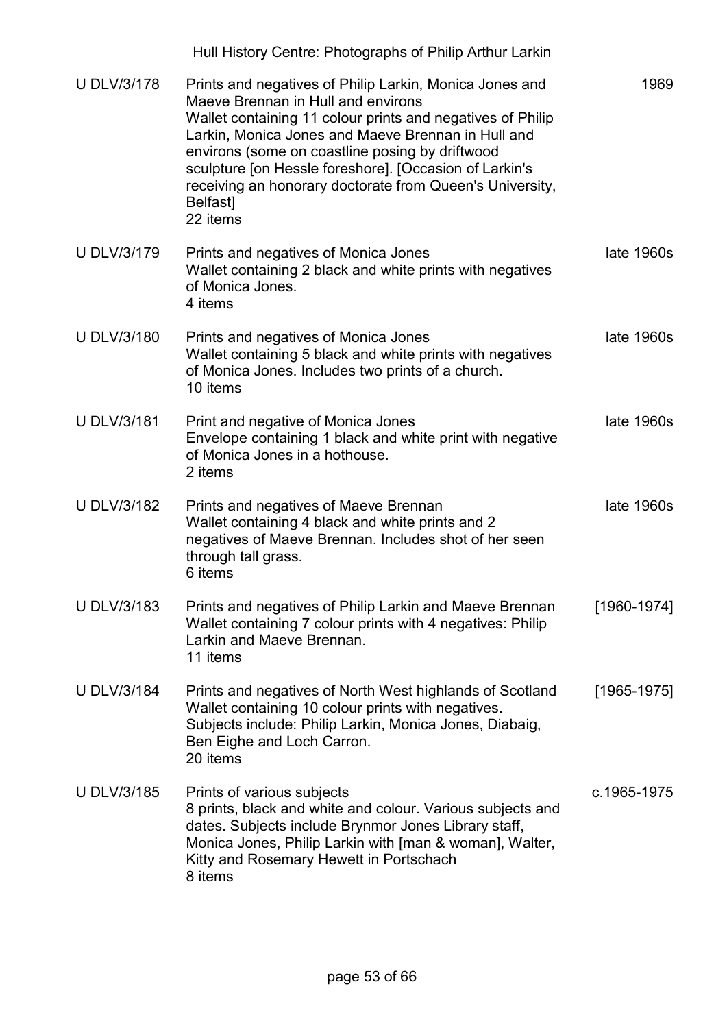| | | |
|---|---|---|
| U DLV/3/178 | Prints and negatives of Philip Larkin, Monica Jones and Maeve Brennan in Hull and environs<br>Wallet containing 11 colour prints and negatives of Philip Larkin, Monica Jones and Maeve Brennan in Hull and environs (some on coastline posing by driftwood sculpture [on Hessle foreshore]. [Occasion of Larkin's receiving an honorary doctorate from Queen's University, Belfast]<br>22 items | 1969 |
| U DLV/3/179 | Prints and negatives of Monica Jones<br>Wallet containing 2 black and white prints with negatives of Monica Jones.<br>4 items | late 1960s |
| U DLV/3/180 | Prints and negatives of Monica Jones<br>Wallet containing 5 black and white prints with negatives of Monica Jones. Includes two prints of a church.<br>10 items | late 1960s |
| U DLV/3/181 | Print and negative of Monica Jones<br>Envelope containing 1 black and white print with negative of Monica Jones in a hothouse.<br>2 items | late 1960s |
| U DLV/3/182 | Prints and negatives of Maeve Brennan<br>Wallet containing 4 black and white prints and 2 negatives of Maeve Brennan. Includes shot of her seen through tall grass.<br>6 items | late 1960s |
| U DLV/3/183 | Prints and negatives of Philip Larkin and Maeve Brennan<br>Wallet containing 7 colour prints with 4 negatives: Philip Larkin and Maeve Brennan.<br>11 items | [1960-1974] |
| U DLV/3/184 | Prints and negatives of North West highlands of Scotland<br>Wallet containing 10 colour prints with negatives. Subjects include: Philip Larkin, Monica Jones, Diabaig, Ben Eighe and Loch Carron.<br>20 items | [1965-1975] |
| U DLV/3/185 | Prints of various subjects<br>8 prints, black and white and colour. Various subjects and dates. Subjects include Brynmor Jones Library staff, Monica Jones, Philip Larkin with [man & woman], Walter, Kitty and Rosemary Hewett in Portschach<br>8 items | c.1965-1975 |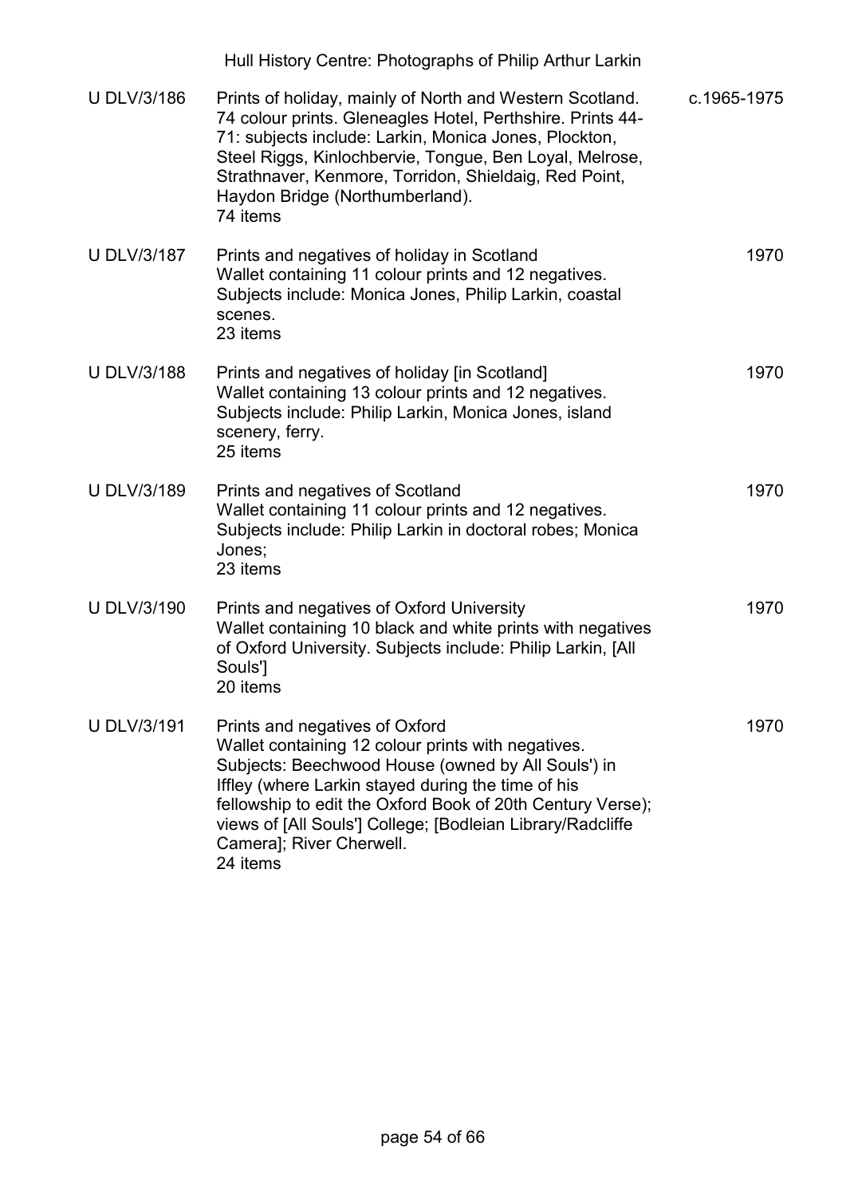| U DLV/3/186 | Prints of holiday, mainly of North and Western Scotland. 74 colour prints. Gleneagles Hotel, Perthshire. Prints 44-71: subjects include: Larkin, Monica Jones, Plockton, Steel Riggs, Kinlochbervie, Tongue, Ben Loyal, Melrose, Strathnaver, Kenmore, Torridon, Shieldaig, Red Point, Haydon Bridge (Northumberland).<br>74 items | c.1965-1975 |
|---|---|---|
| U DLV/3/187 | Prints and negatives of holiday in Scotland<br>Wallet containing 11 colour prints and 12 negatives. Subjects include: Monica Jones, Philip Larkin, coastal scenes.<br>23 items | 1970 |
| U DLV/3/188 | Prints and negatives of holiday [in Scotland]<br>Wallet containing 13 colour prints and 12 negatives. Subjects include: Philip Larkin, Monica Jones, island scenery, ferry.<br>25 items | 1970 |
| U DLV/3/189 | Prints and negatives of Scotland<br>Wallet containing 11 colour prints and 12 negatives. Subjects include: Philip Larkin in doctoral robes; Monica Jones;<br>23 items | 1970 |
| U DLV/3/190 | Prints and negatives of Oxford University<br>Wallet containing 10 black and white prints with negatives of Oxford University. Subjects include: Philip Larkin, [All Souls']<br>20 items | 1970 |
| U DLV/3/191 | Prints and negatives of Oxford<br>Wallet containing 12 colour prints with negatives. Subjects: Beechwood House (owned by All Souls') in Iffley (where Larkin stayed during the time of his fellowship to edit the Oxford Book of 20th Century Verse); views of [All Souls'] College; [Bodleian Library/Radcliffe Camera]; River Cherwell.<br>24 items | 1970 |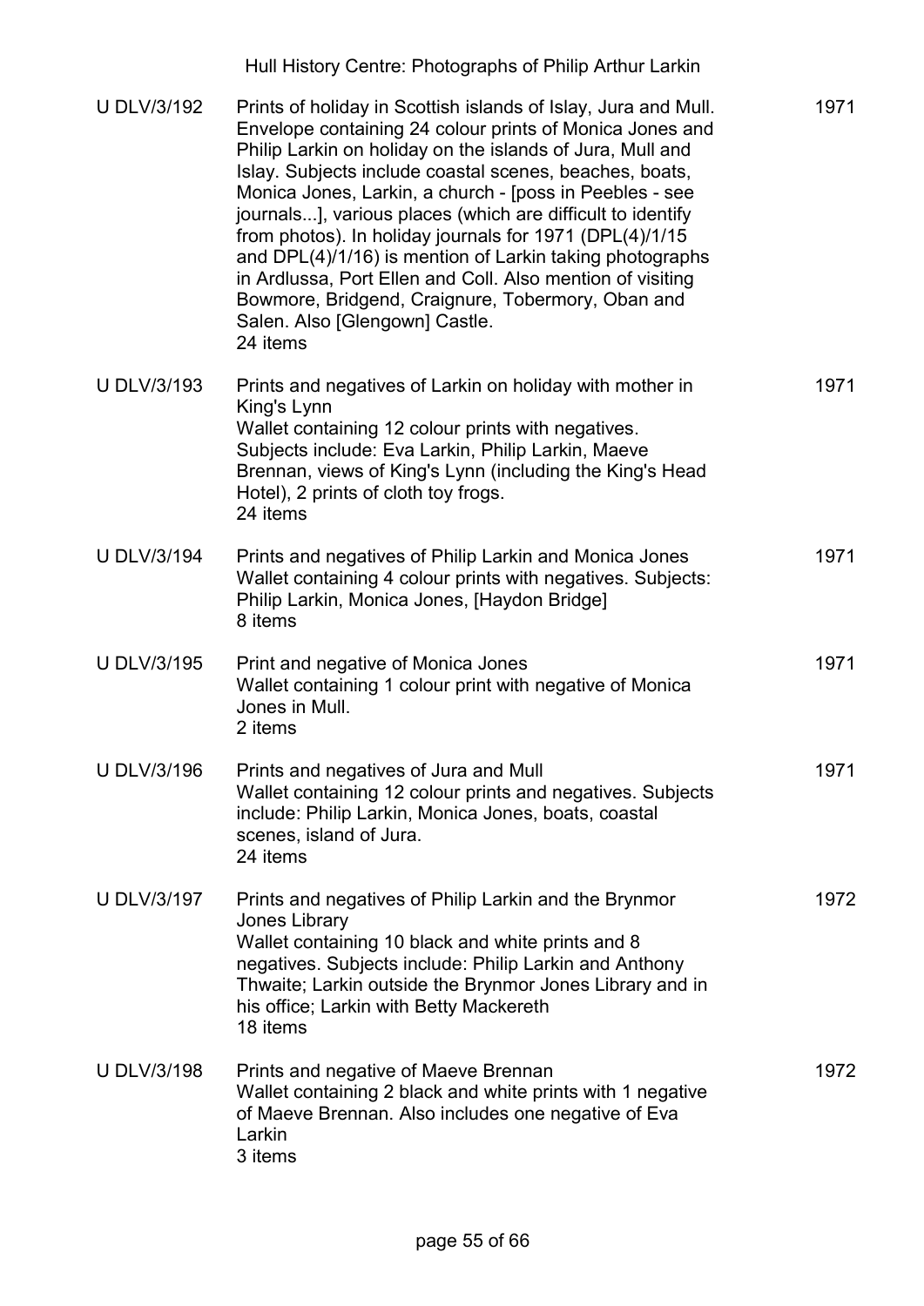| | | |
|---|---|---|
| U DLV/3/192 | Prints of holiday in Scottish islands of Islay, Jura and Mull. Envelope containing 24 colour prints of Monica Jones and Philip Larkin on holiday on the islands of Jura, Mull and Islay. Subjects include coastal scenes, beaches, boats, Monica Jones, Larkin, a church - [poss in Peebles - see journals...], various places (which are difficult to identify from photos). In holiday journals for 1971 (DPL(4)/1/15 and DPL(4)/1/16) is mention of Larkin taking photographs in Ardlussa, Port Ellen and Coll. Also mention of visiting Bowmore, Bridgend, Craignure, Tobermory, Oban and Salen. Also [Glengown] Castle.<br>24 items | 1971 |
| U DLV/3/193 | Prints and negatives of Larkin on holiday with mother in King's Lynn<br>Wallet containing 12 colour prints with negatives. Subjects include: Eva Larkin, Philip Larkin, Maeve Brennan, views of King's Lynn (including the King's Head Hotel), 2 prints of cloth toy frogs.<br>24 items | 1971 |
| U DLV/3/194 | Prints and negatives of Philip Larkin and Monica Jones<br>Wallet containing 4 colour prints with negatives. Subjects: Philip Larkin, Monica Jones, [Haydon Bridge]<br>8 items | 1971 |
| U DLV/3/195 | Print and negative of Monica Jones<br>Wallet containing 1 colour print with negative of Monica Jones in Mull.<br>2 items | 1971 |
| U DLV/3/196 | Prints and negatives of Jura and Mull<br>Wallet containing 12 colour prints and negatives. Subjects include: Philip Larkin, Monica Jones, boats, coastal scenes, island of Jura.<br>24 items | 1971 |
| U DLV/3/197 | Prints and negatives of Philip Larkin and the Brynmor Jones Library<br>Wallet containing 10 black and white prints and 8 negatives. Subjects include: Philip Larkin and Anthony Thwaite; Larkin outside the Brynmor Jones Library and in his office; Larkin with Betty Mackereth<br>18 items | 1972 |
| U DLV/3/198 | Prints and negative of Maeve Brennan<br>Wallet containing 2 black and white prints with 1 negative of Maeve Brennan. Also includes one negative of Eva Larkin<br>3 items | 1972 |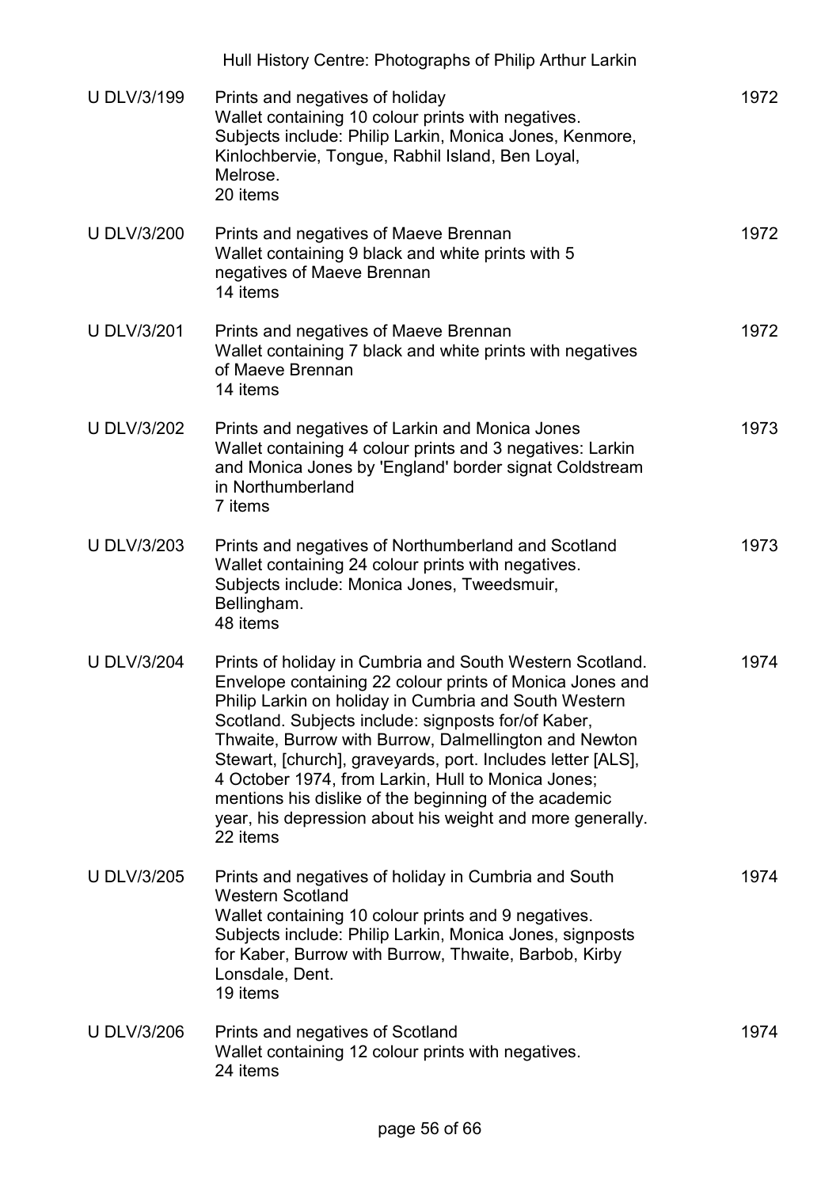| | | |
|---|---|---|
| U DLV/3/199 | Prints and negatives of holiday<br>Wallet containing 10 colour prints with negatives. Subjects include: Philip Larkin, Monica Jones, Kenmore, Kinlochbervie, Tongue, Rabhil Island, Ben Loyal, Melrose.<br>20 items | 1972 |
| U DLV/3/200 | Prints and negatives of Maeve Brennan<br>Wallet containing 9 black and white prints with 5 negatives of Maeve Brennan<br>14 items | 1972 |
| U DLV/3/201 | Prints and negatives of Maeve Brennan<br>Wallet containing 7 black and white prints with negatives of Maeve Brennan<br>14 items | 1972 |
| U DLV/3/202 | Prints and negatives of Larkin and Monica Jones<br>Wallet containing 4 colour prints and 3 negatives: Larkin and Monica Jones by 'England' border signat Coldstream in Northumberland<br>7 items | 1973 |
| U DLV/3/203 | Prints and negatives of Northumberland and Scotland<br>Wallet containing 24 colour prints with negatives. Subjects include: Monica Jones, Tweedsmuir, Bellingham.<br>48 items | 1973 |
| U DLV/3/204 | Prints of holiday in Cumbria and South Western Scotland.<br>Envelope containing 22 colour prints of Monica Jones and Philip Larkin on holiday in Cumbria and South Western Scotland. Subjects include: signposts for/of Kaber, Thwaite, Burrow with Burrow, Dalmellington and Newton Stewart, [church], graveyards, port. Includes letter [ALS], 4 October 1974, from Larkin, Hull to Monica Jones; mentions his dislike of the beginning of the academic year, his depression about his weight and more generally.<br>22 items | 1974 |
| U DLV/3/205 | Prints and negatives of holiday in Cumbria and South Western Scotland<br>Wallet containing 10 colour prints and 9 negatives. Subjects include: Philip Larkin, Monica Jones, signposts for Kaber, Burrow with Burrow, Thwaite, Barbob, Kirby Lonsdale, Dent.<br>19 items | 1974 |
| U DLV/3/206 | Prints and negatives of Scotland<br>Wallet containing 12 colour prints with negatives.<br>24 items | 1974 |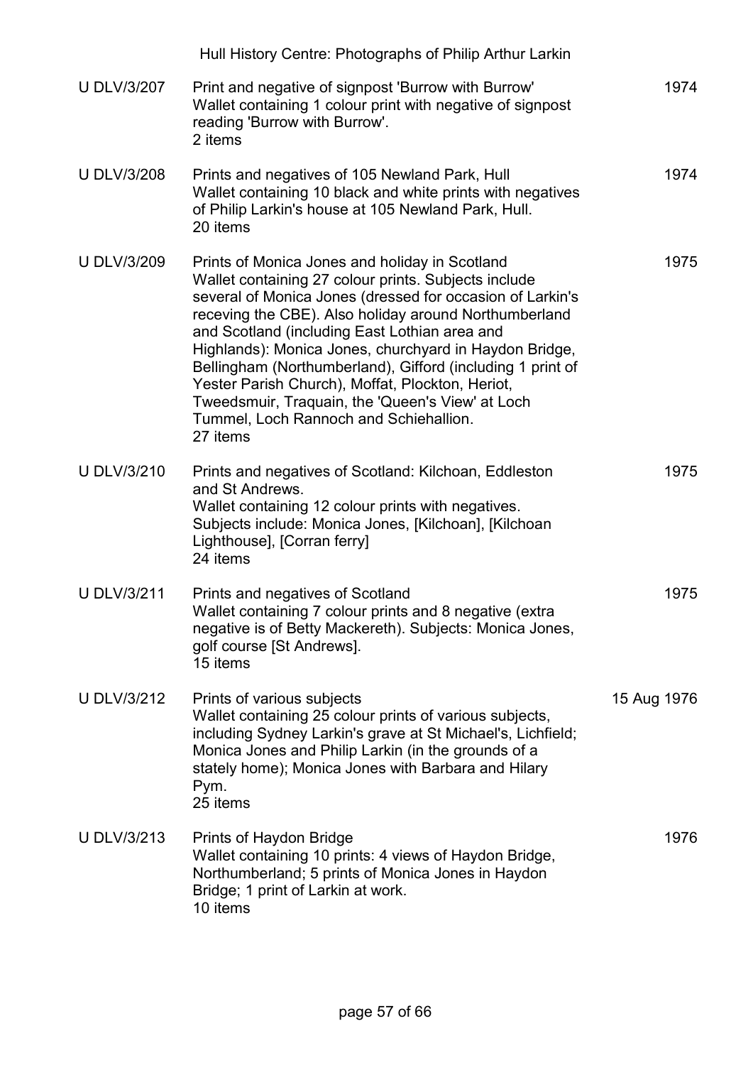| Reference | Description | Date |
|---|---|---|
| U DLV/3/207 | Print and negative of signpost 'Burrow with Burrow'<br>Wallet containing 1 colour print with negative of signpost reading 'Burrow with Burrow'.<br>2 items | 1974 |
| U DLV/3/208 | Prints and negatives of 105 Newland Park, Hull<br>Wallet containing 10 black and white prints with negatives of Philip Larkin's house at 105 Newland Park, Hull.<br>20 items | 1974 |
| U DLV/3/209 | Prints of Monica Jones and holiday in Scotland<br>Wallet containing 27 colour prints. Subjects include several of Monica Jones (dressed for occasion of Larkin's receving the CBE). Also holiday around Northumberland and Scotland (including East Lothian area and Highlands): Monica Jones, churchyard in Haydon Bridge, Bellingham (Northumberland), Gifford (including 1 print of Yester Parish Church), Moffat, Plockton, Heriot, Tweedsmuir, Traquain, the 'Queen's View' at Loch Tummel, Loch Rannoch and Schiehallion.<br>27 items | 1975 |
| U DLV/3/210 | Prints and negatives of Scotland: Kilchoan, Eddleston and St Andrews.<br>Wallet containing 12 colour prints with negatives. Subjects include: Monica Jones, [Kilchoan], [Kilchoan Lighthouse], [Corran ferry]<br>24 items | 1975 |
| U DLV/3/211 | Prints and negatives of Scotland<br>Wallet containing 7 colour prints and 8 negative (extra negative is of Betty Mackereth). Subjects: Monica Jones, golf course [St Andrews].<br>15 items | 1975 |
| U DLV/3/212 | Prints of various subjects<br>Wallet containing 25 colour prints of various subjects, including Sydney Larkin's grave at St Michael's, Lichfield; Monica Jones and Philip Larkin (in the grounds of a stately home); Monica Jones with Barbara and Hilary Pym.<br>25 items | 15 Aug 1976 |
| U DLV/3/213 | Prints of Haydon Bridge<br>Wallet containing 10 prints: 4 views of Haydon Bridge, Northumberland; 5 prints of Monica Jones in Haydon Bridge; 1 print of Larkin at work.<br>10 items | 1976 |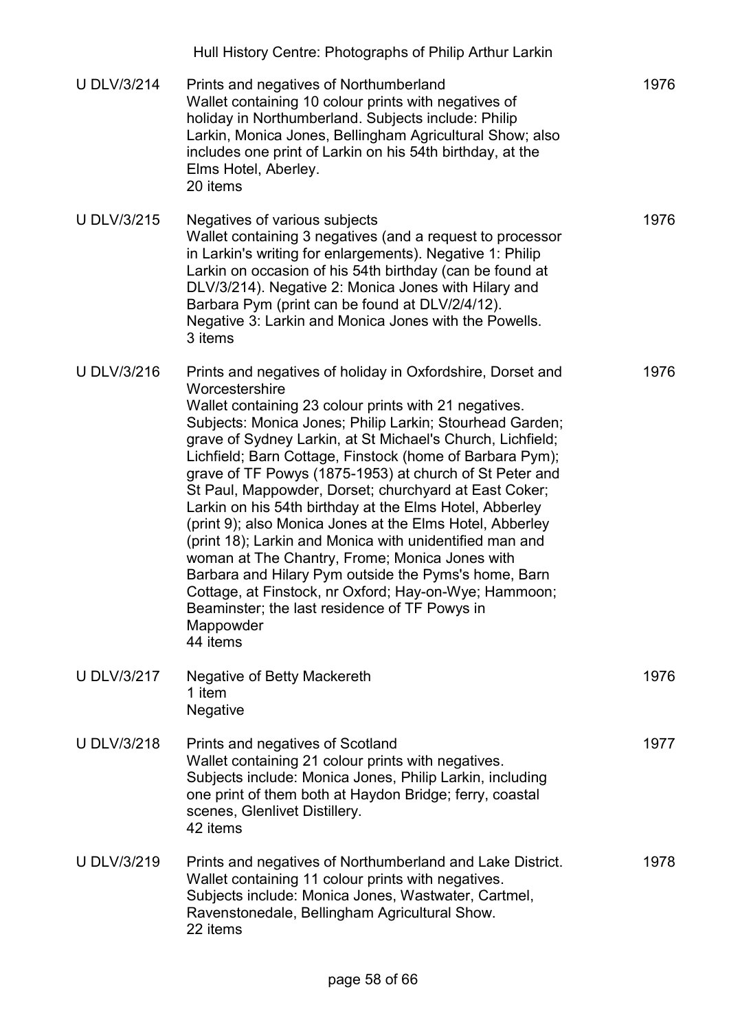| | | |
|---|---|---|
| U DLV/3/214 | Prints and negatives of Northumberland<br>Wallet containing 10 colour prints with negatives of holiday in Northumberland. Subjects include: Philip Larkin, Monica Jones, Bellingham Agricultural Show; also includes one print of Larkin on his 54th birthday, at the Elms Hotel, Aberley.<br>20 items | 1976 |
| U DLV/3/215 | Negatives of various subjects<br>Wallet containing 3 negatives (and a request to processor in Larkin's writing for enlargements). Negative 1: Philip Larkin on occasion of his 54th birthday (can be found at DLV/3/214). Negative 2: Monica Jones with Hilary and Barbara Pym (print can be found at DLV/2/4/12). Negative 3: Larkin and Monica Jones with the Powells.<br>3 items | 1976 |
| U DLV/3/216 | Prints and negatives of holiday in Oxfordshire, Dorset and Worcestershire<br>Wallet containing 23 colour prints with 21 negatives. Subjects: Monica Jones; Philip Larkin; Stourhead Garden; grave of Sydney Larkin, at St Michael's Church, Lichfield; Lichfield; Barn Cottage, Finstock (home of Barbara Pym); grave of TF Powys (1875-1953) at church of St Peter and St Paul, Mappowder, Dorset; churchyard at East Coker; Larkin on his 54th birthday at the Elms Hotel, Abberley (print 9); also Monica Jones at the Elms Hotel, Abberley (print 18); Larkin and Monica with unidentified man and woman at The Chantry, Frome; Monica Jones with Barbara and Hilary Pym outside the Pyms's home, Barn Cottage, at Finstock, nr Oxford; Hay-on-Wye; Hammoon; Beaminster; the last residence of TF Powys in Mappowder<br>44 items | 1976 |
| U DLV/3/217 | Negative of Betty Mackereth<br>1 item<br>Negative | 1976 |
| U DLV/3/218 | Prints and negatives of Scotland<br>Wallet containing 21 colour prints with negatives. Subjects include: Monica Jones, Philip Larkin, including one print of them both at Haydon Bridge; ferry, coastal scenes, Glenlivet Distillery.<br>42 items | 1977 |
| U DLV/3/219 | Prints and negatives of Northumberland and Lake District.<br>Wallet containing 11 colour prints with negatives. Subjects include: Monica Jones, Wastwater, Cartmel, Ravenstonedale, Bellingham Agricultural Show.<br>22 items | 1978 |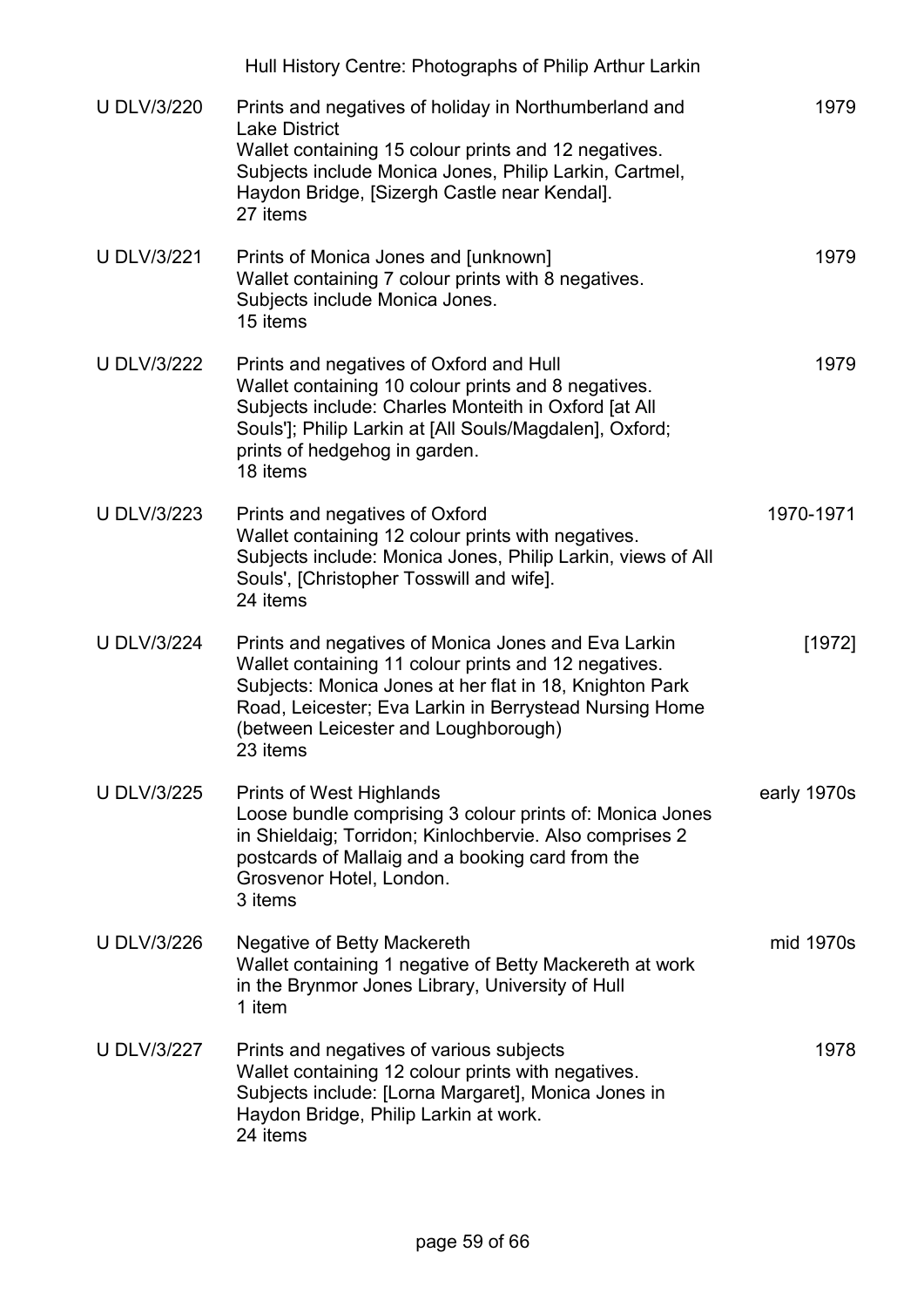| | | |
|---|---|---|
| U DLV/3/220 | Prints and negatives of holiday in Northumberland and Lake District<br>Wallet containing 15 colour prints and 12 negatives.<br>Subjects include Monica Jones, Philip Larkin, Cartmel, Haydon Bridge, [Sizergh Castle near Kendal].<br>27 items | 1979 |
| U DLV/3/221 | Prints of Monica Jones and [unknown]<br>Wallet containing 7 colour prints with 8 negatives.<br>Subjects include Monica Jones.<br>15 items | 1979 |
| U DLV/3/222 | Prints and negatives of Oxford and Hull<br>Wallet containing 10 colour prints and 8 negatives.<br>Subjects include: Charles Monteith in Oxford [at All Souls']; Philip Larkin at [All Souls/Magdalen], Oxford; prints of hedgehog in garden.<br>18 items | 1979 |
| U DLV/3/223 | Prints and negatives of Oxford<br>Wallet containing 12 colour prints with negatives.<br>Subjects include: Monica Jones, Philip Larkin, views of All Souls', [Christopher Tosswill and wife].<br>24 items | 1970-1971 |
| U DLV/3/224 | Prints and negatives of Monica Jones and Eva Larkin<br>Wallet containing 11 colour prints and 12 negatives.<br>Subjects: Monica Jones at her flat in 18, Knighton Park Road, Leicester; Eva Larkin in Berrystead Nursing Home (between Leicester and Loughborough)<br>23 items | [1972] |
| U DLV/3/225 | Prints of West Highlands<br>Loose bundle comprising 3 colour prints of: Monica Jones in Shieldaig; Torridon; Kinlochbervie. Also comprises 2 postcards of Mallaig and a booking card from the Grosvenor Hotel, London.<br>3 items | early 1970s |
| U DLV/3/226 | Negative of Betty Mackereth<br>Wallet containing 1 negative of Betty Mackereth at work in the Brynmor Jones Library, University of Hull<br>1 item | mid 1970s |
| U DLV/3/227 | Prints and negatives of various subjects<br>Wallet containing 12 colour prints with negatives.<br>Subjects include: [Lorna Margaret], Monica Jones in Haydon Bridge, Philip Larkin at work.<br>24 items | 1978 |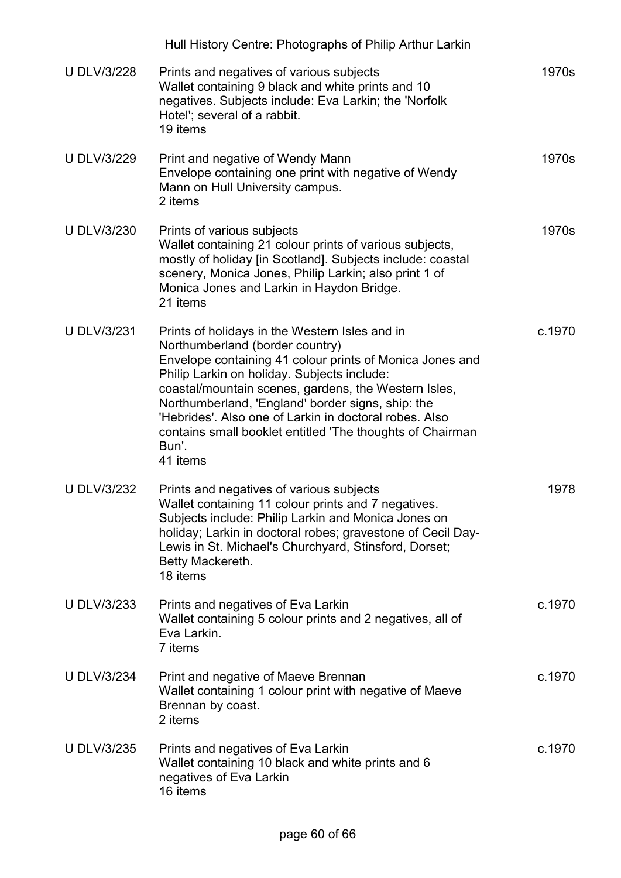| | | |
|---|---|---|
| U DLV/3/228 | Prints and negatives of various subjects<br>Wallet containing 9 black and white prints and 10 negatives. Subjects include: Eva Larkin; the 'Norfolk Hotel'; several of a rabbit.<br>19 items | 1970s |
| U DLV/3/229 | Print and negative of Wendy Mann<br>Envelope containing one print with negative of Wendy Mann on Hull University campus.<br>2 items | 1970s |
| U DLV/3/230 | Prints of various subjects<br>Wallet containing 21 colour prints of various subjects, mostly of holiday [in Scotland]. Subjects include: coastal scenery, Monica Jones, Philip Larkin; also print 1 of Monica Jones and Larkin in Haydon Bridge.<br>21 items | 1970s |
| U DLV/3/231 | Prints of holidays in the Western Isles and in Northumberland (border country)<br>Envelope containing 41 colour prints of Monica Jones and Philip Larkin on holiday. Subjects include: coastal/mountain scenes, gardens, the Western Isles, Northumberland, 'England' border signs, ship: the 'Hebrides'. Also one of Larkin in doctoral robes. Also contains small booklet entitled 'The thoughts of Chairman Bun'.<br>41 items | c.1970 |
| U DLV/3/232 | Prints and negatives of various subjects<br>Wallet containing 11 colour prints and 7 negatives. Subjects include: Philip Larkin and Monica Jones on holiday; Larkin in doctoral robes; gravestone of Cecil Day-Lewis in St. Michael's Churchyard, Stinsford, Dorset; Betty Mackereth.<br>18 items | 1978 |
| U DLV/3/233 | Prints and negatives of Eva Larkin<br>Wallet containing 5 colour prints and 2 negatives, all of Eva Larkin.<br>7 items | c.1970 |
| U DLV/3/234 | Print and negative of Maeve Brennan<br>Wallet containing 1 colour print with negative of Maeve Brennan by coast.<br>2 items | c.1970 |
| U DLV/3/235 | Prints and negatives of Eva Larkin<br>Wallet containing 10 black and white prints and 6 negatives of Eva Larkin<br>16 items | c.1970 |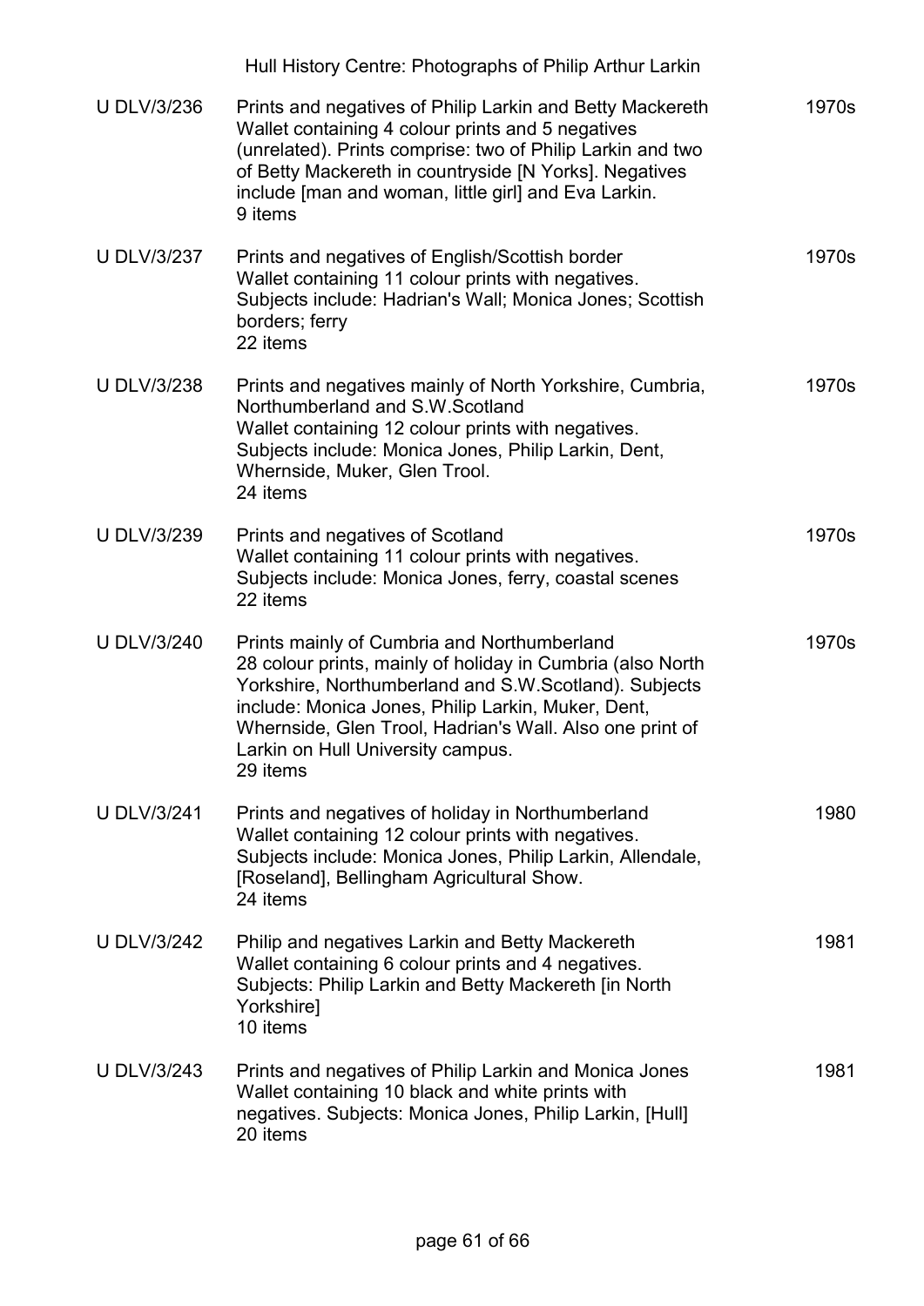| | | |
|---|---|---|
| U DLV/3/236 | Prints and negatives of Philip Larkin and Betty Mackereth<br>Wallet containing 4 colour prints and 5 negatives (unrelated). Prints comprise: two of Philip Larkin and two of Betty Mackereth in countryside [N Yorks]. Negatives include [man and woman, little girl] and Eva Larkin.<br>9 items | 1970s |
| U DLV/3/237 | Prints and negatives of English/Scottish border<br>Wallet containing 11 colour prints with negatives. Subjects include: Hadrian's Wall; Monica Jones; Scottish borders; ferry<br>22 items | 1970s |
| U DLV/3/238 | Prints and negatives mainly of North Yorkshire, Cumbria, Northumberland and S.W.Scotland<br>Wallet containing 12 colour prints with negatives. Subjects include: Monica Jones, Philip Larkin, Dent, Whernside, Muker, Glen Trool.<br>24 items | 1970s |
| U DLV/3/239 | Prints and negatives of Scotland<br>Wallet containing 11 colour prints with negatives. Subjects include: Monica Jones, ferry, coastal scenes<br>22 items | 1970s |
| U DLV/3/240 | Prints mainly of Cumbria and Northumberland<br>28 colour prints, mainly of holiday in Cumbria (also North Yorkshire, Northumberland and S.W.Scotland). Subjects include: Monica Jones, Philip Larkin, Muker, Dent, Whernside, Glen Trool, Hadrian's Wall. Also one print of Larkin on Hull University campus.<br>29 items | 1970s |
| U DLV/3/241 | Prints and negatives of holiday in Northumberland<br>Wallet containing 12 colour prints with negatives. Subjects include: Monica Jones, Philip Larkin, Allendale, [Roseland], Bellingham Agricultural Show.<br>24 items | 1980 |
| U DLV/3/242 | Philip and negatives Larkin and Betty Mackereth<br>Wallet containing 6 colour prints and 4 negatives. Subjects: Philip Larkin and Betty Mackereth [in North Yorkshire]<br>10 items | 1981 |
| U DLV/3/243 | Prints and negatives of Philip Larkin and Monica Jones<br>Wallet containing 10 black and white prints with negatives. Subjects: Monica Jones, Philip Larkin, [Hull]<br>20 items | 1981 |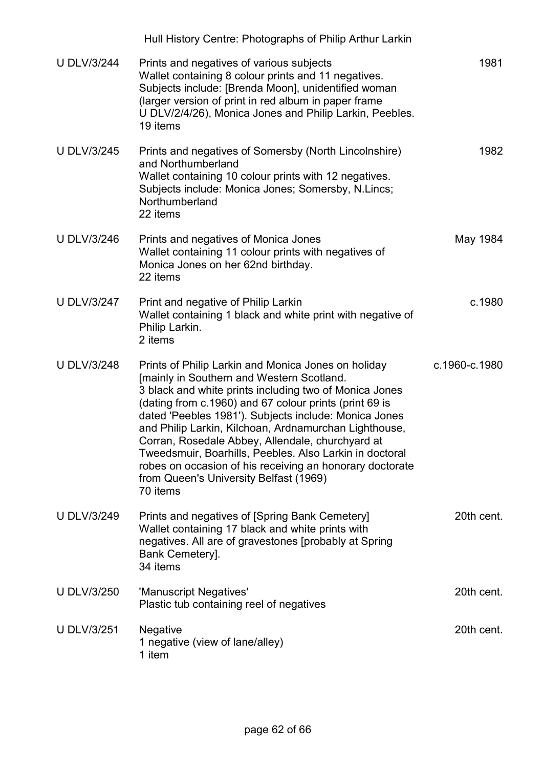| | | |
|---|---|---|
| U DLV/3/244 | Prints and negatives of various subjects<br>Wallet containing 8 colour prints and 11 negatives. Subjects include: [Brenda Moon], unidentified woman (larger version of print in red album in paper frame U DLV/2/4/26), Monica Jones and Philip Larkin, Peebles.<br>19 items | 1981 |
| U DLV/3/245 | Prints and negatives of Somersby (North Lincolnshire) and Northumberland<br>Wallet containing 10 colour prints with 12 negatives. Subjects include: Monica Jones; Somersby, N.Lincs; Northumberland<br>22 items | 1982 |
| U DLV/3/246 | Prints and negatives of Monica Jones<br>Wallet containing 11 colour prints with negatives of Monica Jones on her 62nd birthday.<br>22 items | May 1984 |
| U DLV/3/247 | Print and negative of Philip Larkin<br>Wallet containing 1 black and white print with negative of Philip Larkin.<br>2 items | c.1980 |
| U DLV/3/248 | Prints of Philip Larkin and Monica Jones on holiday [mainly in Southern and Western Scotland.<br>3 black and white prints including two of Monica Jones (dating from c.1960) and 67 colour prints (print 69 is dated 'Peebles 1981'). Subjects include: Monica Jones and Philip Larkin, Kilchoan, Ardnamurchan Lighthouse, Corran, Rosedale Abbey, Allendale, churchyard at Tweedsmuir, Boarhills, Peebles. Also Larkin in doctoral robes on occasion of his receiving an honorary doctorate from Queen's University Belfast (1969)<br>70 items | c.1960-c.1980 |
| U DLV/3/249 | Prints and negatives of [Spring Bank Cemetery]<br>Wallet containing 17 black and white prints with negatives. All are of gravestones [probably at Spring Bank Cemetery].<br>34 items | 20th cent. |
| U DLV/3/250 | 'Manuscript Negatives'<br>Plastic tub containing reel of negatives | 20th cent. |
| U DLV/3/251 | Negative<br>1 negative (view of lane/alley)<br>1 item | 20th cent. |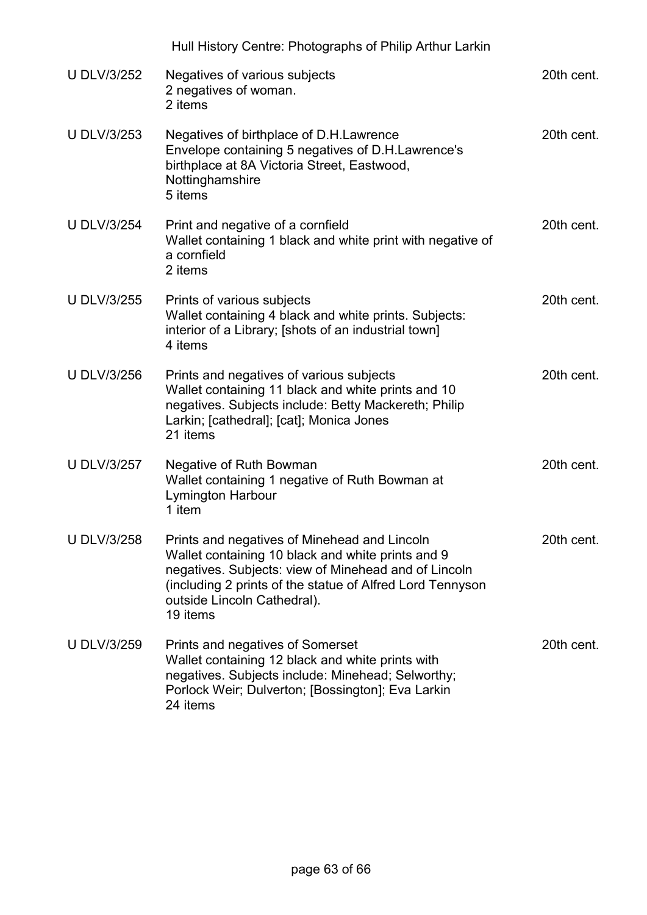| U DLV/3/252 | Negatives of various subjects<br>2 negatives of woman.<br>2 items | 20th cent. |
|---|---|---|
| U DLV/3/253 | Negatives of birthplace of D.H.Lawrence<br>Envelope containing 5 negatives of D.H.Lawrence's birthplace at 8A Victoria Street, Eastwood, Nottinghamshire<br>5 items | 20th cent. |
| U DLV/3/254 | Print and negative of a cornfield<br>Wallet containing 1 black and white print with negative of a cornfield<br>2 items | 20th cent. |
| U DLV/3/255 | Prints of various subjects<br>Wallet containing 4 black and white prints. Subjects: interior of a Library; [shots of an industrial town]<br>4 items | 20th cent. |
| U DLV/3/256 | Prints and negatives of various subjects<br>Wallet containing 11 black and white prints and 10 negatives. Subjects include: Betty Mackereth; Philip Larkin; [cathedral]; [cat]; Monica Jones<br>21 items | 20th cent. |
| U DLV/3/257 | Negative of Ruth Bowman<br>Wallet containing 1 negative of Ruth Bowman at Lymington Harbour<br>1 item | 20th cent. |
| U DLV/3/258 | Prints and negatives of Minehead and Lincoln<br>Wallet containing 10 black and white prints and 9 negatives. Subjects: view of Minehead and of Lincoln (including 2 prints of the statue of Alfred Lord Tennyson outside Lincoln Cathedral).<br>19 items | 20th cent. |
| U DLV/3/259 | Prints and negatives of Somerset<br>Wallet containing 12 black and white prints with negatives. Subjects include: Minehead; Selworthy; Porlock Weir; Dulverton; [Bossington]; Eva Larkin<br>24 items | 20th cent. |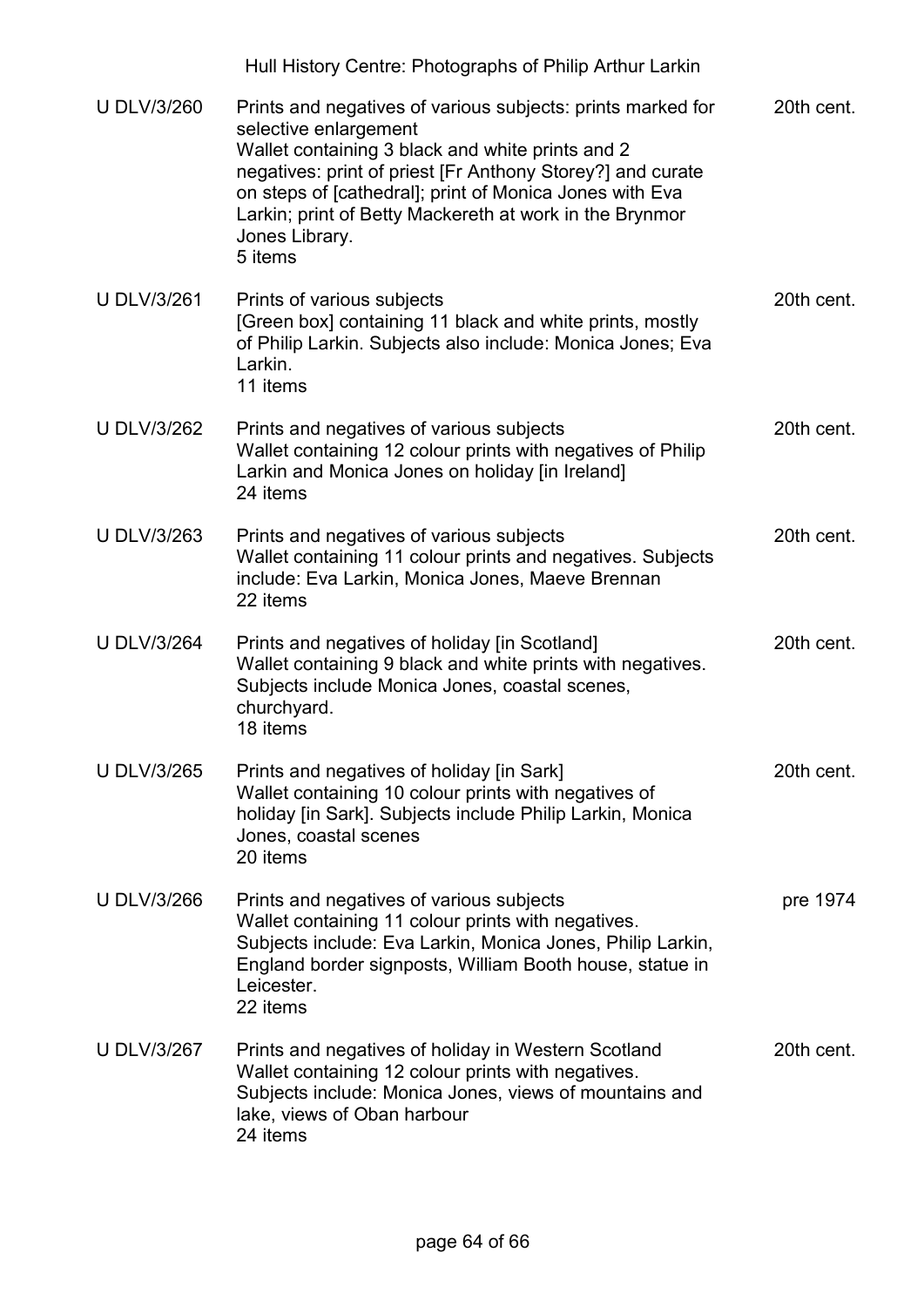| | | |
|---|---|---|
| U DLV/3/260 | Prints and negatives of various subjects: prints marked for selective enlargement<br>Wallet containing 3 black and white prints and 2 negatives: print of priest [Fr Anthony Storey?] and curate on steps of [cathedral]; print of Monica Jones with Eva Larkin; print of Betty Mackereth at work in the Brynmor Jones Library.<br>5 items | 20th cent. |
| U DLV/3/261 | Prints of various subjects<br>[Green box] containing 11 black and white prints, mostly of Philip Larkin. Subjects also include: Monica Jones; Eva Larkin.<br>11 items | 20th cent. |
| U DLV/3/262 | Prints and negatives of various subjects<br>Wallet containing 12 colour prints with negatives of Philip Larkin and Monica Jones on holiday [in Ireland]<br>24 items | 20th cent. |
| U DLV/3/263 | Prints and negatives of various subjects<br>Wallet containing 11 colour prints and negatives. Subjects include: Eva Larkin, Monica Jones, Maeve Brennan<br>22 items | 20th cent. |
| U DLV/3/264 | Prints and negatives of holiday [in Scotland]<br>Wallet containing 9 black and white prints with negatives. Subjects include Monica Jones, coastal scenes, churchyard.<br>18 items | 20th cent. |
| U DLV/3/265 | Prints and negatives of holiday [in Sark]<br>Wallet containing 10 colour prints with negatives of holiday [in Sark]. Subjects include Philip Larkin, Monica Jones, coastal scenes<br>20 items | 20th cent. |
| U DLV/3/266 | Prints and negatives of various subjects<br>Wallet containing 11 colour prints with negatives. Subjects include: Eva Larkin, Monica Jones, Philip Larkin, England border signposts, William Booth house, statue in Leicester.<br>22 items | pre 1974 |
| U DLV/3/267 | Prints and negatives of holiday in Western Scotland<br>Wallet containing 12 colour prints with negatives. Subjects include: Monica Jones, views of mountains and lake, views of Oban harbour<br>24 items | 20th cent. |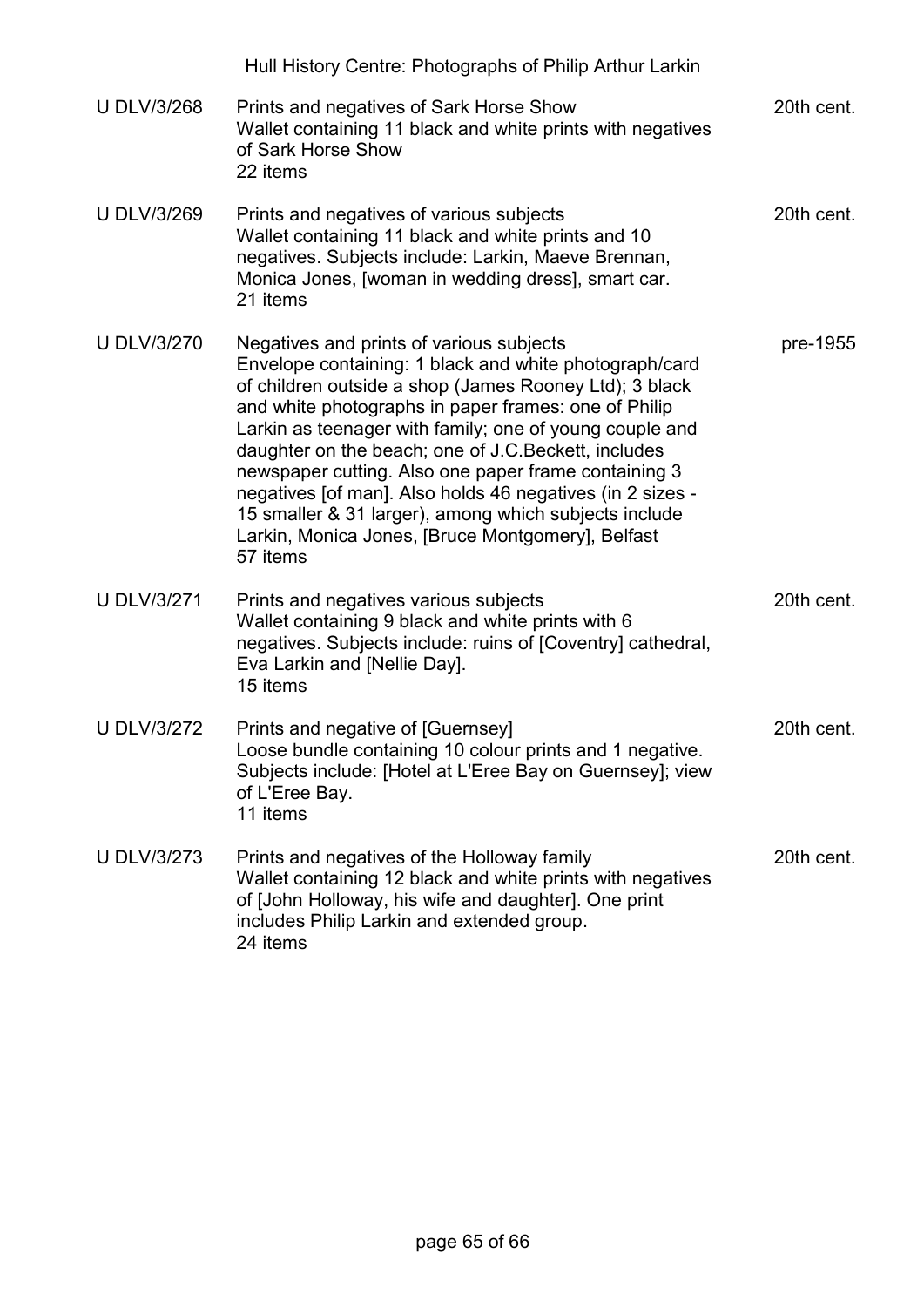| U DLV/3/268 | Prints and negatives of Sark Horse Show<br>Wallet containing 11 black and white prints with negatives of Sark Horse Show<br>22 items | 20th cent. |
|---|---|---|
| U DLV/3/269 | Prints and negatives of various subjects<br>Wallet containing 11 black and white prints and 10 negatives. Subjects include: Larkin, Maeve Brennan, Monica Jones, [woman in wedding dress], smart car.<br>21 items | 20th cent. |
| U DLV/3/270 | Negatives and prints of various subjects<br>Envelope containing: 1 black and white photograph/card of children outside a shop (James Rooney Ltd); 3 black and white photographs in paper frames: one of Philip Larkin as teenager with family; one of young couple and daughter on the beach; one of J.C.Beckett, includes newspaper cutting. Also one paper frame containing 3 negatives [of man]. Also holds 46 negatives (in 2 sizes - 15 smaller & 31 larger), among which subjects include Larkin, Monica Jones, [Bruce Montgomery], Belfast<br>57 items | pre-1955 |
| U DLV/3/271 | Prints and negatives various subjects<br>Wallet containing 9 black and white prints with 6 negatives. Subjects include: ruins of [Coventry] cathedral, Eva Larkin and [Nellie Day].<br>15 items | 20th cent. |
| U DLV/3/272 | Prints and negative of [Guernsey]<br>Loose bundle containing 10 colour prints and 1 negative. Subjects include: [Hotel at L'Eree Bay on Guernsey]; view of L'Eree Bay.<br>11 items | 20th cent. |
| U DLV/3/273 | Prints and negatives of the Holloway family<br>Wallet containing 12 black and white prints with negatives of [John Holloway, his wife and daughter]. One print includes Philip Larkin and extended group.<br>24 items | 20th cent. |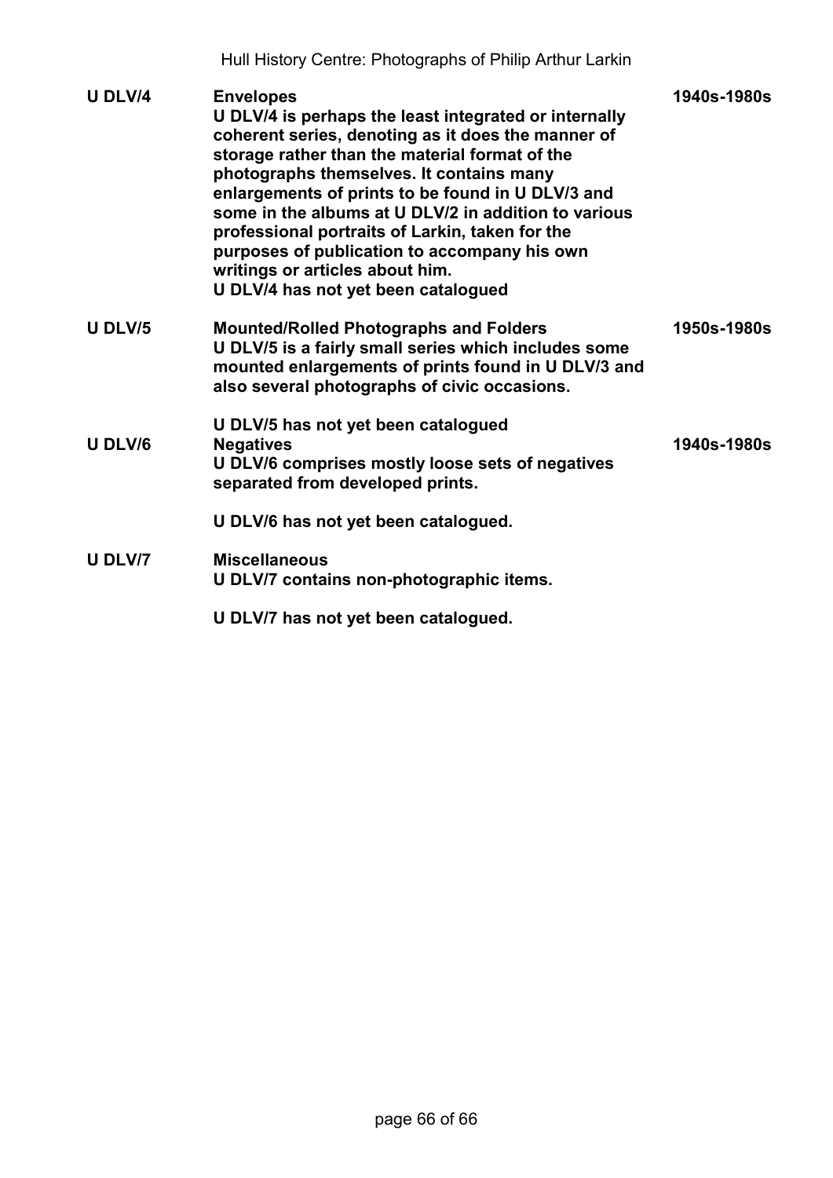| | | |
|---|---|---|
| **U DLV/4** | **Envelopes**<br>**U DLV/4 is perhaps the least integrated or internally coherent series, denoting as it does the manner of storage rather than the material format of the photographs themselves. It contains many enlargements of prints to be found in U DLV/3 and some in the albums at U DLV/2 in addition to various professional portraits of Larkin, taken for the purposes of publication to accompany his own writings or articles about him.**<br>**U DLV/4 has not yet been catalogued** | **1940s-1980s** |
| **U DLV/5** | **Mounted/Rolled Photographs and Folders**<br>**U DLV/5 is a fairly small series which includes some mounted enlargements of prints found in U DLV/3 and also several photographs of civic occasions.**<br><br>**U DLV/5 has not yet been catalogued** | **1950s-1980s** |
| **U DLV/6** | **Negatives**<br>**U DLV/6 comprises mostly loose sets of negatives separated from developed prints.**<br><br>**U DLV/6 has not yet been catalogued.** | **1940s-1980s** |
| **U DLV/7** | **Miscellaneous**<br>**U DLV/7 contains non-photographic items.**<br><br>**U DLV/7 has not yet been catalogued.** | |